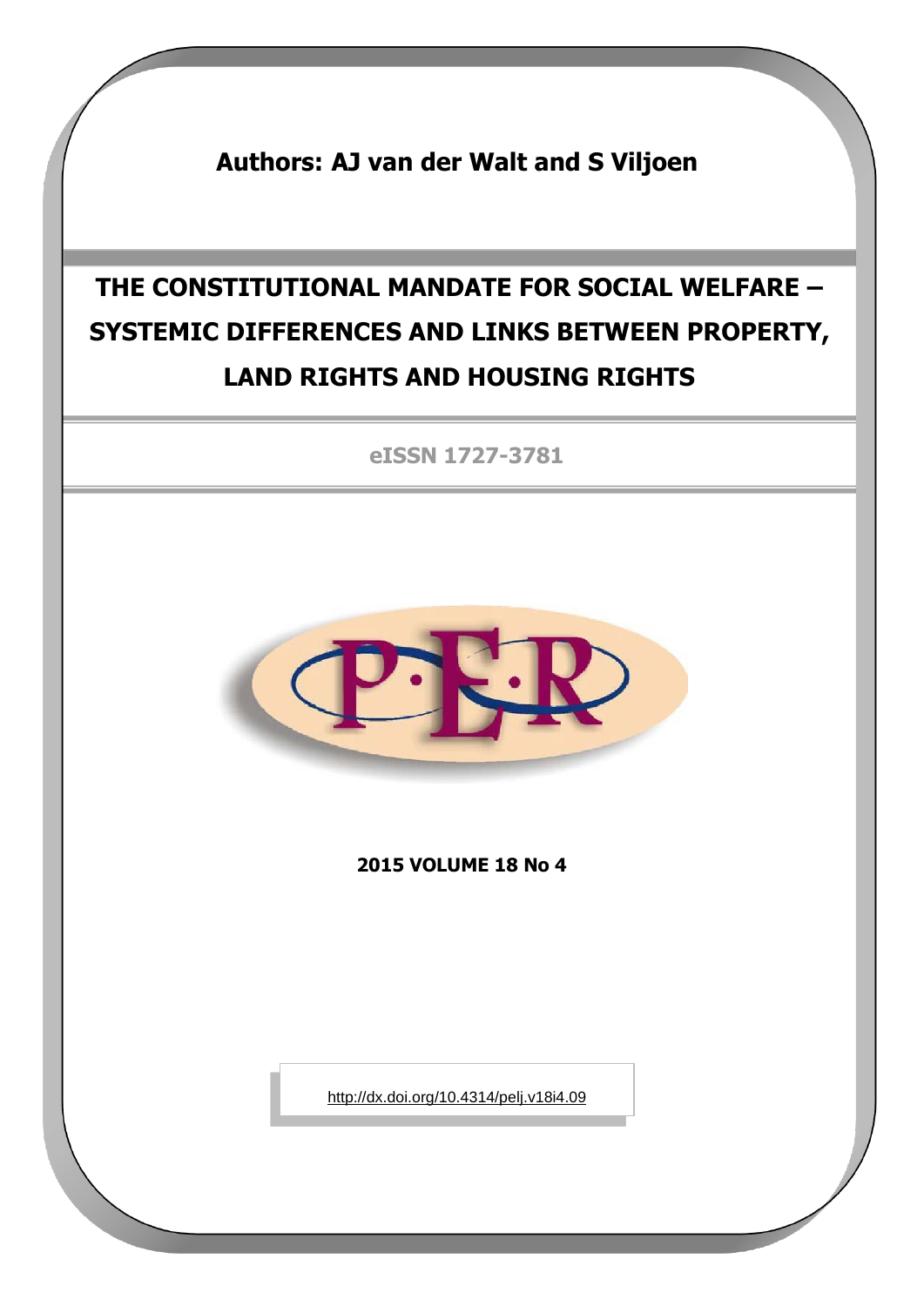**Authors: AJ van der Walt and S Viljoen**

# THE CONSTITUTIONAL MANDATE FOR SOCIAL WELFARE – SYSTEMIC DIFFERENCES AND LINKS BETWEEN PROPERTY, LAND RIGHTS AND HOUSING RIGHTS

**eISSN 1727-3781**

**2015 VOLUME 18 No 4**

http://dx.doi.org/10.4314/pelj.v18i4.09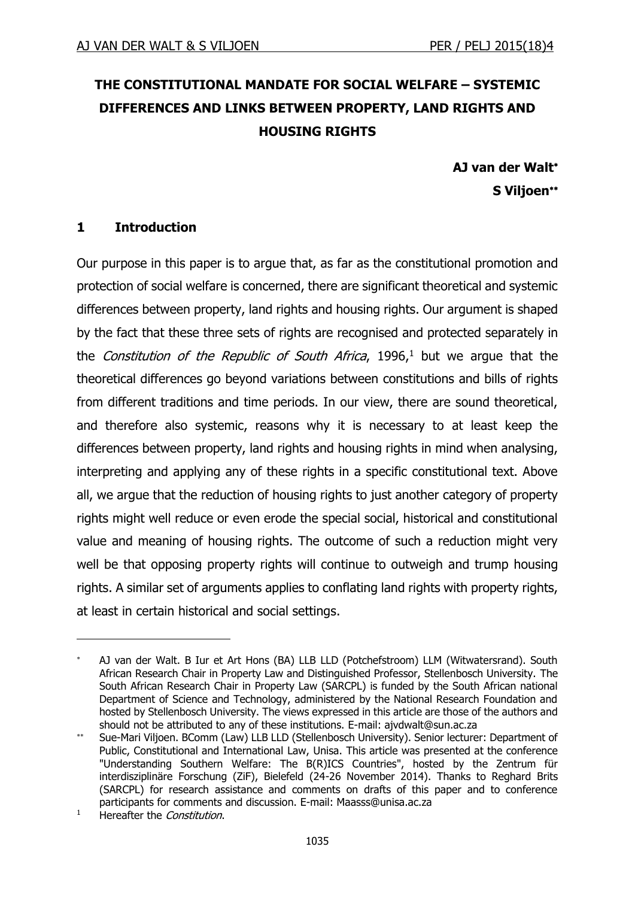# THE CONSTITUTIONAL MANDATE FOR SOCIAL WELFARE – SYSTEMIC DIFFERENCES AND LINKS BETWEEN PROPERTY, LAND RIGHTS AND HOUSING RIGHTS

**AJ van der Walt[*]**
**S Viljoen[**]**

## 1 Introduction

Our purpose in this paper is to argue that, as far as the constitutional promotion and protection of social welfare is concerned, there are significant theoretical and systemic differences between property, land rights and housing rights. Our argument is shaped by the fact that these three sets of rights are recognised and protected separately in the *Constitution of the Republic of South Africa*, 1996,[1] but we argue that the theoretical differences go beyond variations between constitutions and bills of rights from different traditions and time periods. In our view, there are sound theoretical, and therefore also systemic, reasons why it is necessary to at least keep the differences between property, land rights and housing rights in mind when analysing, interpreting and applying any of these rights in a specific constitutional text. Above all, we argue that the reduction of housing rights to just another category of property rights might well reduce or even erode the special social, historical and constitutional value and meaning of housing rights. The outcome of such a reduction might very well be that opposing property rights will continue to outweigh and trump housing rights. A similar set of arguments applies to conflating land rights with property rights, at least in certain historical and social settings.

---

[*] AJ van der Walt. B Iur et Art Hons (BA) LLB LLD (Potchefstroom) LLM (Witwatersrand). South African Research Chair in Property Law and Distinguished Professor, Stellenbosch University. The South African Research Chair in Property Law (SARCPL) is funded by the South African national Department of Science and Technology, administered by the National Research Foundation and hosted by Stellenbosch University. The views expressed in this article are those of the authors and should not be attributed to any of these institutions. E-mail: ajvdwalt@sun.ac.za

[**] Sue-Mari Viljoen. BComm (Law) LLB LLD (Stellenbosch University). Senior lecturer: Department of Public, Constitutional and International Law, Unisa. This article was presented at the conference "Understanding Southern Welfare: The B(R)ICS Countries", hosted by the Zentrum für interdisziplinäre Forschung (ZiF), Bielefeld (24-26 November 2014). Thanks to Reghard Brits (SARCPL) for research assistance and comments on drafts of this paper and to conference participants for comments and discussion. E-mail: Maasss@unisa.ac.za

[1] Hereafter the *Constitution*.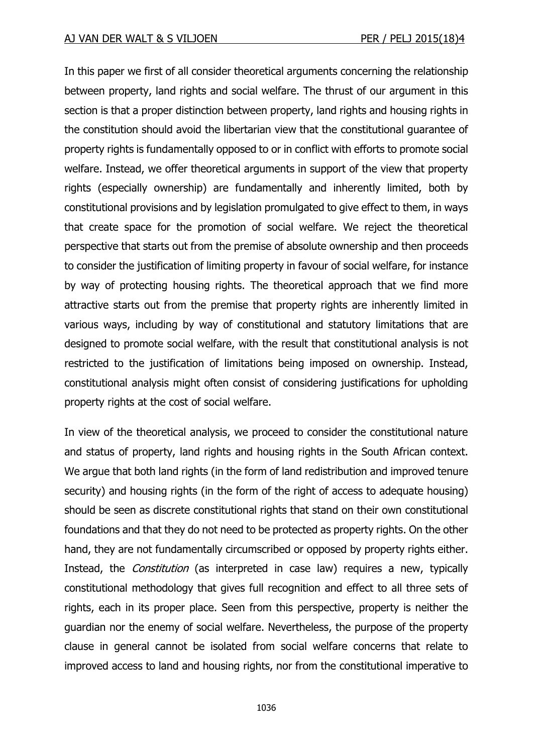In this paper we first of all consider theoretical arguments concerning the relationship between property, land rights and social welfare. The thrust of our argument in this section is that a proper distinction between property, land rights and housing rights in the constitution should avoid the libertarian view that the constitutional guarantee of property rights is fundamentally opposed to or in conflict with efforts to promote social welfare. Instead, we offer theoretical arguments in support of the view that property rights (especially ownership) are fundamentally and inherently limited, both by constitutional provisions and by legislation promulgated to give effect to them, in ways that create space for the promotion of social welfare. We reject the theoretical perspective that starts out from the premise of absolute ownership and then proceeds to consider the justification of limiting property in favour of social welfare, for instance by way of protecting housing rights. The theoretical approach that we find more attractive starts out from the premise that property rights are inherently limited in various ways, including by way of constitutional and statutory limitations that are designed to promote social welfare, with the result that constitutional analysis is not restricted to the justification of limitations being imposed on ownership. Instead, constitutional analysis might often consist of considering justifications for upholding property rights at the cost of social welfare.

In view of the theoretical analysis, we proceed to consider the constitutional nature and status of property, land rights and housing rights in the South African context. We argue that both land rights (in the form of land redistribution and improved tenure security) and housing rights (in the form of the right of access to adequate housing) should be seen as discrete constitutional rights that stand on their own constitutional foundations and that they do not need to be protected as property rights. On the other hand, they are not fundamentally circumscribed or opposed by property rights either. Instead, the *Constitution* (as interpreted in case law) requires a new, typically constitutional methodology that gives full recognition and effect to all three sets of rights, each in its proper place. Seen from this perspective, property is neither the guardian nor the enemy of social welfare. Nevertheless, the purpose of the property clause in general cannot be isolated from social welfare concerns that relate to improved access to land and housing rights, nor from the constitutional imperative to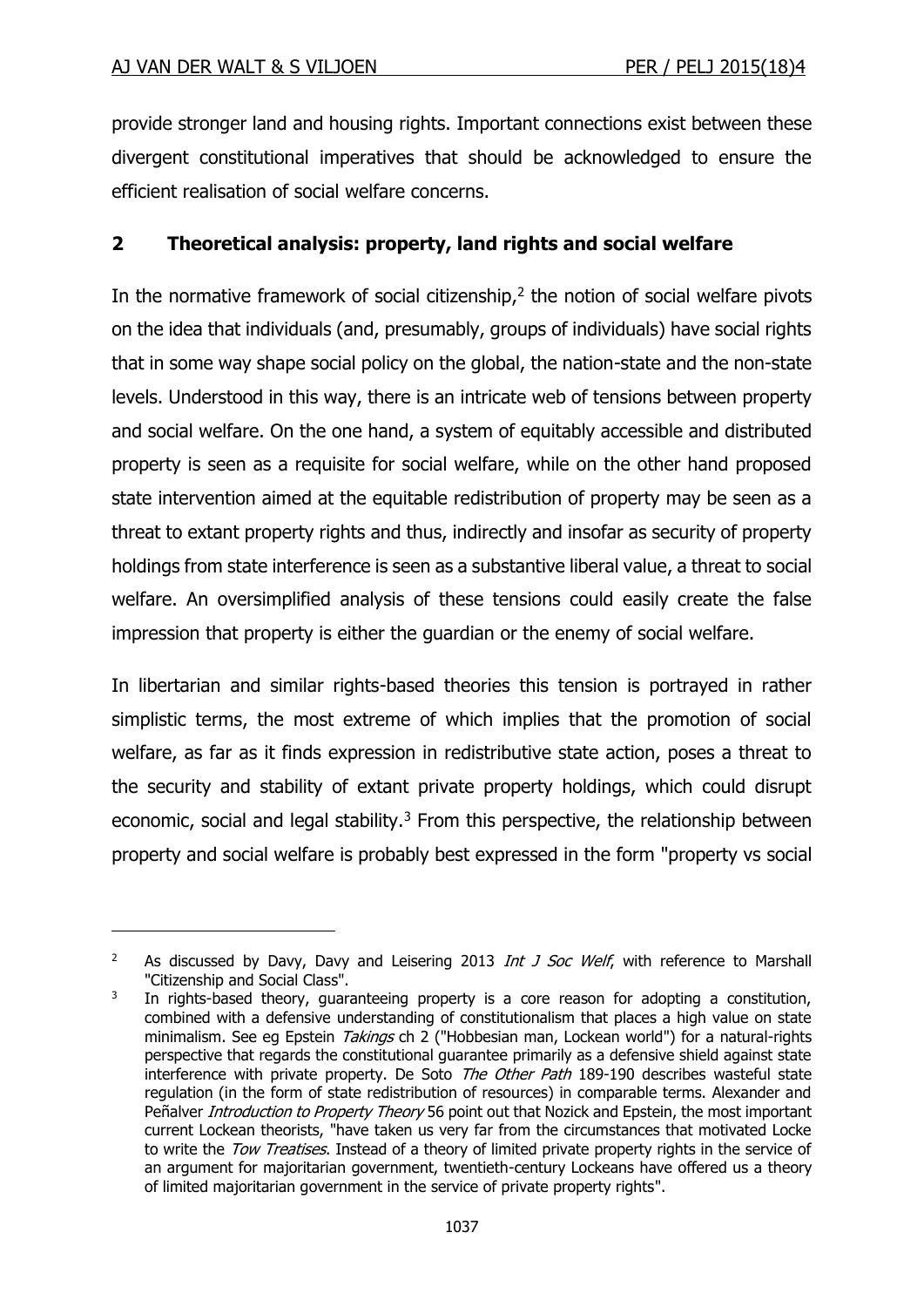provide stronger land and housing rights. Important connections exist between these divergent constitutional imperatives that should be acknowledged to ensure the efficient realisation of social welfare concerns.

## 2 Theoretical analysis: property, land rights and social welfare

In the normative framework of social citizenship,[2] the notion of social welfare pivots on the idea that individuals (and, presumably, groups of individuals) have social rights that in some way shape social policy on the global, the nation-state and the non-state levels. Understood in this way, there is an intricate web of tensions between property and social welfare. On the one hand, a system of equitably accessible and distributed property is seen as a requisite for social welfare, while on the other hand proposed state intervention aimed at the equitable redistribution of property may be seen as a threat to extant property rights and thus, indirectly and insofar as security of property holdings from state interference is seen as a substantive liberal value, a threat to social welfare. An oversimplified analysis of these tensions could easily create the false impression that property is either the guardian or the enemy of social welfare.

In libertarian and similar rights-based theories this tension is portrayed in rather simplistic terms, the most extreme of which implies that the promotion of social welfare, as far as it finds expression in redistributive state action, poses a threat to the security and stability of extant private property holdings, which could disrupt economic, social and legal stability.[3] From this perspective, the relationship between property and social welfare is probably best expressed in the form "property vs social

---

[2] As discussed by Davy, Davy and Leisering 2013 *Int J Soc Welf*, with reference to Marshall "Citizenship and Social Class".

[3] In rights-based theory, guaranteeing property is a core reason for adopting a constitution, combined with a defensive understanding of constitutionalism that places a high value on state minimalism. See eg Epstein *Takings* ch 2 ("Hobbesian man, Lockean world") for a natural-rights perspective that regards the constitutional guarantee primarily as a defensive shield against state interference with private property. De Soto *The Other Path* 189-190 describes wasteful state regulation (in the form of state redistribution of resources) in comparable terms. Alexander and Peñalver *Introduction to Property Theory* 56 point out that Nozick and Epstein, the most important current Lockean theorists, "have taken us very far from the circumstances that motivated Locke to write the *Tow Treatises*. Instead of a theory of limited private property rights in the service of an argument for majoritarian government, twentieth-century Lockeans have offered us a theory of limited majoritarian government in the service of private property rights".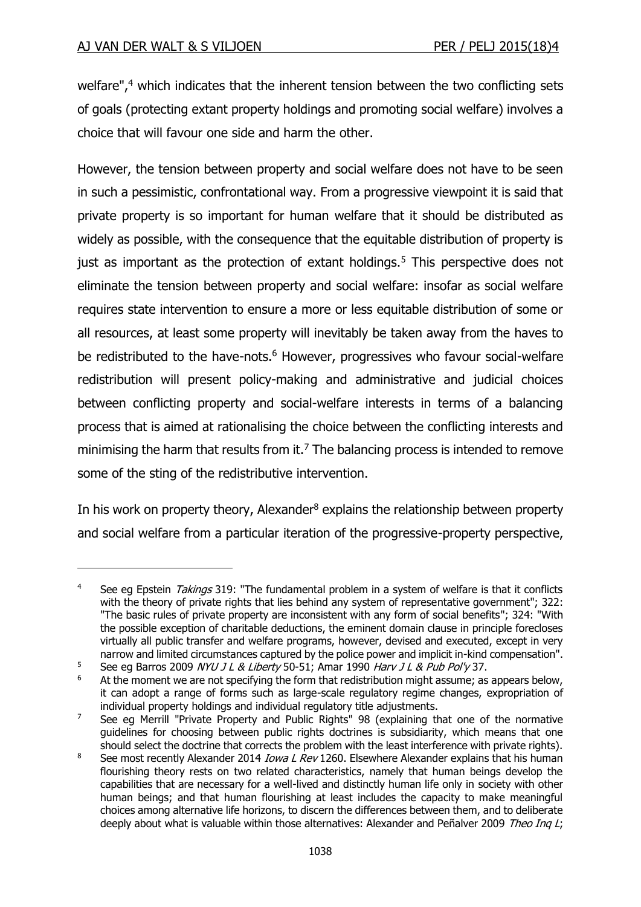welfare",[4] which indicates that the inherent tension between the two conflicting sets of goals (protecting extant property holdings and promoting social welfare) involves a choice that will favour one side and harm the other.

However, the tension between property and social welfare does not have to be seen in such a pessimistic, confrontational way. From a progressive viewpoint it is said that private property is so important for human welfare that it should be distributed as widely as possible, with the consequence that the equitable distribution of property is just as important as the protection of extant holdings.[5] This perspective does not eliminate the tension between property and social welfare: insofar as social welfare requires state intervention to ensure a more or less equitable distribution of some or all resources, at least some property will inevitably be taken away from the haves to be redistributed to the have-nots.[6] However, progressives who favour social-welfare redistribution will present policy-making and administrative and judicial choices between conflicting property and social-welfare interests in terms of a balancing process that is aimed at rationalising the choice between the conflicting interests and minimising the harm that results from it.[7] The balancing process is intended to remove some of the sting of the redistributive intervention.

In his work on property theory, Alexander[8] explains the relationship between property and social welfare from a particular iteration of the progressive-property perspective,

---

[4] See eg Epstein *Takings* 319: "The fundamental problem in a system of welfare is that it conflicts with the theory of private rights that lies behind any system of representative government"; 322: "The basic rules of private property are inconsistent with any form of social benefits"; 324: "With the possible exception of charitable deductions, the eminent domain clause in principle forecloses virtually all public transfer and welfare programs, however, devised and executed, except in very narrow and limited circumstances captured by the police power and implicit in-kind compensation".

[5] See eg Barros 2009 *NYU J L & Liberty* 50-51; Amar 1990 *Harv J L & Pub Pol'y* 37.

[6] At the moment we are not specifying the form that redistribution might assume; as appears below, it can adopt a range of forms such as large-scale regulatory regime changes, expropriation of individual property holdings and individual regulatory title adjustments.

[7] See eg Merrill "Private Property and Public Rights" 98 (explaining that one of the normative guidelines for choosing between public rights doctrines is subsidiarity, which means that one should select the doctrine that corrects the problem with the least interference with private rights).

[8] See most recently Alexander 2014 *Iowa L Rev* 1260. Elsewhere Alexander explains that his human flourishing theory rests on two related characteristics, namely that human beings develop the capabilities that are necessary for a well-lived and distinctly human life only in society with other human beings; and that human flourishing at least includes the capacity to make meaningful choices among alternative life horizons, to discern the differences between them, and to deliberate deeply about what is valuable within those alternatives: Alexander and Peñalver 2009 *Theo Inq L*;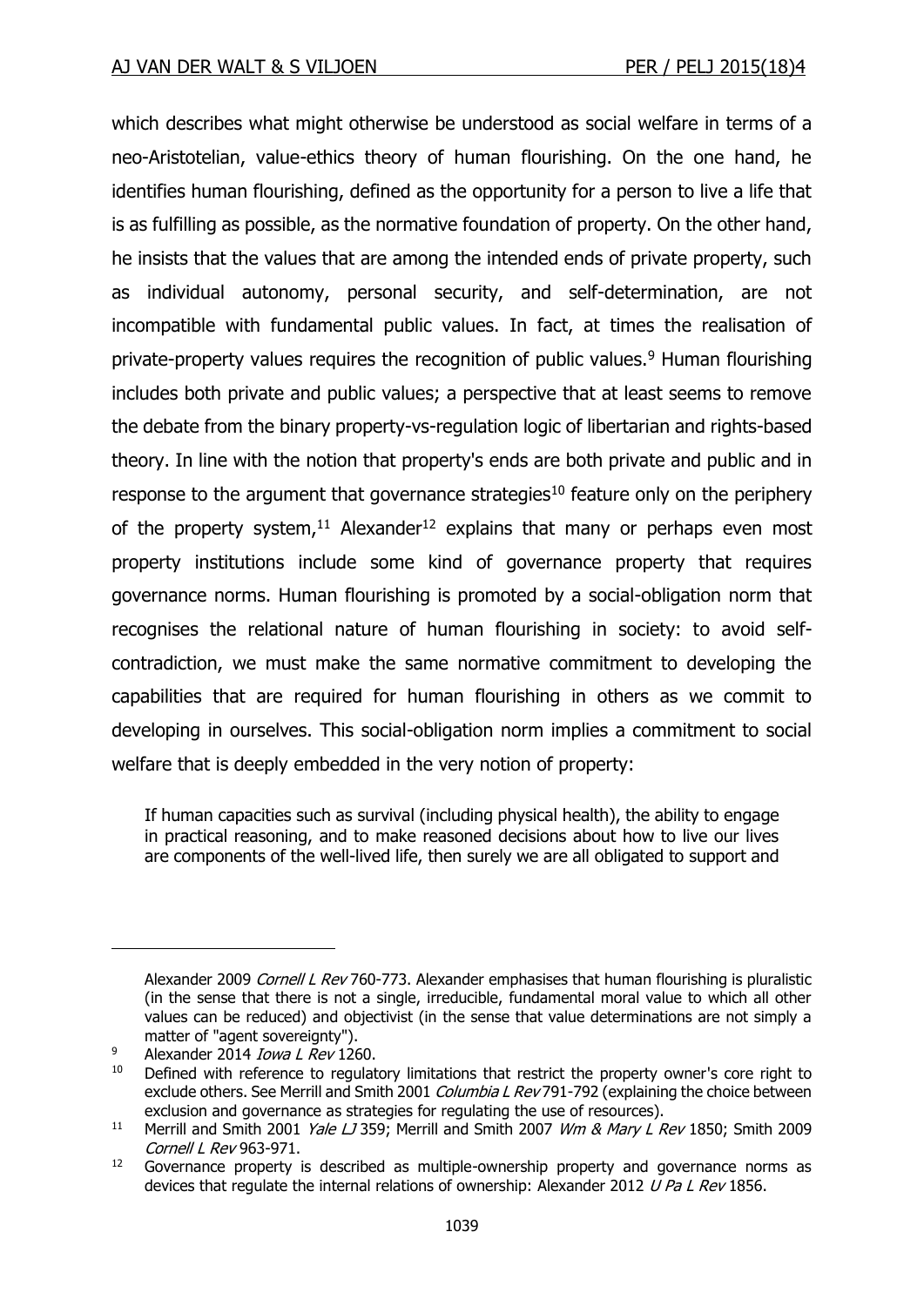which describes what might otherwise be understood as social welfare in terms of a neo-Aristotelian, value-ethics theory of human flourishing. On the one hand, he identifies human flourishing, defined as the opportunity for a person to live a life that is as fulfilling as possible, as the normative foundation of property. On the other hand, he insists that the values that are among the intended ends of private property, such as individual autonomy, personal security, and self-determination, are not incompatible with fundamental public values. In fact, at times the realisation of private-property values requires the recognition of public values.[9] Human flourishing includes both private and public values; a perspective that at least seems to remove the debate from the binary property-vs-regulation logic of libertarian and rights-based theory. In line with the notion that property's ends are both private and public and in response to the argument that governance strategies[10] feature only on the periphery of the property system,[11] Alexander[12] explains that many or perhaps even most property institutions include some kind of governance property that requires governance norms. Human flourishing is promoted by a social-obligation norm that recognises the relational nature of human flourishing in society: to avoid self-contradiction, we must make the same normative commitment to developing the capabilities that are required for human flourishing in others as we commit to developing in ourselves. This social-obligation norm implies a commitment to social welfare that is deeply embedded in the very notion of property:

> If human capacities such as survival (including physical health), the ability to engage in practical reasoning, and to make reasoned decisions about how to live our lives are components of the well-lived life, then surely we are all obligated to support and

---

Alexander 2009 *Cornell L Rev* 760-773. Alexander emphasises that human flourishing is pluralistic (in the sense that there is not a single, irreducible, fundamental moral value to which all other values can be reduced) and objectivist (in the sense that value determinations are not simply a matter of "agent sovereignty").

[9] Alexander 2014 *Iowa L Rev* 1260.

[10] Defined with reference to regulatory limitations that restrict the property owner's core right to exclude others. See Merrill and Smith 2001 *Columbia L Rev* 791-792 (explaining the choice between exclusion and governance as strategies for regulating the use of resources).

[11] Merrill and Smith 2001 *Yale LJ* 359; Merrill and Smith 2007 *Wm & Mary L Rev* 1850; Smith 2009 *Cornell L Rev* 963-971.

[12] Governance property is described as multiple-ownership property and governance norms as devices that regulate the internal relations of ownership: Alexander 2012 *U Pa L Rev* 1856.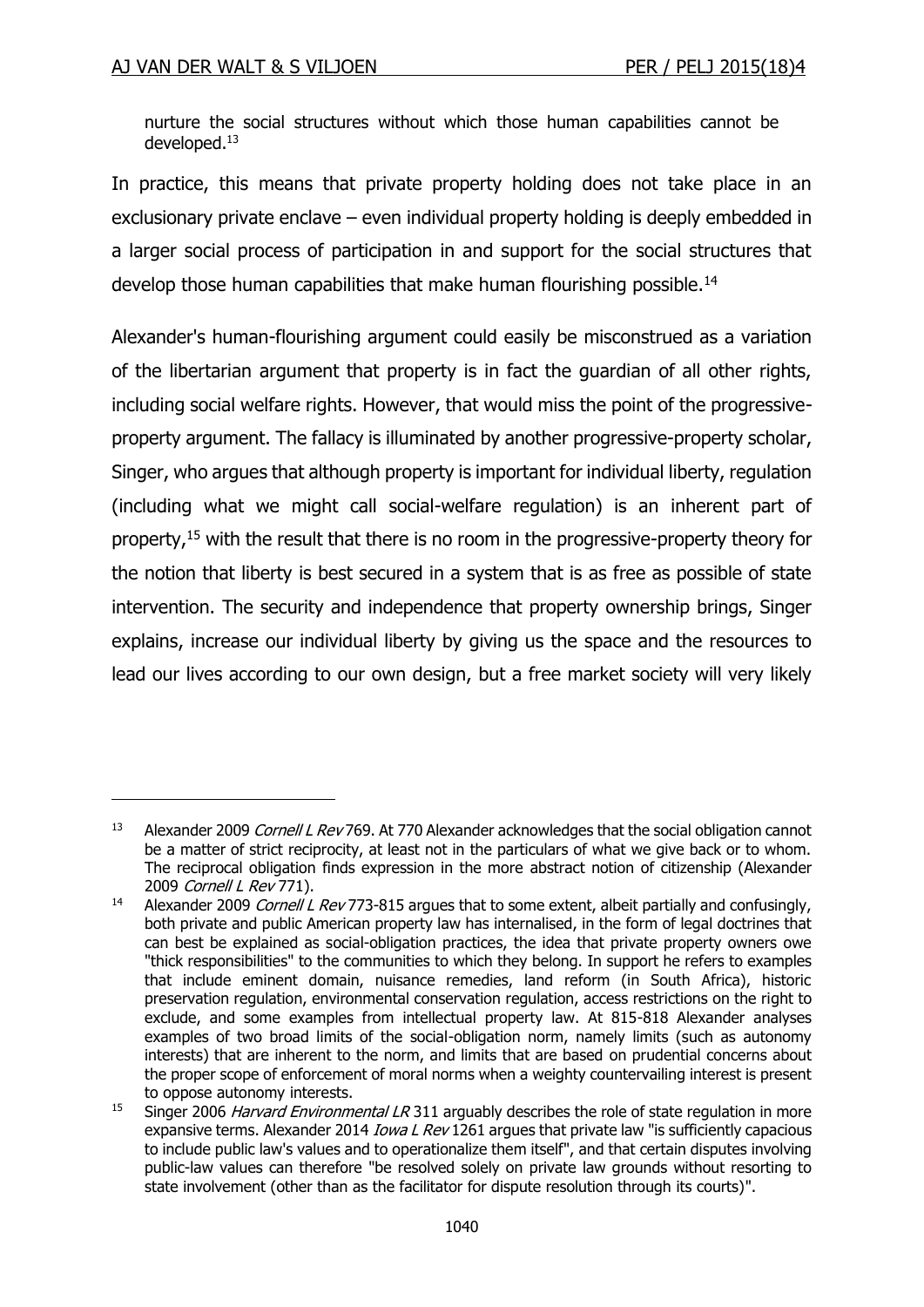nurture the social structures without which those human capabilities cannot be developed.[13]

In practice, this means that private property holding does not take place in an exclusionary private enclave – even individual property holding is deeply embedded in a larger social process of participation in and support for the social structures that develop those human capabilities that make human flourishing possible.[14]

Alexander's human-flourishing argument could easily be misconstrued as a variation of the libertarian argument that property is in fact the guardian of all other rights, including social welfare rights. However, that would miss the point of the progressive-property argument. The fallacy is illuminated by another progressive-property scholar, Singer, who argues that although property is important for individual liberty, regulation (including what we might call social-welfare regulation) is an inherent part of property,[15] with the result that there is no room in the progressive-property theory for the notion that liberty is best secured in a system that is as free as possible of state intervention. The security and independence that property ownership brings, Singer explains, increase our individual liberty by giving us the space and the resources to lead our lives according to our own design, but a free market society will very likely

---

[13] Alexander 2009 *Cornell L Rev* 769. At 770 Alexander acknowledges that the social obligation cannot be a matter of strict reciprocity, at least not in the particulars of what we give back or to whom. The reciprocal obligation finds expression in the more abstract notion of citizenship (Alexander 2009 *Cornell L Rev* 771).

[14] Alexander 2009 *Cornell L Rev* 773-815 argues that to some extent, albeit partially and confusingly, both private and public American property law has internalised, in the form of legal doctrines that can best be explained as social-obligation practices, the idea that private property owners owe "thick responsibilities" to the communities to which they belong. In support he refers to examples that include eminent domain, nuisance remedies, land reform (in South Africa), historic preservation regulation, environmental conservation regulation, access restrictions on the right to exclude, and some examples from intellectual property law. At 815-818 Alexander analyses examples of two broad limits of the social-obligation norm, namely limits (such as autonomy interests) that are inherent to the norm, and limits that are based on prudential concerns about the proper scope of enforcement of moral norms when a weighty countervailing interest is present to oppose autonomy interests.

[15] Singer 2006 *Harvard Environmental LR* 311 arguably describes the role of state regulation in more expansive terms. Alexander 2014 *Iowa L Rev* 1261 argues that private law "is sufficiently capacious to include public law's values and to operationalize them itself", and that certain disputes involving public-law values can therefore "be resolved solely on private law grounds without resorting to state involvement (other than as the facilitator for dispute resolution through its courts)".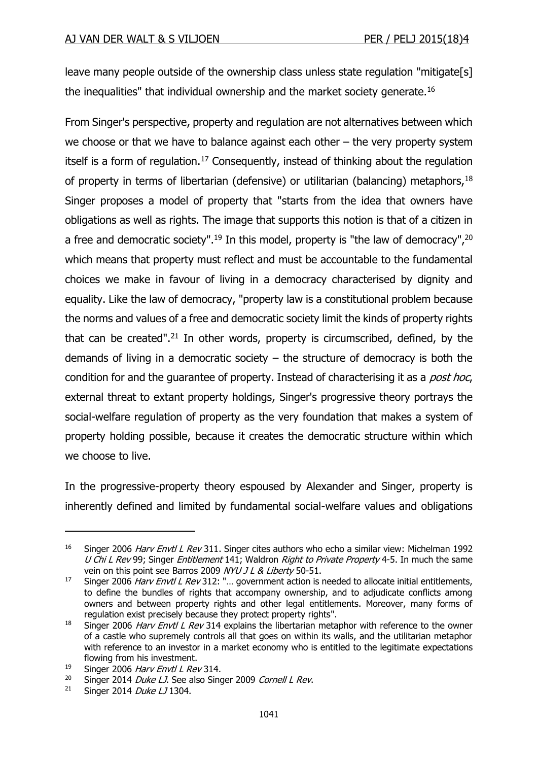leave many people outside of the ownership class unless state regulation "mitigate[s] the inequalities" that individual ownership and the market society generate.[16]

From Singer's perspective, property and regulation are not alternatives between which we choose or that we have to balance against each other – the very property system itself is a form of regulation.[17] Consequently, instead of thinking about the regulation of property in terms of libertarian (defensive) or utilitarian (balancing) metaphors,[18] Singer proposes a model of property that "starts from the idea that owners have obligations as well as rights. The image that supports this notion is that of a citizen in a free and democratic society".[19] In this model, property is "the law of democracy",[20] which means that property must reflect and must be accountable to the fundamental choices we make in favour of living in a democracy characterised by dignity and equality. Like the law of democracy, "property law is a constitutional problem because the norms and values of a free and democratic society limit the kinds of property rights that can be created".[21] In other words, property is circumscribed, defined, by the demands of living in a democratic society – the structure of democracy is both the condition for and the guarantee of property. Instead of characterising it as a *post hoc*, external threat to extant property holdings, Singer's progressive theory portrays the social-welfare regulation of property as the very foundation that makes a system of property holding possible, because it creates the democratic structure within which we choose to live.

In the progressive-property theory espoused by Alexander and Singer, property is inherently defined and limited by fundamental social-welfare values and obligations

---

[16] Singer 2006 *Harv Envtl L Rev* 311. Singer cites authors who echo a similar view: Michelman 1992 *U Chi L Rev* 99; Singer *Entitlement* 141; Waldron *Right to Private Property* 4-5. In much the same vein on this point see Barros 2009 *NYU J L & Liberty* 50-51.

[17] Singer 2006 *Harv Envtl L Rev* 312: "… government action is needed to allocate initial entitlements, to define the bundles of rights that accompany ownership, and to adjudicate conflicts among owners and between property rights and other legal entitlements. Moreover, many forms of regulation exist precisely because they protect property rights".

[18] Singer 2006 *Harv Envtl L Rev* 314 explains the libertarian metaphor with reference to the owner of a castle who supremely controls all that goes on within its walls, and the utilitarian metaphor with reference to an investor in a market economy who is entitled to the legitimate expectations flowing from his investment.

[19] Singer 2006 *Harv Envtl L Rev* 314.

[20] Singer 2014 *Duke LJ*. See also Singer 2009 *Cornell L Rev*.

[21] Singer 2014 *Duke LJ* 1304.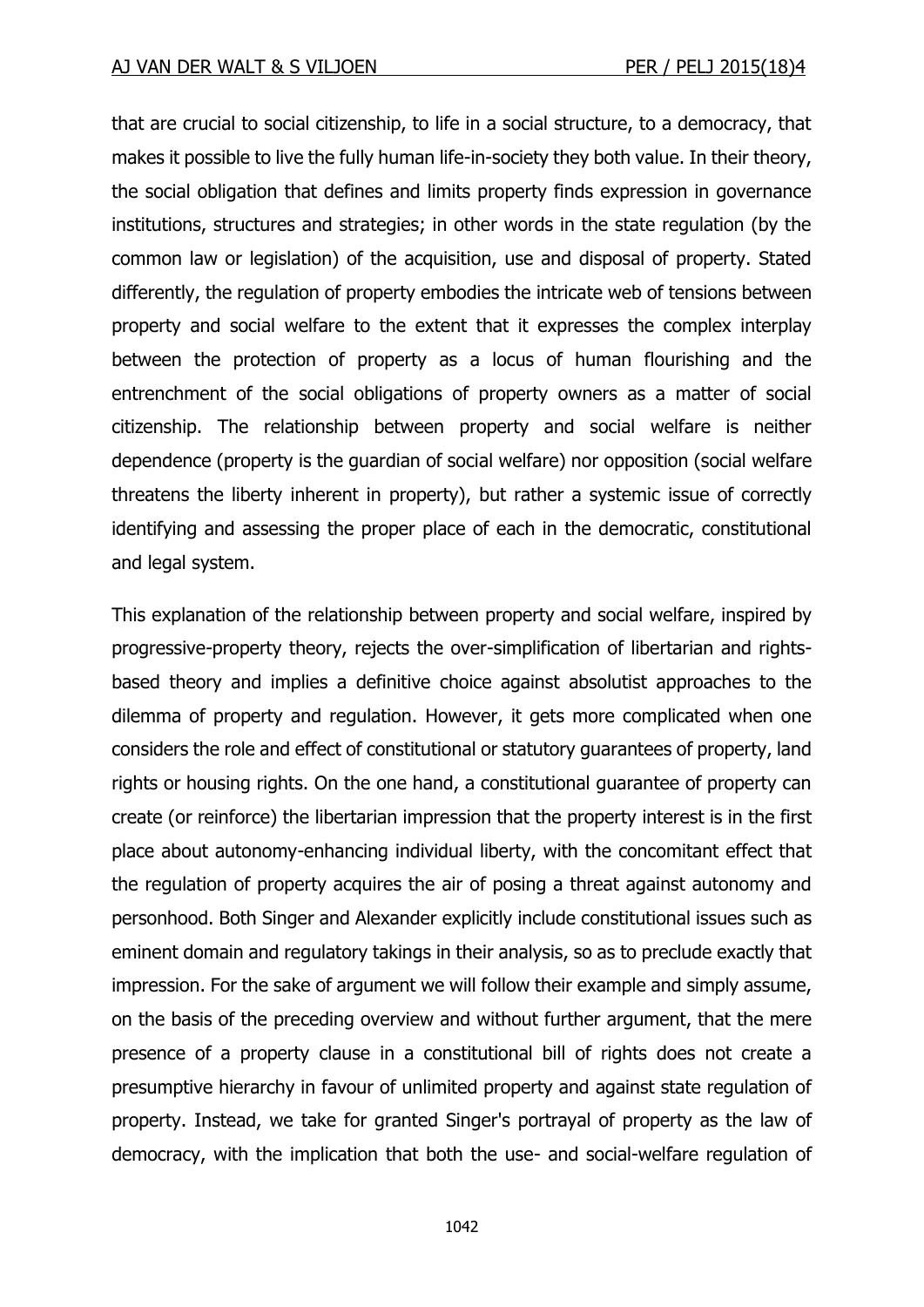that are crucial to social citizenship, to life in a social structure, to a democracy, that makes it possible to live the fully human life-in-society they both value. In their theory, the social obligation that defines and limits property finds expression in governance institutions, structures and strategies; in other words in the state regulation (by the common law or legislation) of the acquisition, use and disposal of property. Stated differently, the regulation of property embodies the intricate web of tensions between property and social welfare to the extent that it expresses the complex interplay between the protection of property as a locus of human flourishing and the entrenchment of the social obligations of property owners as a matter of social citizenship. The relationship between property and social welfare is neither dependence (property is the guardian of social welfare) nor opposition (social welfare threatens the liberty inherent in property), but rather a systemic issue of correctly identifying and assessing the proper place of each in the democratic, constitutional and legal system.

This explanation of the relationship between property and social welfare, inspired by progressive-property theory, rejects the over-simplification of libertarian and rights-based theory and implies a definitive choice against absolutist approaches to the dilemma of property and regulation. However, it gets more complicated when one considers the role and effect of constitutional or statutory guarantees of property, land rights or housing rights. On the one hand, a constitutional guarantee of property can create (or reinforce) the libertarian impression that the property interest is in the first place about autonomy-enhancing individual liberty, with the concomitant effect that the regulation of property acquires the air of posing a threat against autonomy and personhood. Both Singer and Alexander explicitly include constitutional issues such as eminent domain and regulatory takings in their analysis, so as to preclude exactly that impression. For the sake of argument we will follow their example and simply assume, on the basis of the preceding overview and without further argument, that the mere presence of a property clause in a constitutional bill of rights does not create a presumptive hierarchy in favour of unlimited property and against state regulation of property. Instead, we take for granted Singer's portrayal of property as the law of democracy, with the implication that both the use- and social-welfare regulation of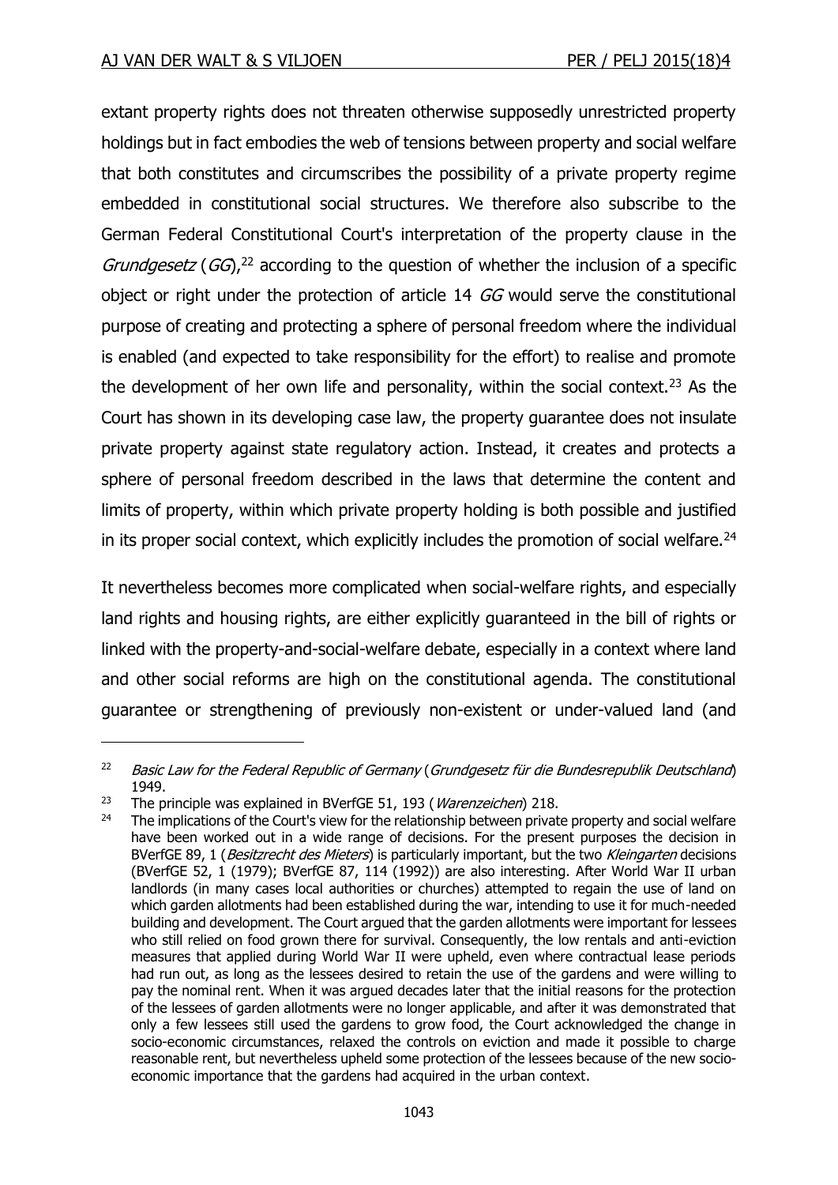extant property rights does not threaten otherwise supposedly unrestricted property holdings but in fact embodies the web of tensions between property and social welfare that both constitutes and circumscribes the possibility of a private property regime embedded in constitutional social structures. We therefore also subscribe to the German Federal Constitutional Court's interpretation of the property clause in the *Grundgesetz* (*GG*),[22] according to the question of whether the inclusion of a specific object or right under the protection of article 14 *GG* would serve the constitutional purpose of creating and protecting a sphere of personal freedom where the individual is enabled (and expected to take responsibility for the effort) to realise and promote the development of her own life and personality, within the social context.[23] As the Court has shown in its developing case law, the property guarantee does not insulate private property against state regulatory action. Instead, it creates and protects a sphere of personal freedom described in the laws that determine the content and limits of property, within which private property holding is both possible and justified in its proper social context, which explicitly includes the promotion of social welfare.[24]

It nevertheless becomes more complicated when social-welfare rights, and especially land rights and housing rights, are either explicitly guaranteed in the bill of rights or linked with the property-and-social-welfare debate, especially in a context where land and other social reforms are high on the constitutional agenda. The constitutional guarantee or strengthening of previously non-existent or under-valued land (and

---

[22] *Basic Law for the Federal Republic of Germany* (*Grundgesetz für die Bundesrepublik Deutschland*) 1949.

[23] The principle was explained in BVerfGE 51, 193 (*Warenzeichen*) 218.

[24] The implications of the Court's view for the relationship between private property and social welfare have been worked out in a wide range of decisions. For the present purposes the decision in BVerfGE 89, 1 (*Besitzrecht des Mieters*) is particularly important, but the two *Kleingarten* decisions (BVerfGE 52, 1 (1979); BVerfGE 87, 114 (1992)) are also interesting. After World War II urban landlords (in many cases local authorities or churches) attempted to regain the use of land on which garden allotments had been established during the war, intending to use it for much-needed building and development. The Court argued that the garden allotments were important for lessees who still relied on food grown there for survival. Consequently, the low rentals and anti-eviction measures that applied during World War II were upheld, even where contractual lease periods had run out, as long as the lessees desired to retain the use of the gardens and were willing to pay the nominal rent. When it was argued decades later that the initial reasons for the protection of the lessees of garden allotments were no longer applicable, and after it was demonstrated that only a few lessees still used the gardens to grow food, the Court acknowledged the change in socio-economic circumstances, relaxed the controls on eviction and made it possible to charge reasonable rent, but nevertheless upheld some protection of the lessees because of the new socio-economic importance that the gardens had acquired in the urban context.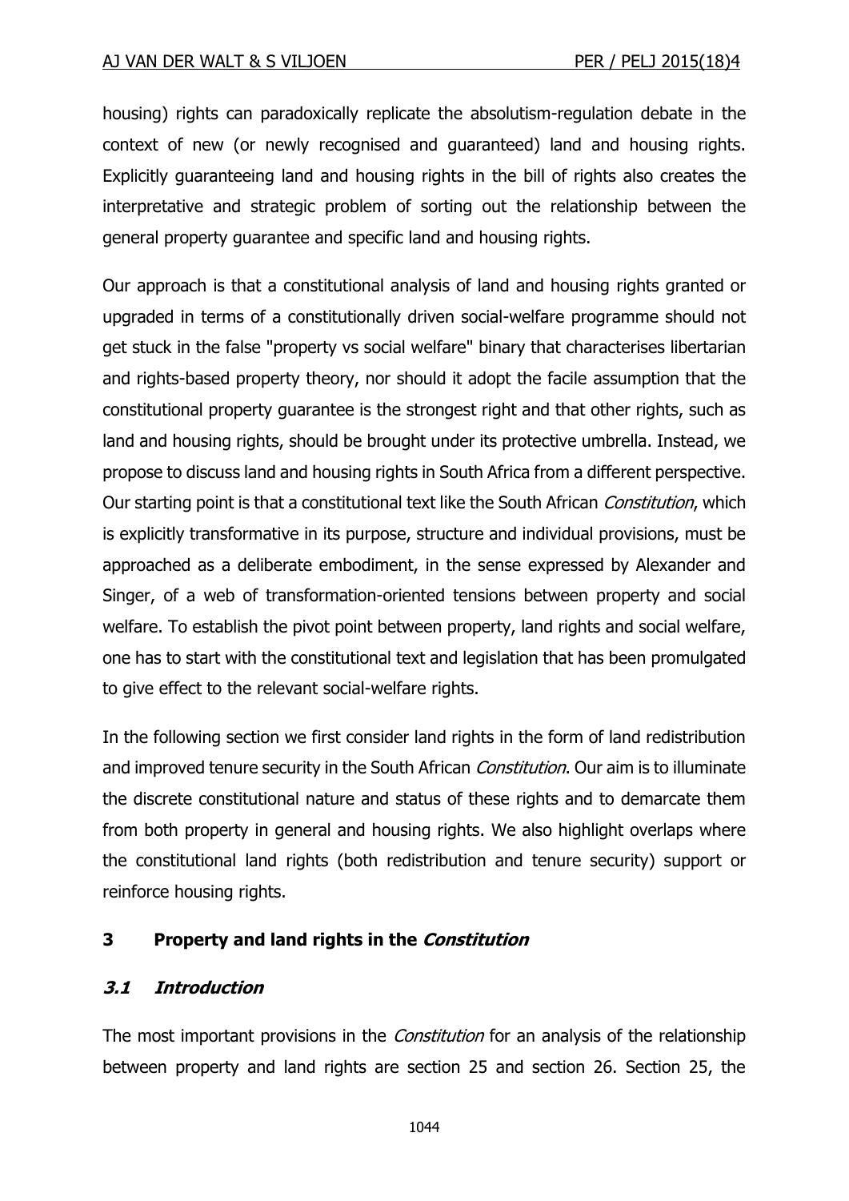housing) rights can paradoxically replicate the absolutism-regulation debate in the context of new (or newly recognised and guaranteed) land and housing rights. Explicitly guaranteeing land and housing rights in the bill of rights also creates the interpretative and strategic problem of sorting out the relationship between the general property guarantee and specific land and housing rights.

Our approach is that a constitutional analysis of land and housing rights granted or upgraded in terms of a constitutionally driven social-welfare programme should not get stuck in the false "property vs social welfare" binary that characterises libertarian and rights-based property theory, nor should it adopt the facile assumption that the constitutional property guarantee is the strongest right and that other rights, such as land and housing rights, should be brought under its protective umbrella. Instead, we propose to discuss land and housing rights in South Africa from a different perspective. Our starting point is that a constitutional text like the South African *Constitution*, which is explicitly transformative in its purpose, structure and individual provisions, must be approached as a deliberate embodiment, in the sense expressed by Alexander and Singer, of a web of transformation-orientated tensions between property and social welfare. To establish the pivot point between property, land rights and social welfare, one has to start with the constitutional text and legislation that has been promulgated to give effect to the relevant social-welfare rights.

In the following section we first consider land rights in the form of land redistribution and improved tenure security in the South African *Constitution*. Our aim is to illuminate the discrete constitutional nature and status of these rights and to demarcate them from both property in general and housing rights. We also highlight overlaps where the constitutional land rights (both redistribution and tenure security) support or reinforce housing rights.

## 3 Property and land rights in the *Constitution*

### 3.1 *Introduction*

The most important provisions in the *Constitution* for an analysis of the relationship between property and land rights are section 25 and section 26. Section 25, the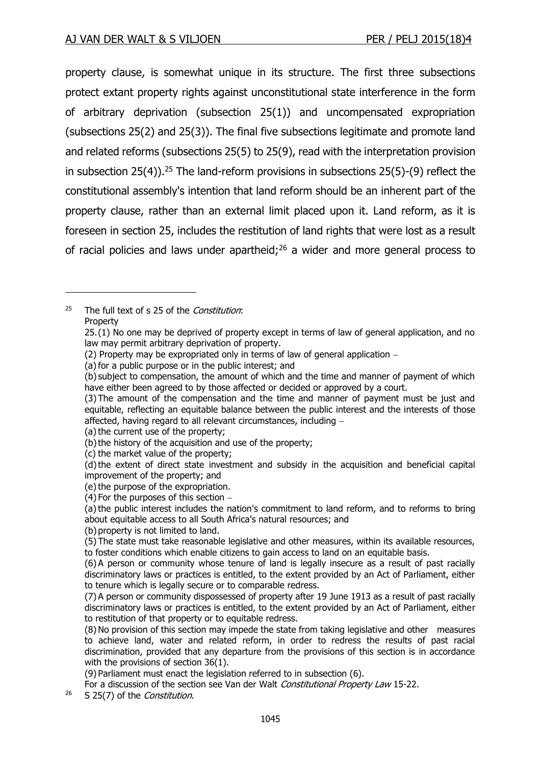property clause, is somewhat unique in its structure. The first three subsections protect extant property rights against unconstitutional state interference in the form of arbitrary deprivation (subsection 25(1)) and uncompensated expropriation (subsections 25(2) and 25(3)). The final five subsections legitimate and promote land and related reforms (subsections 25(5) to 25(9), read with the interpretation provision in subsection 25(4)).[25] The land-reform provisions in subsections 25(5)-(9) reflect the constitutional assembly's intention that land reform should be an inherent part of the property clause, rather than an external limit placed upon it. Land reform, as it is foreseen in section 25, includes the restitution of land rights that were lost as a result of racial policies and laws under apartheid;[26] a wider and more general process to

---

[25] The full text of s 25 of the *Constitution*:

Property

25.(1) No one may be deprived of property except in terms of law of general application, and no law may permit arbitrary deprivation of property.

(2) Property may be expropriated only in terms of law of general application –

(a) for a public purpose or in the public interest; and

(b) subject to compensation, the amount of which and the time and manner of payment of which have either been agreed to by those affected or decided or approved by a court.

(3) The amount of the compensation and the time and manner of payment must be just and equitable, reflecting an equitable balance between the public interest and the interests of those affected, having regard to all relevant circumstances, including –

(a) the current use of the property;

(b) the history of the acquisition and use of the property;

(c) the market value of the property;

(d) the extent of direct state investment and subsidy in the acquisition and beneficial capital improvement of the property; and

(e) the purpose of the expropriation.

(4) For the purposes of this section –

(a) the public interest includes the nation's commitment to land reform, and to reforms to bring about equitable access to all South Africa's natural resources; and

(b) property is not limited to land.

(5) The state must take reasonable legislative and other measures, within its available resources, to foster conditions which enable citizens to gain access to land on an equitable basis.

(6) A person or community whose tenure of land is legally insecure as a result of past racially discriminatory laws or practices is entitled, to the extent provided by an Act of Parliament, either to tenure which is legally secure or to comparable redress.

(7) A person or community dispossessed of property after 19 June 1913 as a result of past racially discriminatory laws or practices is entitled, to the extent provided by an Act of Parliament, either to restitution of that property or to equitable redress.

(8) No provision of this section may impede the state from taking legislative and other measures to achieve land, water and related reform, in order to redress the results of past racial discrimination, provided that any departure from the provisions of this section is in accordance with the provisions of section 36(1).

(9) Parliament must enact the legislation referred to in subsection (6).

For a discussion of the section see Van der Walt *Constitutional Property Law* 15-22.

[26] S 25(7) of the *Constitution*.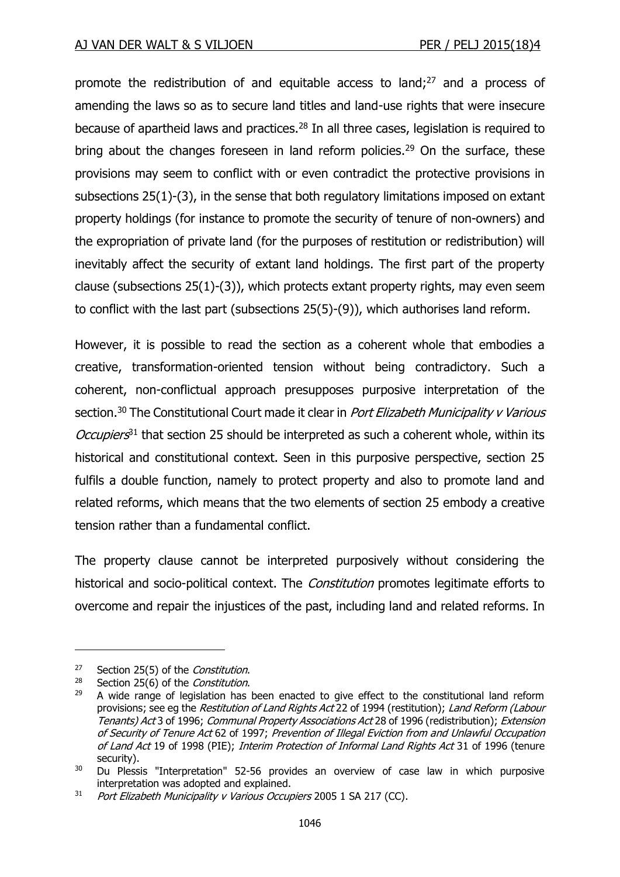promote the redistribution of and equitable access to land;[27] and a process of amending the laws so as to secure land titles and land-use rights that were insecure because of apartheid laws and practices.[28] In all three cases, legislation is required to bring about the changes foreseen in land reform policies.[29] On the surface, these provisions may seem to conflict with or even contradict the protective provisions in subsections 25(1)-(3), in the sense that both regulatory limitations imposed on extant property holdings (for instance to promote the security of tenure of non-owners) and the expropriation of private land (for the purposes of restitution or redistribution) will inevitably affect the security of extant land holdings. The first part of the property clause (subsections 25(1)-(3)), which protects extant property rights, may even seem to conflict with the last part (subsections 25(5)-(9)), which authorises land reform.

However, it is possible to read the section as a coherent whole that embodies a creative, transformation-oriented tension without being contradictory. Such a coherent, non-conflictual approach presupposes purposive interpretation of the section.[30] The Constitutional Court made it clear in *Port Elizabeth Municipality v Various Occupiers*[31] that section 25 should be interpreted as such a coherent whole, within its historical and constitutional context. Seen in this purposive perspective, section 25 fulfils a double function, namely to protect property and also to promote land and related reforms, which means that the two elements of section 25 embody a creative tension rather than a fundamental conflict.

The property clause cannot be interpreted purposively without considering the historical and socio-political context. The *Constitution* promotes legitimate efforts to overcome and repair the injustices of the past, including land and related reforms. In

---

[27] Section 25(5) of the *Constitution*.

[28] Section 25(6) of the *Constitution*.

[29] A wide range of legislation has been enacted to give effect to the constitutional land reform provisions; see eg the *Restitution of Land Rights Act* 22 of 1994 (restitution); *Land Reform (Labour Tenants) Act* 3 of 1996; *Communal Property Associations Act* 28 of 1996 (redistribution); *Extension of Security of Tenure Act* 62 of 1997; *Prevention of Illegal Eviction from and Unlawful Occupation of Land Act* 19 of 1998 (PIE); *Interim Protection of Informal Land Rights Act* 31 of 1996 (tenure security).

[30] Du Plessis "Interpretation" 52-56 provides an overview of case law in which purposive interpretation was adopted and explained.

[31] *Port Elizabeth Municipality v Various Occupiers* 2005 1 SA 217 (CC).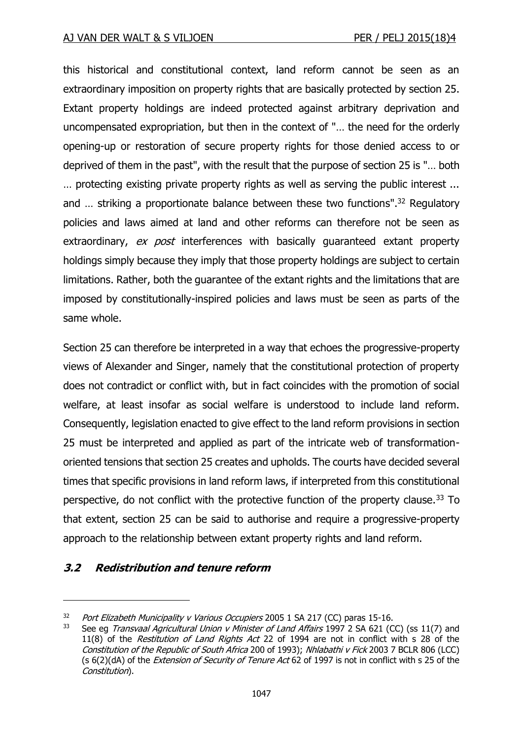this historical and constitutional context, land reform cannot be seen as an extraordinary imposition on property rights that are basically protected by section 25. Extant property holdings are indeed protected against arbitrary deprivation and uncompensated expropriation, but then in the context of "… the need for the orderly opening-up or restoration of secure property rights for those denied access to or deprived of them in the past", with the result that the purpose of section 25 is "… both … protecting existing private property rights as well as serving the public interest ... and … striking a proportionate balance between these two functions".[32] Regulatory policies and laws aimed at land and other reforms can therefore not be seen as extraordinary, *ex post* interferences with basically guaranteed extant property holdings simply because they imply that those property holdings are subject to certain limitations. Rather, both the guarantee of the extant rights and the limitations that are imposed by constitutionally-inspired policies and laws must be seen as parts of the same whole.

Section 25 can therefore be interpreted in a way that echoes the progressive-property views of Alexander and Singer, namely that the constitutional protection of property does not contradict or conflict with, but in fact coincides with the promotion of social welfare, at least insofar as social welfare is understood to include land reform. Consequently, legislation enacted to give effect to the land reform provisions in section 25 must be interpreted and applied as part of the intricate web of transformation-oriented tensions that section 25 creates and upholds. The courts have decided several times that specific provisions in land reform laws, if interpreted from this constitutional perspective, do not conflict with the protective function of the property clause.[33] To that extent, section 25 can be said to authorise and require a progressive-property approach to the relationship between extant property rights and land reform.

### *3.2 Redistribution and tenure reform*

---

[32] *Port Elizabeth Municipality v Various Occupiers* 2005 1 SA 217 (CC) paras 15-16.

[33] See eg *Transvaal Agricultural Union v Minister of Land Affairs* 1997 2 SA 621 (CC) (ss 11(7) and 11(8) of the *Restitution of Land Rights Act* 22 of 1994 are not in conflict with s 28 of the *Constitution of the Republic of South Africa* 200 of 1993); *Nhlabathi v Fick* 2003 7 BCLR 806 (LCC) (s 6(2)(dA) of the *Extension of Security of Tenure Act* 62 of 1997 is not in conflict with s 25 of the *Constitution*).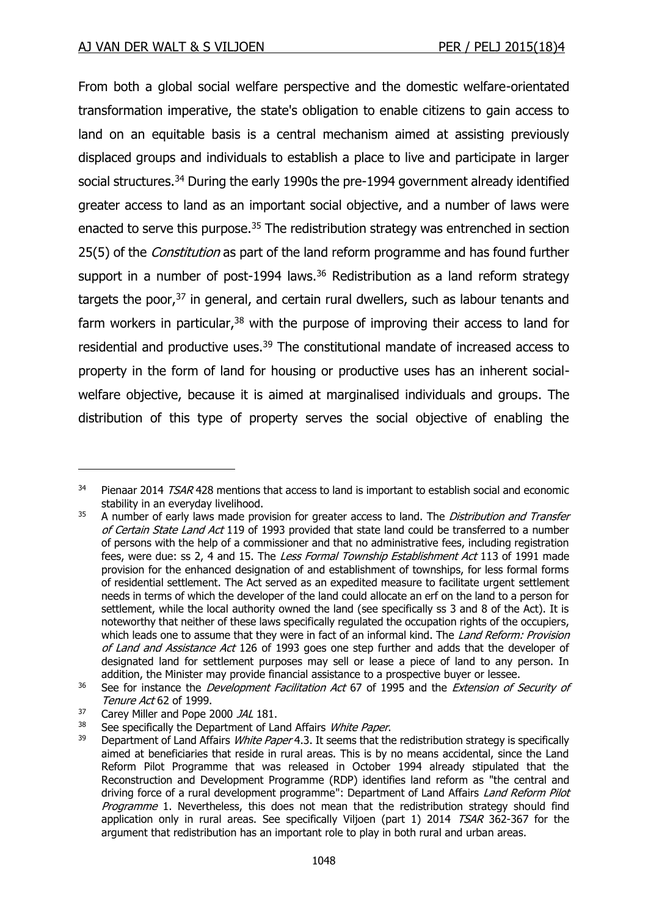From both a global social welfare perspective and the domestic welfare-orientated transformation imperative, the state's obligation to enable citizens to gain access to land on an equitable basis is a central mechanism aimed at assisting previously displaced groups and individuals to establish a place to live and participate in larger social structures.[34] During the early 1990s the pre-1994 government already identified greater access to land as an important social objective, and a number of laws were enacted to serve this purpose.[35] The redistribution strategy was entrenched in section 25(5) of the *Constitution* as part of the land reform programme and has found further support in a number of post-1994 laws.[36] Redistribution as a land reform strategy targets the poor,[37] in general, and certain rural dwellers, such as labour tenants and farm workers in particular,[38] with the purpose of improving their access to land for residential and productive uses.[39] The constitutional mandate of increased access to property in the form of land for housing or productive uses has an inherent social-welfare objective, because it is aimed at marginalised individuals and groups. The distribution of this type of property serves the social objective of enabling the

---

[34] Pienaar 2014 *TSAR* 428 mentions that access to land is important to establish social and economic stability in an everyday livelihood.

[35] A number of early laws made provision for greater access to land. The *Distribution and Transfer of Certain State Land Act* 119 of 1993 provided that state land could be transferred to a number of persons with the help of a commissioner and that no administrative fees, including registration fees, were due: ss 2, 4 and 15. The *Less Formal Township Establishment Act* 113 of 1991 made provision for the enhanced designation of and establishment of townships, for less formal forms of residential settlement. The Act served as an expedited measure to facilitate urgent settlement needs in terms of which the developer of the land could allocate an erf on the land to a person for settlement, while the local authority owned the land (see specifically ss 3 and 8 of the Act). It is noteworthy that neither of these laws specifically regulated the occupation rights of the occupiers, which leads one to assume that they were in fact of an informal kind. The *Land Reform: Provision of Land and Assistance Act* 126 of 1993 goes one step further and adds that the developer of designated land for settlement purposes may sell or lease a piece of land to any person. In addition, the Minister may provide financial assistance to a prospective buyer or lessee.

[36] See for instance the *Development Facilitation Act* 67 of 1995 and the *Extension of Security of Tenure Act* 62 of 1999.

[37] Carey Miller and Pope 2000 *JAL* 181.

[38] See specifically the Department of Land Affairs *White Paper*.

[39] Department of Land Affairs *White Paper* 4.3. It seems that the redistribution strategy is specifically aimed at beneficiaries that reside in rural areas. This is by no means accidental, since the Land Reform Pilot Programme that was released in October 1994 already stipulated that the Reconstruction and Development Programme (RDP) identifies land reform as "the central and driving force of a rural development programme": Department of Land Affairs *Land Reform Pilot Programme* 1. Nevertheless, this does not mean that the redistribution strategy should find application only in rural areas. See specifically Viljoen (part 1) 2014 *TSAR* 362-367 for the argument that redistribution has an important role to play in both rural and urban areas.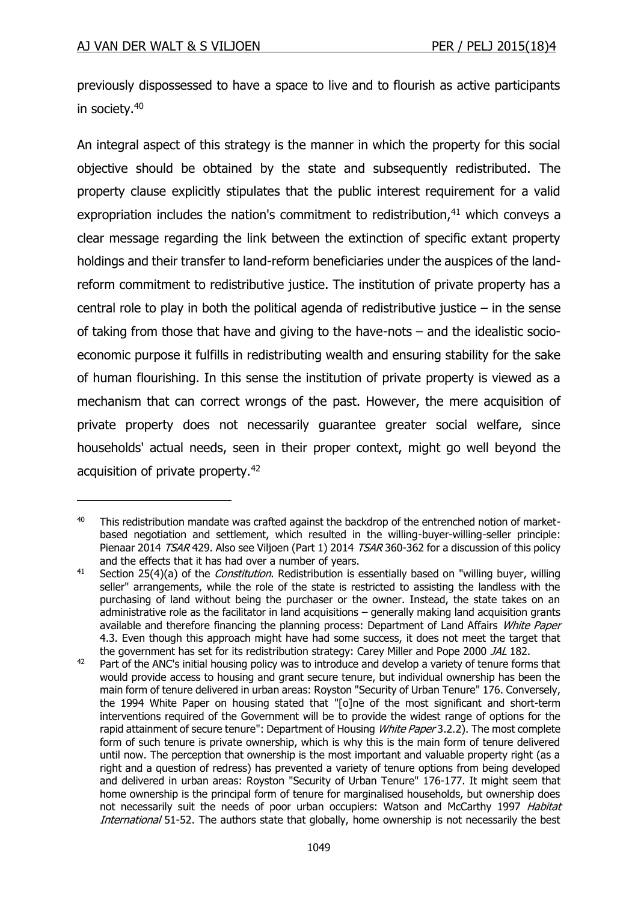previously dispossessed to have a space to live and to flourish as active participants in society.[40]

An integral aspect of this strategy is the manner in which the property for this social objective should be obtained by the state and subsequently redistributed. The property clause explicitly stipulates that the public interest requirement for a valid expropriation includes the nation's commitment to redistribution,[41] which conveys a clear message regarding the link between the extinction of specific extant property holdings and their transfer to land-reform beneficiaries under the auspices of the land-reform commitment to redistributive justice. The institution of private property has a central role to play in both the political agenda of redistributive justice – in the sense of taking from those that have and giving to the have-nots – and the idealistic socio-economic purpose it fulfills in redistributing wealth and ensuring stability for the sake of human flourishing. In this sense the institution of private property is viewed as a mechanism that can correct wrongs of the past. However, the mere acquisition of private property does not necessarily guarantee greater social welfare, since households' actual needs, seen in their proper context, might go well beyond the acquisition of private property.[42]

---

[40] This redistribution mandate was crafted against the backdrop of the entrenched notion of market-based negotiation and settlement, which resulted in the willing-buyer-willing-seller principle: Pienaar 2014 *TSAR* 429. Also see Viljoen (Part 1) 2014 *TSAR* 360-362 for a discussion of this policy and the effects that it has had over a number of years.

[41] Section 25(4)(a) of the *Constitution*. Redistribution is essentially based on "willing buyer, willing seller" arrangements, while the role of the state is restricted to assisting the landless with the purchasing of land without being the purchaser or the owner. Instead, the state takes on an administrative role as the facilitator in land acquisitions – generally making land acquisition grants available and therefore financing the planning process: Department of Land Affairs *White Paper* 4.3. Even though this approach might have had some success, it does not meet the target that the government has set for its redistribution strategy: Carey Miller and Pope 2000 *JAL* 182.

[42] Part of the ANC's initial housing policy was to introduce and develop a variety of tenure forms that would provide access to housing and grant secure tenure, but individual ownership has been the main form of tenure delivered in urban areas: Royston "Security of Urban Tenure" 176. Conversely, the 1994 White Paper on housing stated that "[o]ne of the most significant and short-term interventions required of the Government will be to provide the widest range of options for the rapid attainment of secure tenure": Department of Housing *White Paper* 3.2.2). The most complete form of such tenure is private ownership, which is why this is the main form of tenure delivered until now. The perception that ownership is the most important and valuable property right (as a right and a question of redress) has prevented a variety of tenure options from being developed and delivered in urban areas: Royston "Security of Urban Tenure" 176-177. It might seem that home ownership is the principal form of tenure for marginalised households, but ownership does not necessarily suit the needs of poor urban occupiers: Watson and McCarthy 1997 *Habitat International* 51-52. The authors state that globally, home ownership is not necessarily the best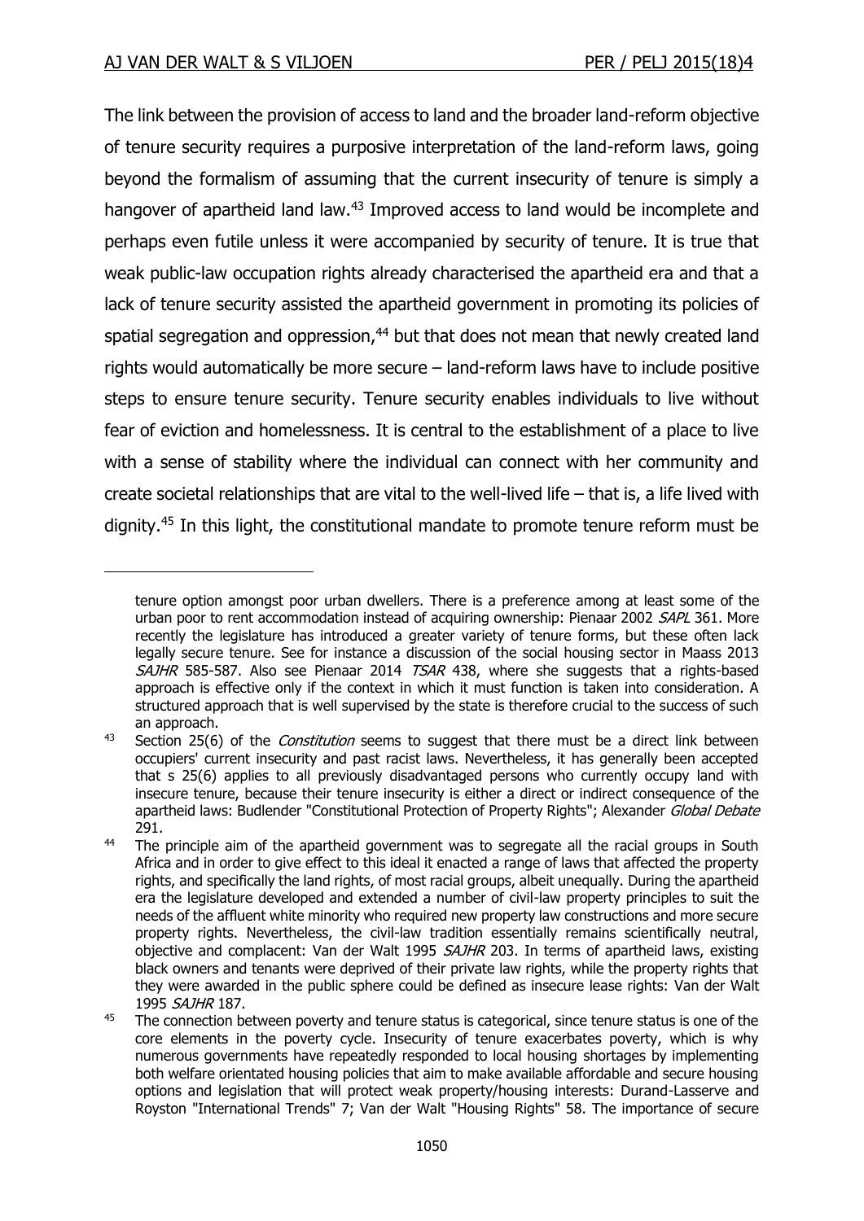The link between the provision of access to land and the broader land-reform objective of tenure security requires a purposive interpretation of the land-reform laws, going beyond the formalism of assuming that the current insecurity of tenure is simply a hangover of apartheid land law.[43] Improved access to land would be incomplete and perhaps even futile unless it were accompanied by security of tenure. It is true that weak public-law occupation rights already characterised the apartheid era and that a lack of tenure security assisted the apartheid government in promoting its policies of spatial segregation and oppression,[44] but that does not mean that newly created land rights would automatically be more secure – land-reform laws have to include positive steps to ensure tenure security. Tenure security enables individuals to live without fear of eviction and homelessness. It is central to the establishment of a place to live with a sense of stability where the individual can connect with her community and create societal relationships that are vital to the well-lived life – that is, a life lived with dignity.[45] In this light, the constitutional mandate to promote tenure reform must be

---

tenure option amongst poor urban dwellers. There is a preference among at least some of the urban poor to rent accommodation instead of acquiring ownership: Pienaar 2002 *SAPL* 361. More recently the legislature has introduced a greater variety of tenure forms, but these often lack legally secure tenure. See for instance a discussion of the social housing sector in Maass 2013 *SAJHR* 585-587. Also see Pienaar 2014 *TSAR* 438, where she suggests that a rights-based approach is effective only if the context in which it must function is taken into consideration. A structured approach that is well supervised by the state is therefore crucial to the success of such an approach.

[43] Section 25(6) of the *Constitution* seems to suggest that there must be a direct link between occupiers' current insecurity and past racist laws. Nevertheless, it has generally been accepted that s 25(6) applies to all previously disadvantaged persons who currently occupy land with insecure tenure, because their tenure insecurity is either a direct or indirect consequence of the apartheid laws: Budlender "Constitutional Protection of Property Rights"; Alexander *Global Debate* 291.

[44] The principle aim of the apartheid government was to segregate all the racial groups in South Africa and in order to give effect to this ideal it enacted a range of laws that affected the property rights, and specifically the land rights, of most racial groups, albeit unequally. During the apartheid era the legislature developed and extended a number of civil-law property principles to suit the needs of the affluent white minority who required new property law constructions and more secure property rights. Nevertheless, the civil-law tradition essentially remains scientifically neutral, objective and complacent: Van der Walt 1995 *SAJHR* 203. In terms of apartheid laws, existing black owners and tenants were deprived of their private law rights, while the property rights that they were awarded in the public sphere could be defined as insecure lease rights: Van der Walt 1995 *SAJHR* 187.

[45] The connection between poverty and tenure status is categorical, since tenure status is one of the core elements in the poverty cycle. Insecurity of tenure exacerbates poverty, which is why numerous governments have repeatedly responded to local housing shortages by implementing both welfare orientated housing policies that aim to make available affordable and secure housing options and legislation that will protect weak property/housing interests: Durand-Lasserve and Royston "International Trends" 7; Van der Walt "Housing Rights" 58. The importance of secure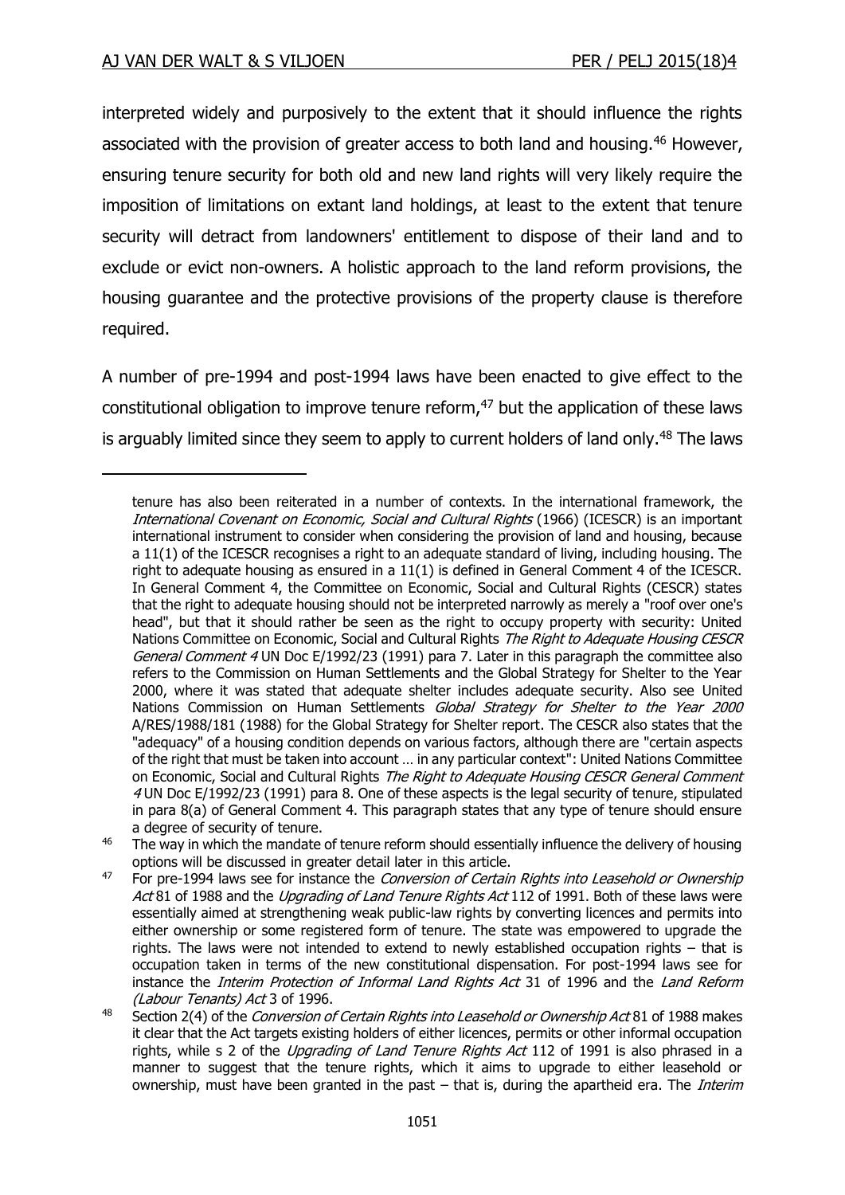interpreted widely and purposively to the extent that it should influence the rights associated with the provision of greater access to both land and housing.[46] However, ensuring tenure security for both old and new land rights will very likely require the imposition of limitations on extant land holdings, at least to the extent that tenure security will detract from landowners' entitlement to dispose of their land and to exclude or evict non-owners. A holistic approach to the land reform provisions, the housing guarantee and the protective provisions of the property clause is therefore required.

A number of pre-1994 and post-1994 laws have been enacted to give effect to the constitutional obligation to improve tenure reform,[47] but the application of these laws is arguably limited since they seem to apply to current holders of land only.[48] The laws

---

tenure has also been reiterated in a number of contexts. In the international framework, the *International Covenant on Economic, Social and Cultural Rights* (1966) (ICESCR) is an important international instrument to consider when considering the provision of land and housing, because a 11(1) of the ICESCR recognises a right to an adequate standard of living, including housing. The right to adequate housing as ensured in a 11(1) is defined in General Comment 4 of the ICESCR. In General Comment 4, the Committee on Economic, Social and Cultural Rights (CESCR) states that the right to adequate housing should not be interpreted narrowly as merely a "roof over one's head", but that it should rather be seen as the right to occupy property with security: United Nations Committee on Economic, Social and Cultural Rights *The Right to Adequate Housing CESCR General Comment 4* UN Doc E/1992/23 (1991) para 7. Later in this paragraph the committee also refers to the Commission on Human Settlements and the Global Strategy for Shelter to the Year 2000, where it was stated that adequate shelter includes adequate security. Also see United Nations Commission on Human Settlements *Global Strategy for Shelter to the Year 2000* A/RES/1988/181 (1988) for the Global Strategy for Shelter report. The CESCR also states that the "adequacy" of a housing condition depends on various factors, although there are "certain aspects of the right that must be taken into account … in any particular context": United Nations Committee on Economic, Social and Cultural Rights *The Right to Adequate Housing CESCR General Comment 4* UN Doc E/1992/23 (1991) para 8. One of these aspects is the legal security of tenure, stipulated in para 8(a) of General Comment 4. This paragraph states that any type of tenure should ensure a degree of security of tenure.

[46] The way in which the mandate of tenure reform should essentially influence the delivery of housing options will be discussed in greater detail later in this article.

[47] For pre-1994 laws see for instance the *Conversion of Certain Rights into Leasehold or Ownership Act* 81 of 1988 and the *Upgrading of Land Tenure Rights Act* 112 of 1991. Both of these laws were essentially aimed at strengthening weak public-law rights by converting licences and permits into either ownership or some registered form of tenure. The state was empowered to upgrade the rights. The laws were not intended to extend to newly established occupation rights – that is occupation taken in terms of the new constitutional dispensation. For post-1994 laws see for instance the *Interim Protection of Informal Land Rights Act* 31 of 1996 and the *Land Reform (Labour Tenants) Act* 3 of 1996.

[48] Section 2(4) of the *Conversion of Certain Rights into Leasehold or Ownership Act* 81 of 1988 makes it clear that the Act targets existing holders of either licences, permits or other informal occupation rights, while s 2 of the *Upgrading of Land Tenure Rights Act* 112 of 1991 is also phrased in a manner to suggest that the tenure rights, which it aims to upgrade to either leasehold or ownership, must have been granted in the past – that is, during the apartheid era. The *Interim*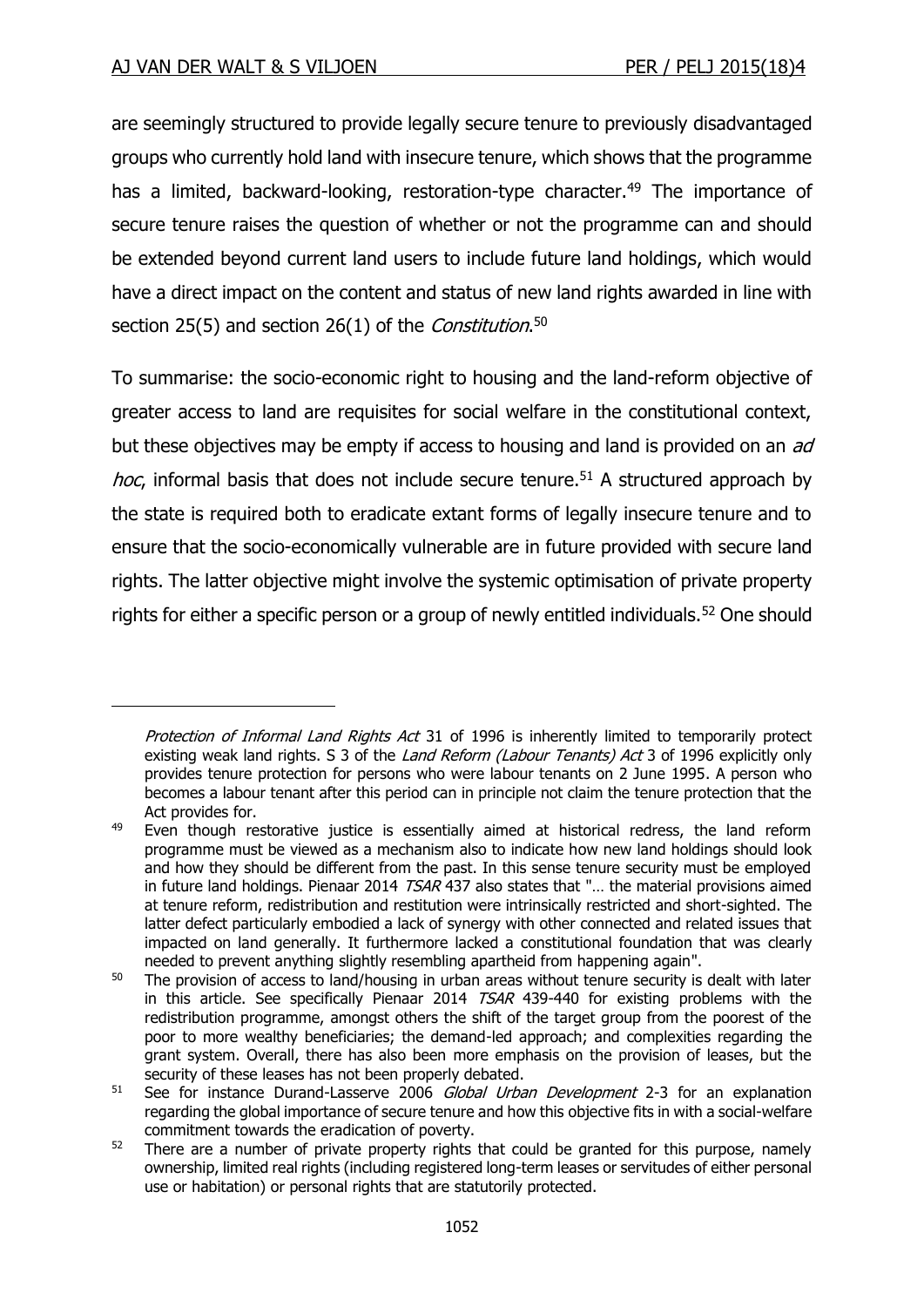are seemingly structured to provide legally secure tenure to previously disadvantaged groups who currently hold land with insecure tenure, which shows that the programme has a limited, backward-looking, restoration-type character.[49] The importance of secure tenure raises the question of whether or not the programme can and should be extended beyond current land users to include future land holdings, which would have a direct impact on the content and status of new land rights awarded in line with section 25(5) and section 26(1) of the *Constitution*.[50]

To summarise: the socio-economic right to housing and the land-reform objective of greater access to land are requisites for social welfare in the constitutional context, but these objectives may be empty if access to housing and land is provided on an *ad hoc*, informal basis that does not include secure tenure.[51] A structured approach by the state is required both to eradicate extant forms of legally insecure tenure and to ensure that the socio-economically vulnerable are in future provided with secure land rights. The latter objective might involve the systemic optimisation of private property rights for either a specific person or a group of newly entitled individuals.[52] One should

---

*Protection of Informal Land Rights Act* 31 of 1996 is inherently limited to temporarily protect existing weak land rights. S 3 of the *Land Reform (Labour Tenants) Act* 3 of 1996 explicitly only provides tenure protection for persons who were labour tenants on 2 June 1995. A person who becomes a labour tenant after this period can in principle not claim the tenure protection that the Act provides for.

[49] Even though restorative justice is essentially aimed at historical redress, the land reform programme must be viewed as a mechanism also to indicate how new land holdings should look and how they should be different from the past. In this sense tenure security must be employed in future land holdings. Pienaar 2014 *TSAR* 437 also states that "… the material provisions aimed at tenure reform, redistribution and restitution were intrinsically restricted and short-sighted. The latter defect particularly embodied a lack of synergy with other connected and related issues that impacted on land generally. It furthermore lacked a constitutional foundation that was clearly needed to prevent anything slightly resembling apartheid from happening again".

[50] The provision of access to land/housing in urban areas without tenure security is dealt with later in this article. See specifically Pienaar 2014 *TSAR* 439-440 for existing problems with the redistribution programme, amongst others the shift of the target group from the poorest of the poor to more wealthy beneficiaries; the demand-led approach; and complexities regarding the grant system. Overall, there has also been more emphasis on the provision of leases, but the security of these leases has not been properly debated.

[51] See for instance Durand-Lasserve 2006 *Global Urban Development* 2-3 for an explanation regarding the global importance of secure tenure and how this objective fits in with a social-welfare commitment towards the eradication of poverty.

[52] There are a number of private property rights that could be granted for this purpose, namely ownership, limited real rights (including registered long-term leases or servitudes of either personal use or habitation) or personal rights that are statutorily protected.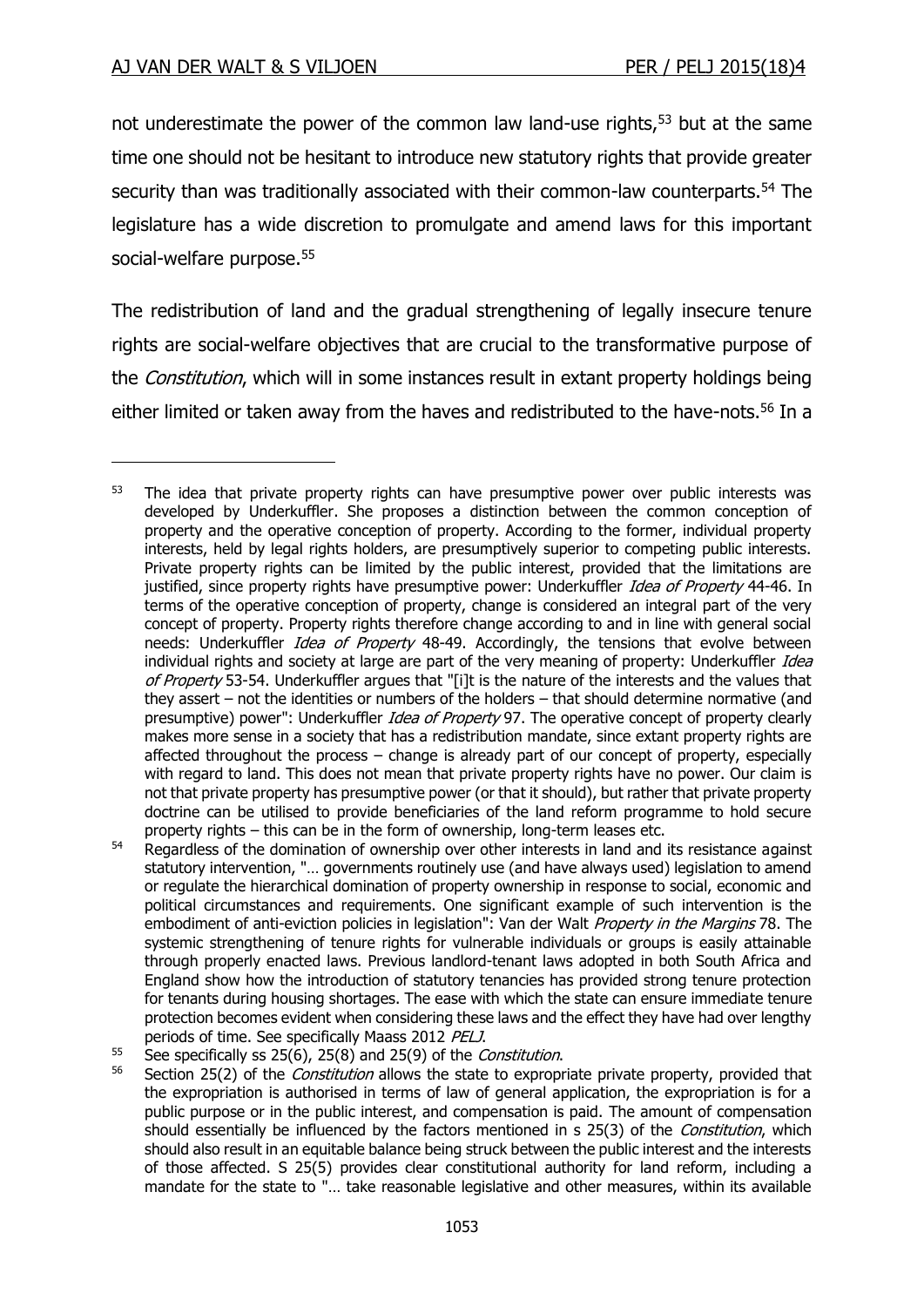not underestimate the power of the common law land-use rights,[53] but at the same time one should not be hesitant to introduce new statutory rights that provide greater security than was traditionally associated with their common-law counterparts.[54] The legislature has a wide discretion to promulgate and amend laws for this important social-welfare purpose.[55]

The redistribution of land and the gradual strengthening of legally insecure tenure rights are social-welfare objectives that are crucial to the transformative purpose of the *Constitution*, which will in some instances result in extant property holdings being either limited or taken away from the haves and redistributed to the have-nots.[56] In a

[53] The idea that private property rights can have presumptive power over public interests was developed by Underkuffler. She proposes a distinction between the common conception of property and the operative conception of property. According to the former, individual property interests, held by legal rights holders, are presumptively superior to competing public interests. Private property rights can be limited by the public interest, provided that the limitations are justified, since property rights have presumptive power: Underkuffler *Idea of Property* 44-46. In terms of the operative conception of property, change is considered an integral part of the very concept of property. Property rights therefore change according to and in line with general social needs: Underkuffler *Idea of Property* 48-49. Accordingly, the tensions that evolve between individual rights and society at large are part of the very meaning of property: Underkuffler *Idea of Property* 53-54. Underkuffler argues that "[i]t is the nature of the interests and the values that they assert – not the identities or numbers of the holders – that should determine normative (and presumptive) power": Underkuffler *Idea of Property* 97. The operative concept of property clearly makes more sense in a society that has a redistribution mandate, since extant property rights are affected throughout the process – change is already part of our concept of property, especially with regard to land. This does not mean that private property rights have no power. Our claim is not that private property has presumptive power (or that it should), but rather that private property doctrine can be utilised to provide beneficiaries of the land reform programme to hold secure property rights – this can be in the form of ownership, long-term leases etc.

[54] Regardless of the domination of ownership over other interests in land and its resistance against statutory intervention, "… governments routinely use (and have always used) legislation to amend or regulate the hierarchical domination of property ownership in response to social, economic and political circumstances and requirements. One significant example of such intervention is the embodiment of anti-eviction policies in legislation": Van der Walt *Property in the Margins* 78. The systemic strengthening of tenure rights for vulnerable individuals or groups is easily attainable through properly enacted laws. Previous landlord-tenant laws adopted in both South Africa and England show how the introduction of statutory tenancies has provided strong tenure protection for tenants during housing shortages. The ease with which the state can ensure immediate tenure protection becomes evident when considering these laws and the effect they have had over lengthy periods of time. See specifically Maass 2012 *PELJ*.

[55] See specifically ss 25(6), 25(8) and 25(9) of the *Constitution*.

[56] Section 25(2) of the *Constitution* allows the state to expropriate private property, provided that the expropriation is authorised in terms of law of general application, the expropriation is for a public purpose or in the public interest, and compensation is paid. The amount of compensation should essentially be influenced by the factors mentioned in s 25(3) of the *Constitution*, which should also result in an equitable balance being struck between the public interest and the interests of those affected. S 25(5) provides clear constitutional authority for land reform, including a mandate for the state to "… take reasonable legislative and other measures, within its available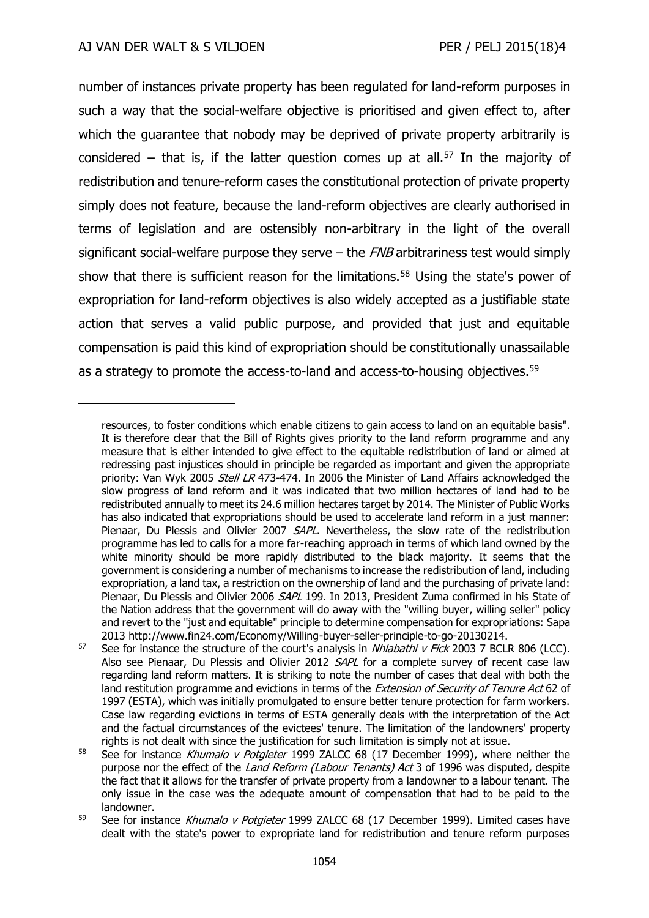number of instances private property has been regulated for land-reform purposes in such a way that the social-welfare objective is prioritised and given effect to, after which the guarantee that nobody may be deprived of private property arbitrarily is considered – that is, if the latter question comes up at all.[57] In the majority of redistribution and tenure-reform cases the constitutional protection of private property simply does not feature, because the land-reform objectives are clearly authorised in terms of legislation and are ostensibly non-arbitrary in the light of the overall significant social-welfare purpose they serve – the *FNB* arbitrariness test would simply show that there is sufficient reason for the limitations.[58] Using the state's power of expropriation for land-reform objectives is also widely accepted as a justifiable state action that serves a valid public purpose, and provided that just and equitable compensation is paid this kind of expropriation should be constitutionally unassailable as a strategy to promote the access-to-land and access-to-housing objectives.[59]

---

resources, to foster conditions which enable citizens to gain access to land on an equitable basis". It is therefore clear that the Bill of Rights gives priority to the land reform programme and any measure that is either intended to give effect to the equitable redistribution of land or aimed at redressing past injustices should in principle be regarded as important and given the appropriate priority: Van Wyk 2005 *Stell LR* 473-474. In 2006 the Minister of Land Affairs acknowledged the slow progress of land reform and it was indicated that two million hectares of land had to be redistributed annually to meet its 24.6 million hectares target by 2014. The Minister of Public Works has also indicated that expropriations should be used to accelerate land reform in a just manner: Pienaar, Du Plessis and Olivier 2007 *SAPL*. Nevertheless, the slow rate of the redistribution programme has led to calls for a more far-reaching approach in terms of which land owned by the white minority should be more rapidly distributed to the black majority. It seems that the government is considering a number of mechanisms to increase the redistribution of land, including expropriation, a land tax, a restriction on the ownership of land and the purchasing of private land: Pienaar, Du Plessis and Olivier 2006 *SAPL* 199. In 2013, President Zuma confirmed in his State of the Nation address that the government will do away with the "willing buyer, willing seller" policy and revert to the "just and equitable" principle to determine compensation for expropriations: Sapa 2013 http://www.fin24.com/Economy/Willing-buyer-seller-principle-to-go-20130214.

[57] See for instance the structure of the court's analysis in *Nhlabathi v Fick* 2003 7 BCLR 806 (LCC). Also see Pienaar, Du Plessis and Olivier 2012 *SAPL* for a complete survey of recent case law regarding land reform matters. It is striking to note the number of cases that deal with both the land restitution programme and evictions in terms of the *Extension of Security of Tenure Act* 62 of 1997 (ESTA), which was initially promulgated to ensure better tenure protection for farm workers. Case law regarding evictions in terms of ESTA generally deals with the interpretation of the Act and the factual circumstances of the evictees' tenure. The limitation of the landowners' property rights is not dealt with since the justification for such limitation is simply not at issue.

[58] See for instance *Khumalo v Potgieter* 1999 ZALCC 68 (17 December 1999), where neither the purpose nor the effect of the *Land Reform (Labour Tenants) Act* 3 of 1996 was disputed, despite the fact that it allows for the transfer of private property from a landowner to a labour tenant. The only issue in the case was the adequate amount of compensation that had to be paid to the landowner.

[59] See for instance *Khumalo v Potgieter* 1999 ZALCC 68 (17 December 1999). Limited cases have dealt with the state's power to expropriate land for redistribution and tenure reform purposes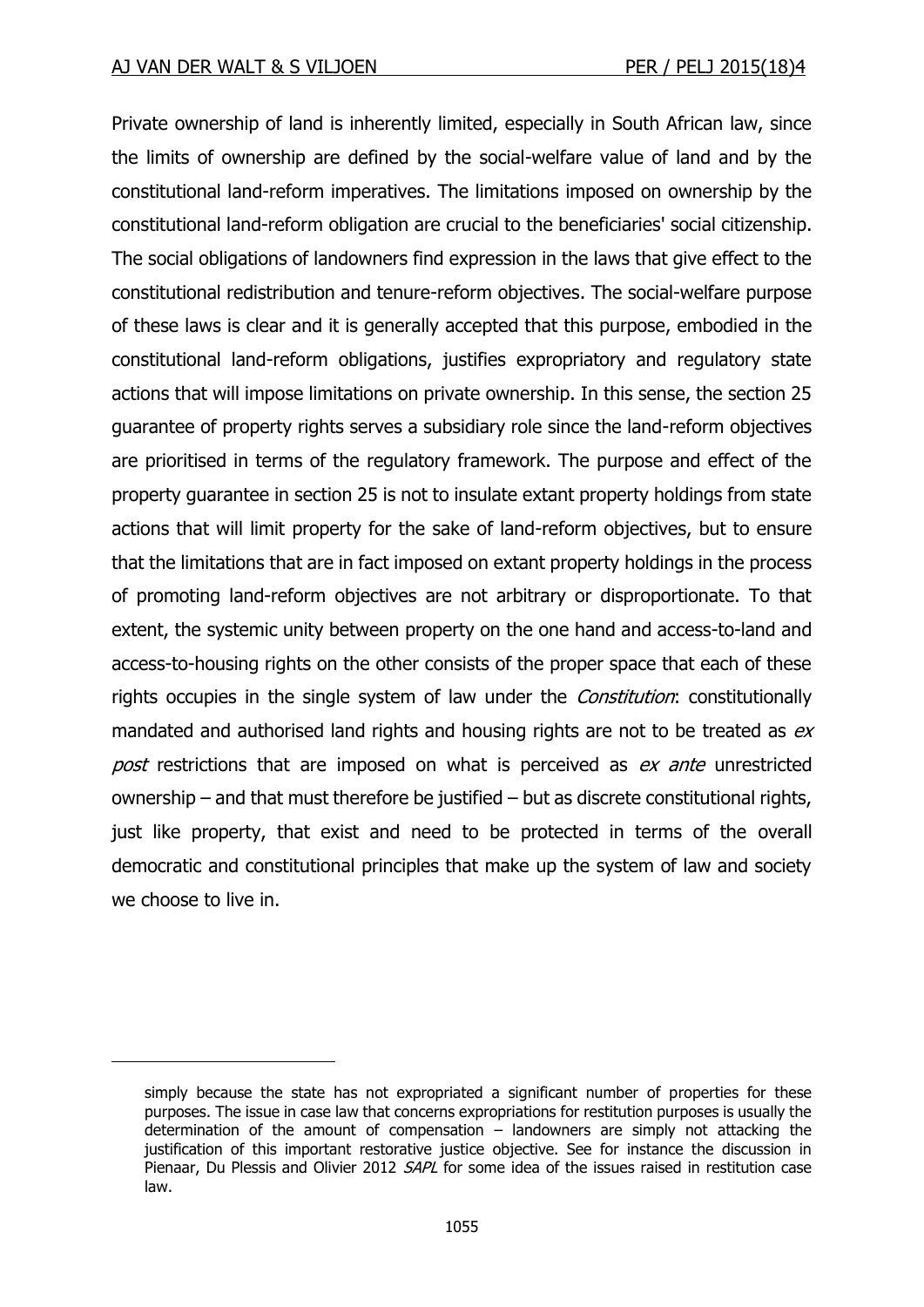Private ownership of land is inherently limited, especially in South African law, since the limits of ownership are defined by the social-welfare value of land and by the constitutional land-reform imperatives. The limitations imposed on ownership by the constitutional land-reform obligation are crucial to the beneficiaries' social citizenship. The social obligations of landowners find expression in the laws that give effect to the constitutional redistribution and tenure-reform objectives. The social-welfare purpose of these laws is clear and it is generally accepted that this purpose, embodied in the constitutional land-reform obligations, justifies expropriatory and regulatory state actions that will impose limitations on private ownership. In this sense, the section 25 guarantee of property rights serves a subsidiary role since the land-reform objectives are prioritised in terms of the regulatory framework. The purpose and effect of the property guarantee in section 25 is not to insulate extant property holdings from state actions that will limit property for the sake of land-reform objectives, but to ensure that the limitations that are in fact imposed on extant property holdings in the process of promoting land-reform objectives are not arbitrary or disproportionate. To that extent, the systemic unity between property on the one hand and access-to-land and access-to-housing rights on the other consists of the proper space that each of these rights occupies in the single system of law under the *Constitution*: constitutionally mandated and authorised land rights and housing rights are not to be treated as *ex post* restrictions that are imposed on what is perceived as *ex ante* unrestricted ownership – and that must therefore be justified – but as discrete constitutional rights, just like property, that exist and need to be protected in terms of the overall democratic and constitutional principles that make up the system of law and society we choose to live in.

---

simply because the state has not expropriated a significant number of properties for these purposes. The issue in case law that concerns expropriations for restitution purposes is usually the determination of the amount of compensation – landowners are simply not attacking the justification of this important restorative justice objective. See for instance the discussion in Pienaar, Du Plessis and Olivier 2012 *SAPL* for some idea of the issues raised in restitution case law.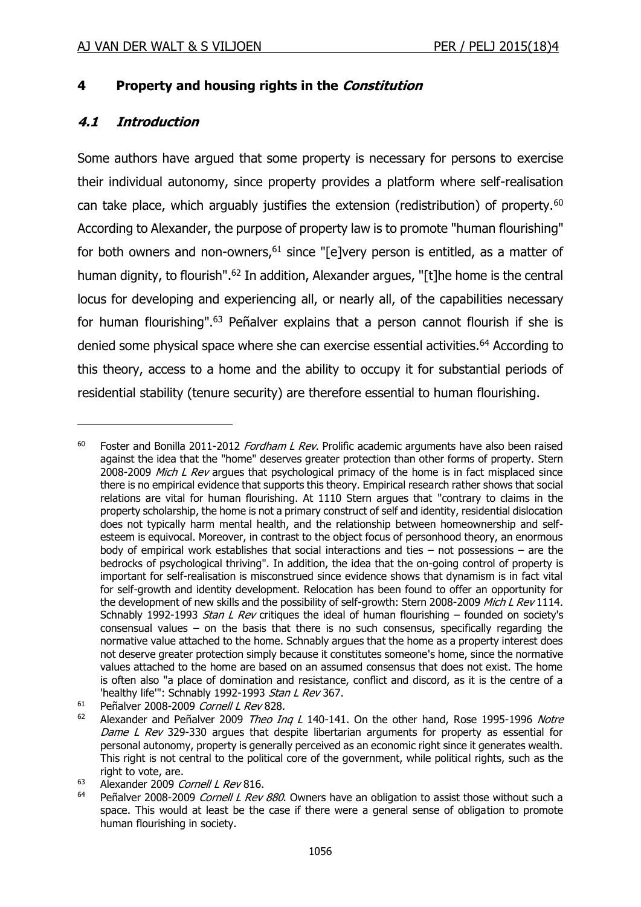## 4 Property and housing rights in the *Constitution*

### *4.1 Introduction*

Some authors have argued that some property is necessary for persons to exercise their individual autonomy, since property provides a platform where self-realisation can take place, which arguably justifies the extension (redistribution) of property.[60] According to Alexander, the purpose of property law is to promote "human flourishing" for both owners and non-owners,[61] since "[e]very person is entitled, as a matter of human dignity, to flourish".[62] In addition, Alexander argues, "[t]he home is the central locus for developing and experiencing all, or nearly all, of the capabilities necessary for human flourishing".[63] Peñalver explains that a person cannot flourish if she is denied some physical space where she can exercise essential activities.[64] According to this theory, access to a home and the ability to occupy it for substantial periods of residential stability (tenure security) are therefore essential to human flourishing.

---

[60] Foster and Bonilla 2011-2012 *Fordham L Rev*. Prolific academic arguments have also been raised against the idea that the "home" deserves greater protection than other forms of property. Stern 2008-2009 *Mich L Rev* argues that psychological primacy of the home is in fact misplaced since there is no empirical evidence that supports this theory. Empirical research rather shows that social relations are vital for human flourishing. At 1110 Stern argues that "contrary to claims in the property scholarship, the home is not a primary construct of self and identity, residential dislocation does not typically harm mental health, and the relationship between homeownership and self-esteem is equivocal. Moreover, in contrast to the object focus of personhood theory, an enormous body of empirical work establishes that social interactions and ties – not possessions – are the bedrocks of psychological thriving". In addition, the idea that the on-going control of property is important for self-realisation is misconstrued since evidence shows that dynamism is in fact vital for self-growth and identity development. Relocation has been found to offer an opportunity for the development of new skills and the possibility of self-growth: Stern 2008-2009 *Mich L Rev* 1114. Schnably 1992-1993 *Stan L Rev* critiques the ideal of human flourishing – founded on society's consensual values – on the basis that there is no such consensus, specifically regarding the normative value attached to the home. Schnably argues that the home as a property interest does not deserve greater protection simply because it constitutes someone's home, since the normative values attached to the home are based on an assumed consensus that does not exist. The home is often also "a place of domination and resistance, conflict and discord, as it is the centre of a 'healthy life'": Schnably 1992-1993 *Stan L Rev* 367.

[61] Peñalver 2008-2009 *Cornell L Rev* 828.

[62] Alexander and Peñalver 2009 *Theo Inq L* 140-141. On the other hand, Rose 1995-1996 *Notre Dame L Rev* 329-330 argues that despite libertarian arguments for property as essential for personal autonomy, property is generally perceived as an economic right since it generates wealth. This right is not central to the political core of the government, while political rights, such as the right to vote, are.

[63] Alexander 2009 *Cornell L Rev* 816.

[64] Peñalver 2008-2009 *Cornell L Rev 880*. Owners have an obligation to assist those without such a space. This would at least be the case if there were a general sense of obligation to promote human flourishing in society.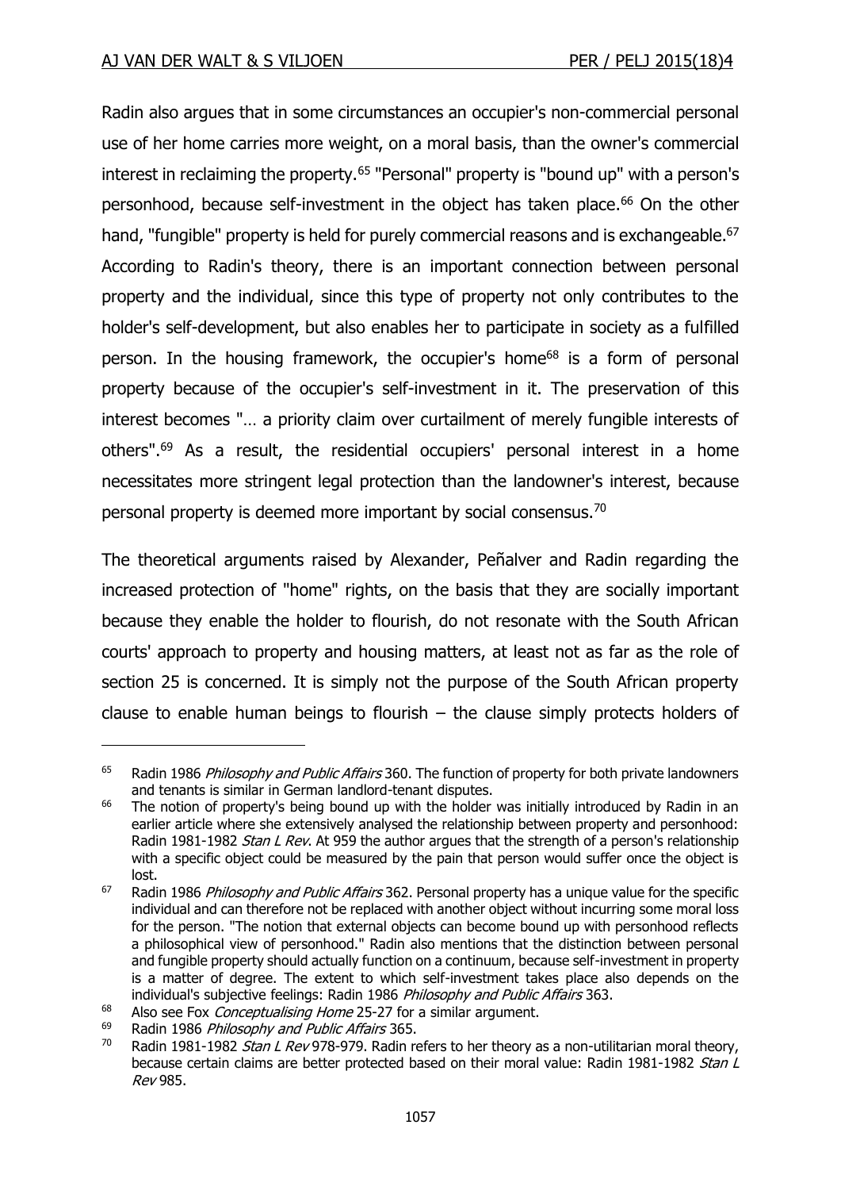Radin also argues that in some circumstances an occupier's non-commercial personal use of her home carries more weight, on a moral basis, than the owner's commercial interest in reclaiming the property.[65] "Personal" property is "bound up" with a person's personhood, because self-investment in the object has taken place.[66] On the other hand, "fungible" property is held for purely commercial reasons and is exchangeable.[67] According to Radin's theory, there is an important connection between personal property and the individual, since this type of property not only contributes to the holder's self-development, but also enables her to participate in society as a fulfilled person. In the housing framework, the occupier's home[68] is a form of personal property because of the occupier's self-investment in it. The preservation of this interest becomes "… a priority claim over curtailment of merely fungible interests of others".[69] As a result, the residential occupiers' personal interest in a home necessitates more stringent legal protection than the landowner's interest, because personal property is deemed more important by social consensus.[70]

The theoretical arguments raised by Alexander, Peñalver and Radin regarding the increased protection of "home" rights, on the basis that they are socially important because they enable the holder to flourish, do not resonate with the South African courts' approach to property and housing matters, at least not as far as the role of section 25 is concerned. It is simply not the purpose of the South African property clause to enable human beings to flourish – the clause simply protects holders of

---

65 Radin 1986 *Philosophy and Public Affairs* 360. The function of property for both private landowners and tenants is similar in German landlord-tenant disputes.

66 The notion of property's being bound up with the holder was initially introduced by Radin in an earlier article where she extensively analysed the relationship between property and personhood: Radin 1981-1982 *Stan L Rev*. At 959 the author argues that the strength of a person's relationship with a specific object could be measured by the pain that person would suffer once the object is lost.

67 Radin 1986 *Philosophy and Public Affairs* 362. Personal property has a unique value for the specific individual and can therefore not be replaced with another object without incurring some moral loss for the person. "The notion that external objects can become bound up with personhood reflects a philosophical view of personhood." Radin also mentions that the distinction between personal and fungible property should actually function on a continuum, because self-investment in property is a matter of degree. The extent to which self-investment takes place also depends on the individual's subjective feelings: Radin 1986 *Philosophy and Public Affairs* 363.

68 Also see Fox *Conceptualising Home* 25-27 for a similar argument.

69 Radin 1986 *Philosophy and Public Affairs* 365.

70 Radin 1981-1982 *Stan L Rev* 978-979. Radin refers to her theory as a non-utilitarian moral theory, because certain claims are better protected based on their moral value: Radin 1981-1982 *Stan L Rev* 985.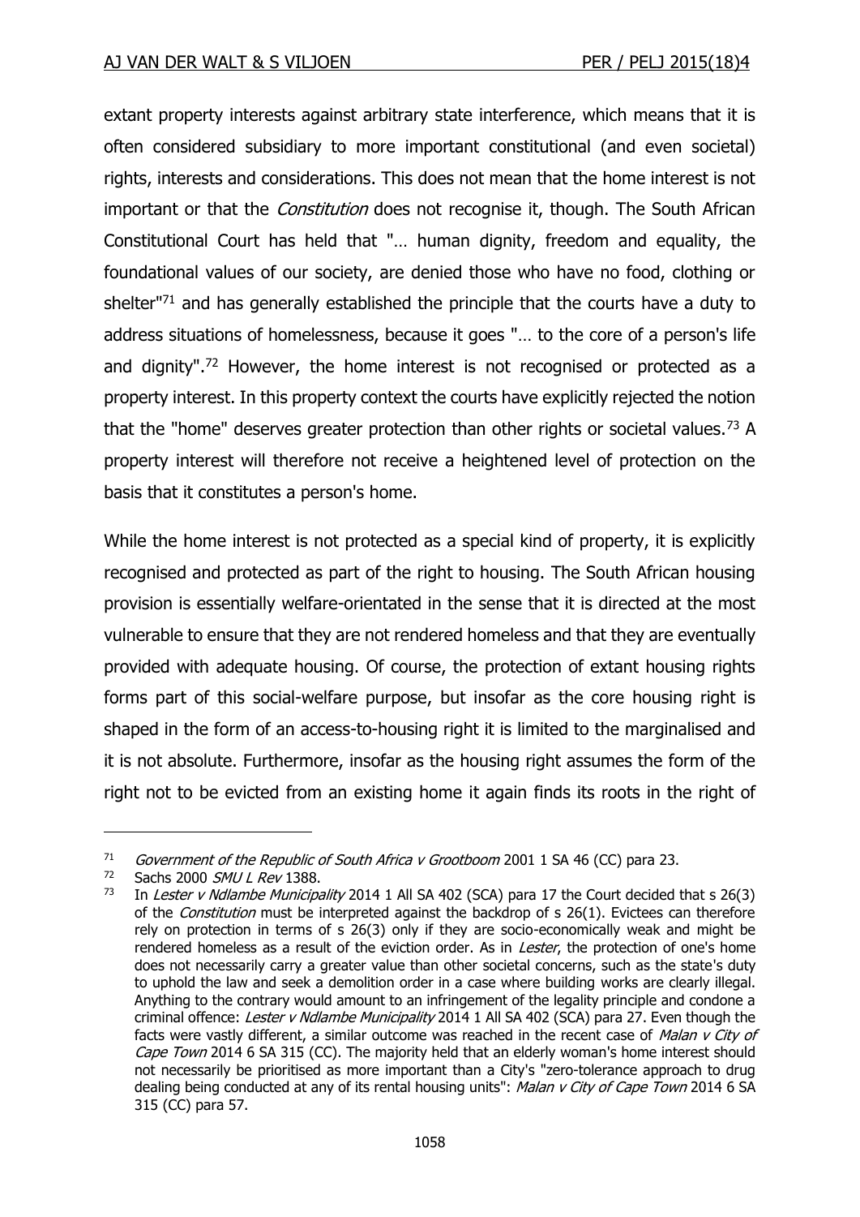extant property interests against arbitrary state interference, which means that it is often considered subsidiary to more important constitutional (and even societal) rights, interests and considerations. This does not mean that the home interest is not important or that the *Constitution* does not recognise it, though. The South African Constitutional Court has held that "… human dignity, freedom and equality, the foundational values of our society, are denied those who have no food, clothing or shelter"[71] and has generally established the principle that the courts have a duty to address situations of homelessness, because it goes "… to the core of a person's life and dignity".[72] However, the home interest is not recognised or protected as a property interest. In this property context the courts have explicitly rejected the notion that the "home" deserves greater protection than other rights or societal values.[73] A property interest will therefore not receive a heightened level of protection on the basis that it constitutes a person's home.

While the home interest is not protected as a special kind of property, it is explicitly recognised and protected as part of the right to housing. The South African housing provision is essentially welfare-orientated in the sense that it is directed at the most vulnerable to ensure that they are not rendered homeless and that they are eventually provided with adequate housing. Of course, the protection of extant housing rights forms part of this social-welfare purpose, but insofar as the core housing right is shaped in the form of an access-to-housing right it is limited to the marginalised and it is not absolute. Furthermore, insofar as the housing right assumes the form of the right not to be evicted from an existing home it again finds its roots in the right of

---

[71] *Government of the Republic of South Africa v Grootboom* 2001 1 SA 46 (CC) para 23.

[72] Sachs 2000 *SMU L Rev* 1388.

[73] In *Lester v Ndlambe Municipality* 2014 1 All SA 402 (SCA) para 17 the Court decided that s 26(3) of the *Constitution* must be interpreted against the backdrop of s 26(1). Evictees can therefore rely on protection in terms of s 26(3) only if they are socio-economically weak and might be rendered homeless as a result of the eviction order. As in *Lester*, the protection of one's home does not necessarily carry a greater value than other societal concerns, such as the state's duty to uphold the law and seek a demolition order in a case where building works are clearly illegal. Anything to the contrary would amount to an infringement of the legality principle and condone a criminal offence: *Lester v Ndlambe Municipality* 2014 1 All SA 402 (SCA) para 27. Even though the facts were vastly different, a similar outcome was reached in the recent case of *Malan v City of Cape Town* 2014 6 SA 315 (CC). The majority held that an elderly woman's home interest should not necessarily be prioritised as more important than a City's "zero-tolerance approach to drug dealing being conducted at any of its rental housing units": *Malan v City of Cape Town* 2014 6 SA 315 (CC) para 57.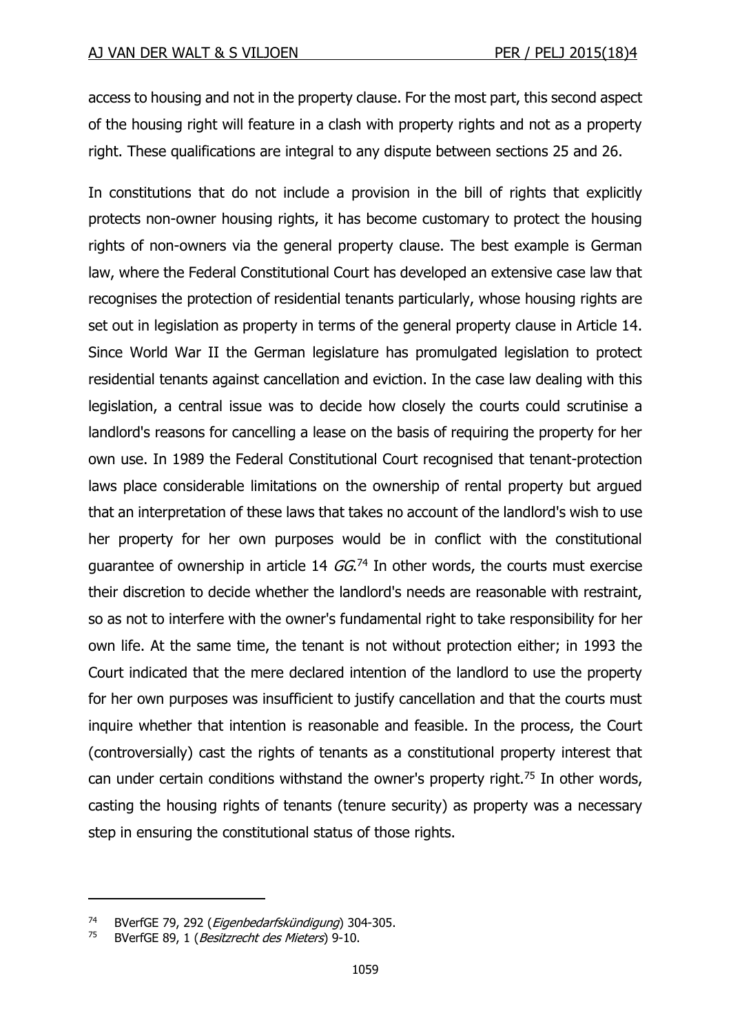access to housing and not in the property clause. For the most part, this second aspect of the housing right will feature in a clash with property rights and not as a property right. These qualifications are integral to any dispute between sections 25 and 26.

In constitutions that do not include a provision in the bill of rights that explicitly protects non-owner housing rights, it has become customary to protect the housing rights of non-owners via the general property clause. The best example is German law, where the Federal Constitutional Court has developed an extensive case law that recognises the protection of residential tenants particularly, whose housing rights are set out in legislation as property in terms of the general property clause in Article 14. Since World War II the German legislature has promulgated legislation to protect residential tenants against cancellation and eviction. In the case law dealing with this legislation, a central issue was to decide how closely the courts could scrutinise a landlord's reasons for cancelling a lease on the basis of requiring the property for her own use. In 1989 the Federal Constitutional Court recognised that tenant-protection laws place considerable limitations on the ownership of rental property but argued that an interpretation of these laws that takes no account of the landlord's wish to use her property for her own purposes would be in conflict with the constitutional guarantee of ownership in article 14 *GG*.[74] In other words, the courts must exercise their discretion to decide whether the landlord's needs are reasonable with restraint, so as not to interfere with the owner's fundamental right to take responsibility for her own life. At the same time, the tenant is not without protection either; in 1993 the Court indicated that the mere declared intention of the landlord to use the property for her own purposes was insufficient to justify cancellation and that the courts must inquire whether that intention is reasonable and feasible. In the process, the Court (controversially) cast the rights of tenants as a constitutional property interest that can under certain conditions withstand the owner's property right.[75] In other words, casting the housing rights of tenants (tenure security) as property was a necessary step in ensuring the constitutional status of those rights.

---

[74] BVerfGE 79, 292 (*Eigenbedarfskündigung*) 304-305.

[75] BVerfGE 89, 1 (*Besitzrecht des Mieters*) 9-10.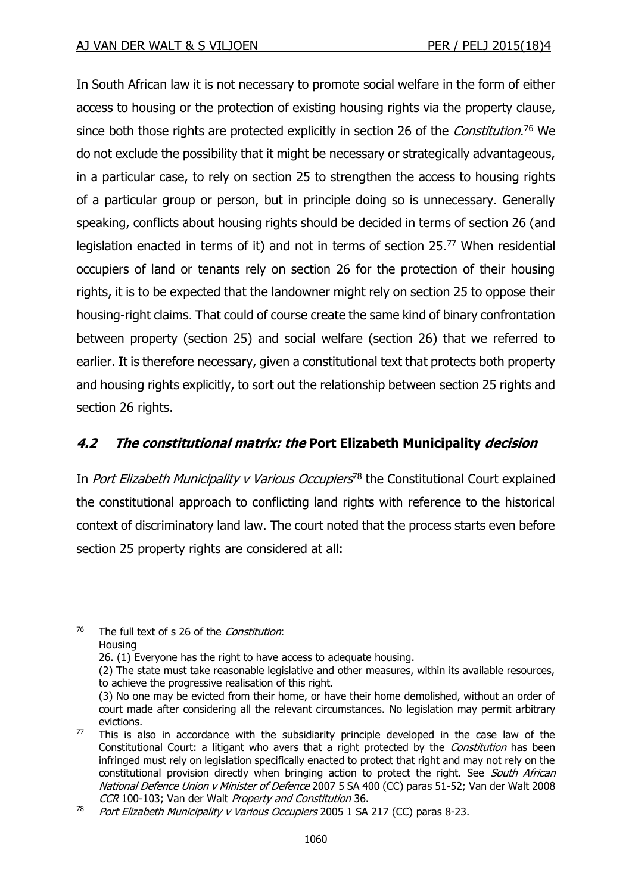In South African law it is not necessary to promote social welfare in the form of either access to housing or the protection of existing housing rights via the property clause, since both those rights are protected explicitly in section 26 of the *Constitution*.[76] We do not exclude the possibility that it might be necessary or strategically advantageous, in a particular case, to rely on section 25 to strengthen the access to housing rights of a particular group or person, but in principle doing so is unnecessary. Generally speaking, conflicts about housing rights should be decided in terms of section 26 (and legislation enacted in terms of it) and not in terms of section 25.[77] When residential occupiers of land or tenants rely on section 26 for the protection of their housing rights, it is to be expected that the landowner might rely on section 25 to oppose their housing-right claims. That could of course create the same kind of binary confrontation between property (section 25) and social welfare (section 26) that we referred to earlier. It is therefore necessary, given a constitutional text that protects both property and housing rights explicitly, to sort out the relationship between section 25 rights and section 26 rights.

### *4.2 The constitutional matrix: the* **Port Elizabeth Municipality** *decision*

In *Port Elizabeth Municipality v Various Occupiers*[78] the Constitutional Court explained the constitutional approach to conflicting land rights with reference to the historical context of discriminatory land law. The court noted that the process starts even before section 25 property rights are considered at all:

---

[76] The full text of s 26 of the *Constitution*:
Housing
26. (1) Everyone has the right to have access to adequate housing.
(2) The state must take reasonable legislative and other measures, within its available resources, to achieve the progressive realisation of this right.
(3) No one may be evicted from their home, or have their home demolished, without an order of court made after considering all the relevant circumstances. No legislation may permit arbitrary evictions.

[77] This is also in accordance with the subsidiarity principle developed in the case law of the Constitutional Court: a litigant who avers that a right protected by the *Constitution* has been infringed must rely on legislation specifically enacted to protect that right and may not rely on the constitutional provision directly when bringing action to protect the right. See *South African National Defence Union v Minister of Defence* 2007 5 SA 400 (CC) paras 51-52; Van der Walt 2008 *CCR* 100-103; Van der Walt *Property and Constitution* 36.

[78] *Port Elizabeth Municipality v Various Occupiers* 2005 1 SA 217 (CC) paras 8-23.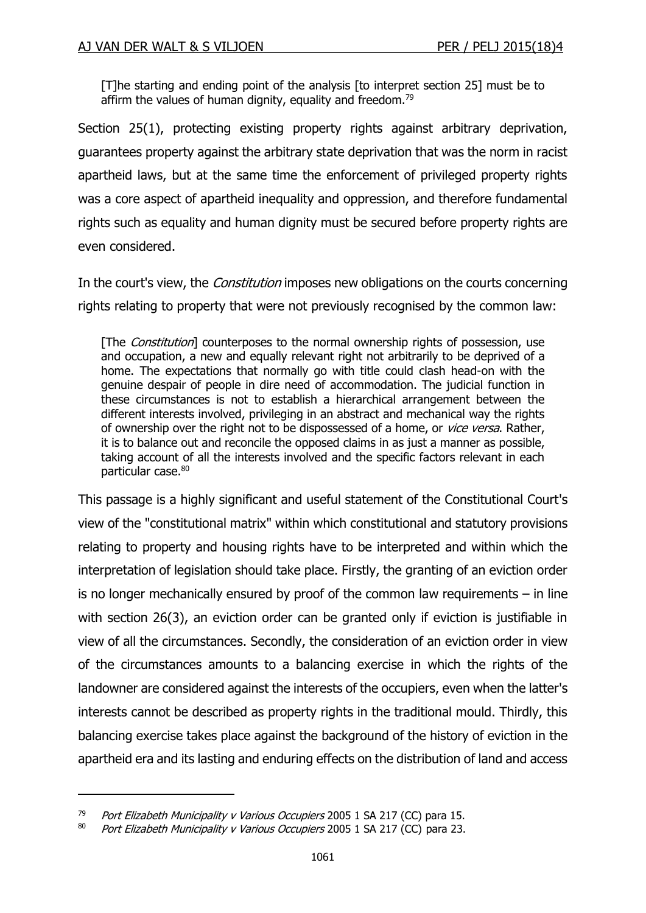> [T]he starting and ending point of the analysis [to interpret section 25] must be to affirm the values of human dignity, equality and freedom.[79]

Section 25(1), protecting existing property rights against arbitrary deprivation, guarantees property against the arbitrary state deprivation that was the norm in racist apartheid laws, but at the same time the enforcement of privileged property rights was a core aspect of apartheid inequality and oppression, and therefore fundamental rights such as equality and human dignity must be secured before property rights are even considered.

In the court's view, the *Constitution* imposes new obligations on the courts concerning rights relating to property that were not previously recognised by the common law:

> [The *Constitution*] counterposes to the normal ownership rights of possession, use and occupation, a new and equally relevant right not arbitrarily to be deprived of a home. The expectations that normally go with title could clash head-on with the genuine despair of people in dire need of accommodation. The judicial function in these circumstances is not to establish a hierarchical arrangement between the different interests involved, privileging in an abstract and mechanical way the rights of ownership over the right not to be dispossessed of a home, or *vice versa*. Rather, it is to balance out and reconcile the opposed claims in as just a manner as possible, taking account of all the interests involved and the specific factors relevant in each particular case.[80]

This passage is a highly significant and useful statement of the Constitutional Court's view of the "constitutional matrix" within which constitutional and statutory provisions relating to property and housing rights have to be interpreted and within which the interpretation of legislation should take place. Firstly, the granting of an eviction order is no longer mechanically ensured by proof of the common law requirements – in line with section 26(3), an eviction order can be granted only if eviction is justifiable in view of all the circumstances. Secondly, the consideration of an eviction order in view of the circumstances amounts to a balancing exercise in which the rights of the landowner are considered against the interests of the occupiers, even when the latter's interests cannot be described as property rights in the traditional mould. Thirdly, this balancing exercise takes place against the background of the history of eviction in the apartheid era and its lasting and enduring effects on the distribution of land and access

---

[79] *Port Elizabeth Municipality v Various Occupiers* 2005 1 SA 217 (CC) para 15.

[80] *Port Elizabeth Municipality v Various Occupiers* 2005 1 SA 217 (CC) para 23.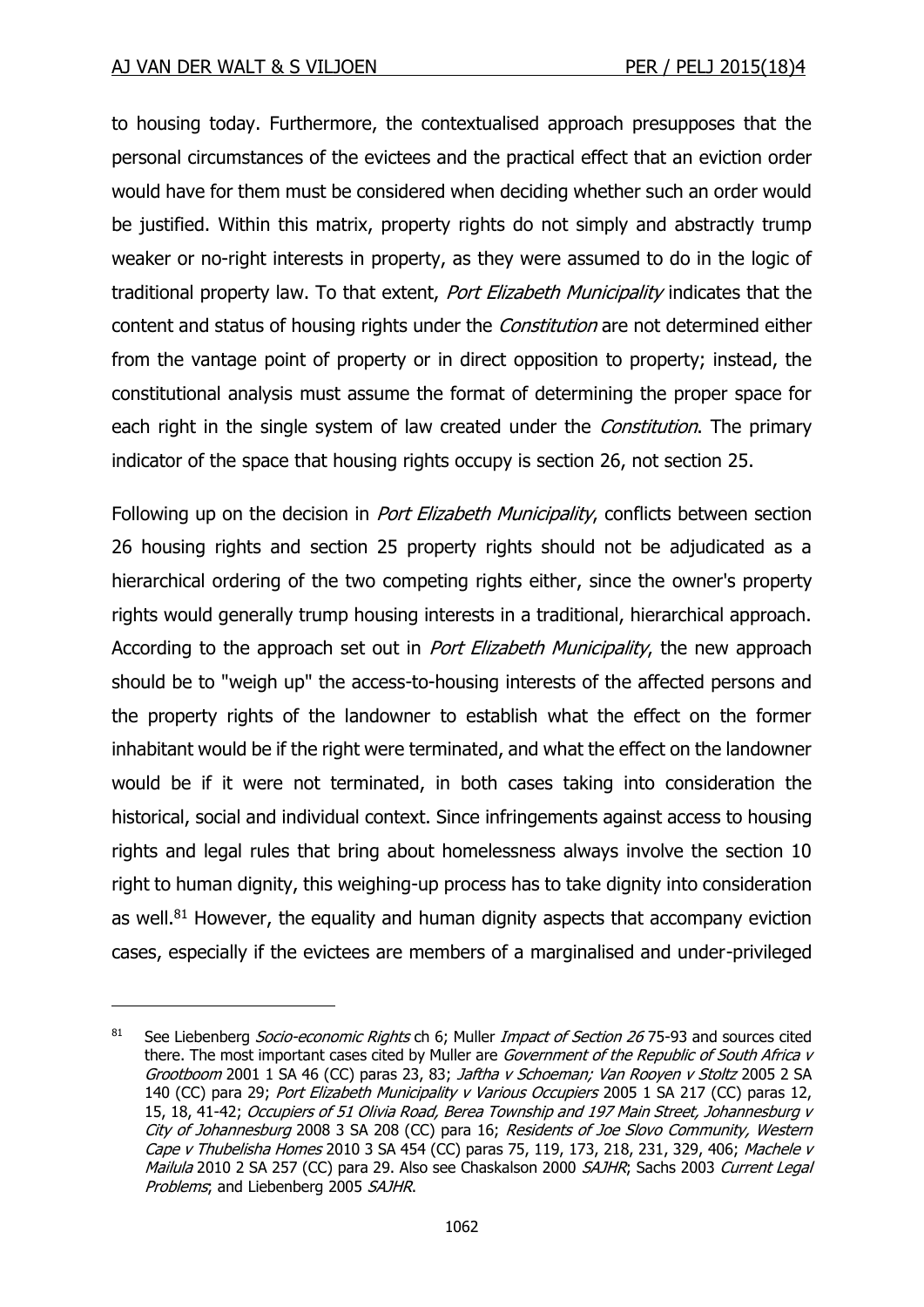to housing today. Furthermore, the contextualised approach presupposes that the personal circumstances of the evictees and the practical effect that an eviction order would have for them must be considered when deciding whether such an order would be justified. Within this matrix, property rights do not simply and abstractly trump weaker or no-right interests in property, as they were assumed to do in the logic of traditional property law. To that extent, *Port Elizabeth Municipality* indicates that the content and status of housing rights under the *Constitution* are not determined either from the vantage point of property or in direct opposition to property; instead, the constitutional analysis must assume the format of determining the proper space for each right in the single system of law created under the *Constitution*. The primary indicator of the space that housing rights occupy is section 26, not section 25.

Following up on the decision in *Port Elizabeth Municipality*, conflicts between section 26 housing rights and section 25 property rights should not be adjudicated as a hierarchical ordering of the two competing rights either, since the owner's property rights would generally trump housing interests in a traditional, hierarchical approach. According to the approach set out in *Port Elizabeth Municipality*, the new approach should be to "weigh up" the access-to-housing interests of the affected persons and the property rights of the landowner to establish what the effect on the former inhabitant would be if the right were terminated, and what the effect on the landowner would be if it were not terminated, in both cases taking into consideration the historical, social and individual context. Since infringements against access to housing rights and legal rules that bring about homelessness always involve the section 10 right to human dignity, this weighing-up process has to take dignity into consideration as well.[81] However, the equality and human dignity aspects that accompany eviction cases, especially if the evictees are members of a marginalised and under-privileged

[81] See Liebenberg *Socio-economic Rights* ch 6; Muller *Impact of Section 26* 75-93 and sources cited there. The most important cases cited by Muller are *Government of the Republic of South Africa v Grootboom* 2001 1 SA 46 (CC) paras 23, 83; *Jaftha v Schoeman; Van Rooyen v Stoltz* 2005 2 SA 140 (CC) para 29; *Port Elizabeth Municipality v Various Occupiers* 2005 1 SA 217 (CC) paras 12, 15, 18, 41-42; *Occupiers of 51 Olivia Road, Berea Township and 197 Main Street, Johannesburg v City of Johannesburg* 2008 3 SA 208 (CC) para 16; *Residents of Joe Slovo Community, Western Cape v Thubelisha Homes* 2010 3 SA 454 (CC) paras 75, 119, 173, 218, 231, 329, 406; *Machele v Mailula* 2010 2 SA 257 (CC) para 29. Also see Chaskalson 2000 *SAJHR*; Sachs 2003 *Current Legal Problems*; and Liebenberg 2005 *SAJHR*.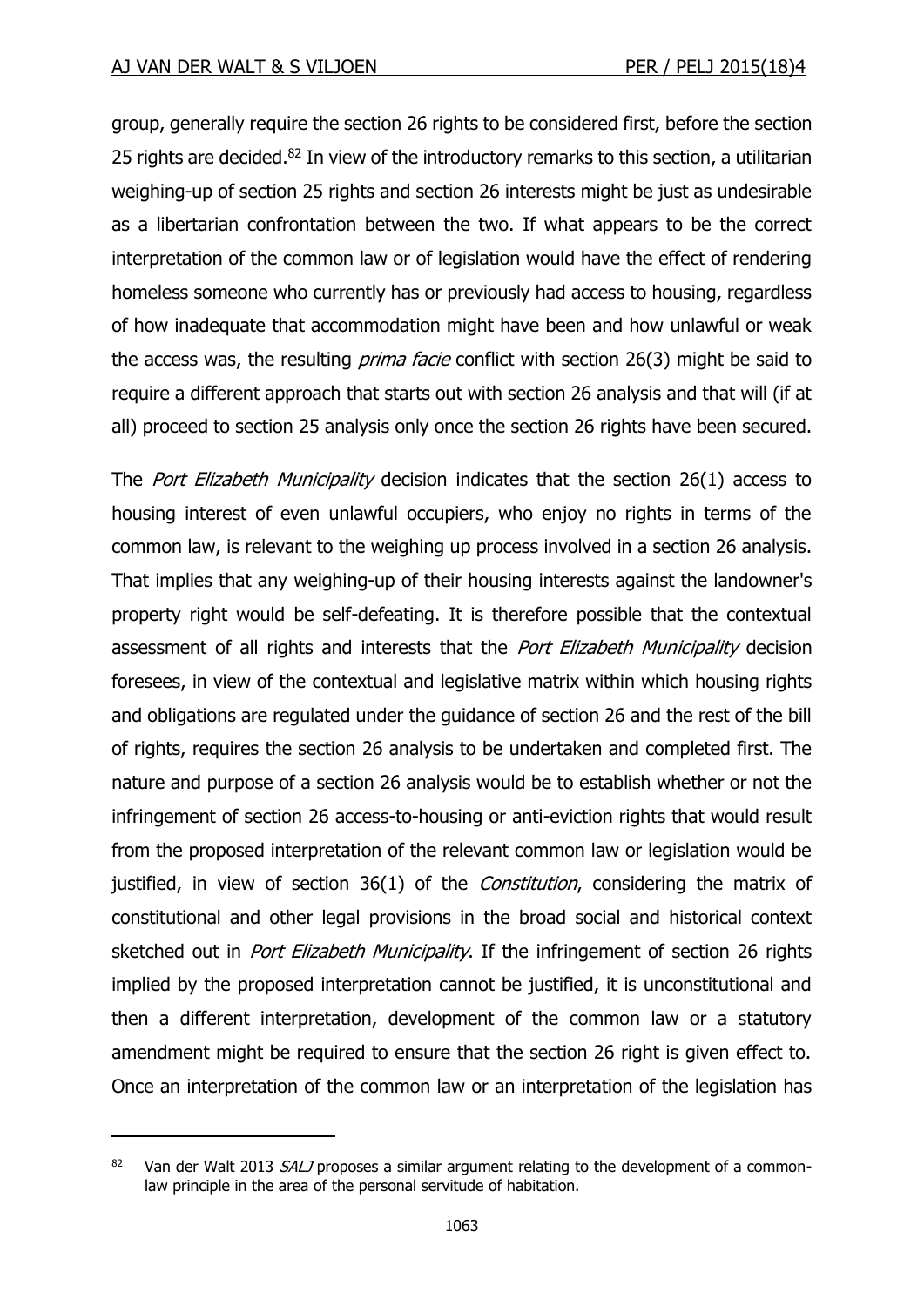group, generally require the section 26 rights to be considered first, before the section 25 rights are decided.[82] In view of the introductory remarks to this section, a utilitarian weighing-up of section 25 rights and section 26 interests might be just as undesirable as a libertarian confrontation between the two. If what appears to be the correct interpretation of the common law or of legislation would have the effect of rendering homeless someone who currently has or previously had access to housing, regardless of how inadequate that accommodation might have been and how unlawful or weak the access was, the resulting *prima facie* conflict with section 26(3) might be said to require a different approach that starts out with section 26 analysis and that will (if at all) proceed to section 25 analysis only once the section 26 rights have been secured.

The *Port Elizabeth Municipality* decision indicates that the section 26(1) access to housing interest of even unlawful occupiers, who enjoy no rights in terms of the common law, is relevant to the weighing up process involved in a section 26 analysis. That implies that any weighing-up of their housing interests against the landowner's property right would be self-defeating. It is therefore possible that the contextual assessment of all rights and interests that the *Port Elizabeth Municipality* decision foresees, in view of the contextual and legislative matrix within which housing rights and obligations are regulated under the guidance of section 26 and the rest of the bill of rights, requires the section 26 analysis to be undertaken and completed first. The nature and purpose of a section 26 analysis would be to establish whether or not the infringement of section 26 access-to-housing or anti-eviction rights that would result from the proposed interpretation of the relevant common law or legislation would be justified, in view of section 36(1) of the *Constitution*, considering the matrix of constitutional and other legal provisions in the broad social and historical context sketched out in *Port Elizabeth Municipality*. If the infringement of section 26 rights implied by the proposed interpretation cannot be justified, it is unconstitutional and then a different interpretation, development of the common law or a statutory amendment might be required to ensure that the section 26 right is given effect to. Once an interpretation of the common law or an interpretation of the legislation has

[82] Van der Walt 2013 *SALJ* proposes a similar argument relating to the development of a common-law principle in the area of the personal servitude of habitation.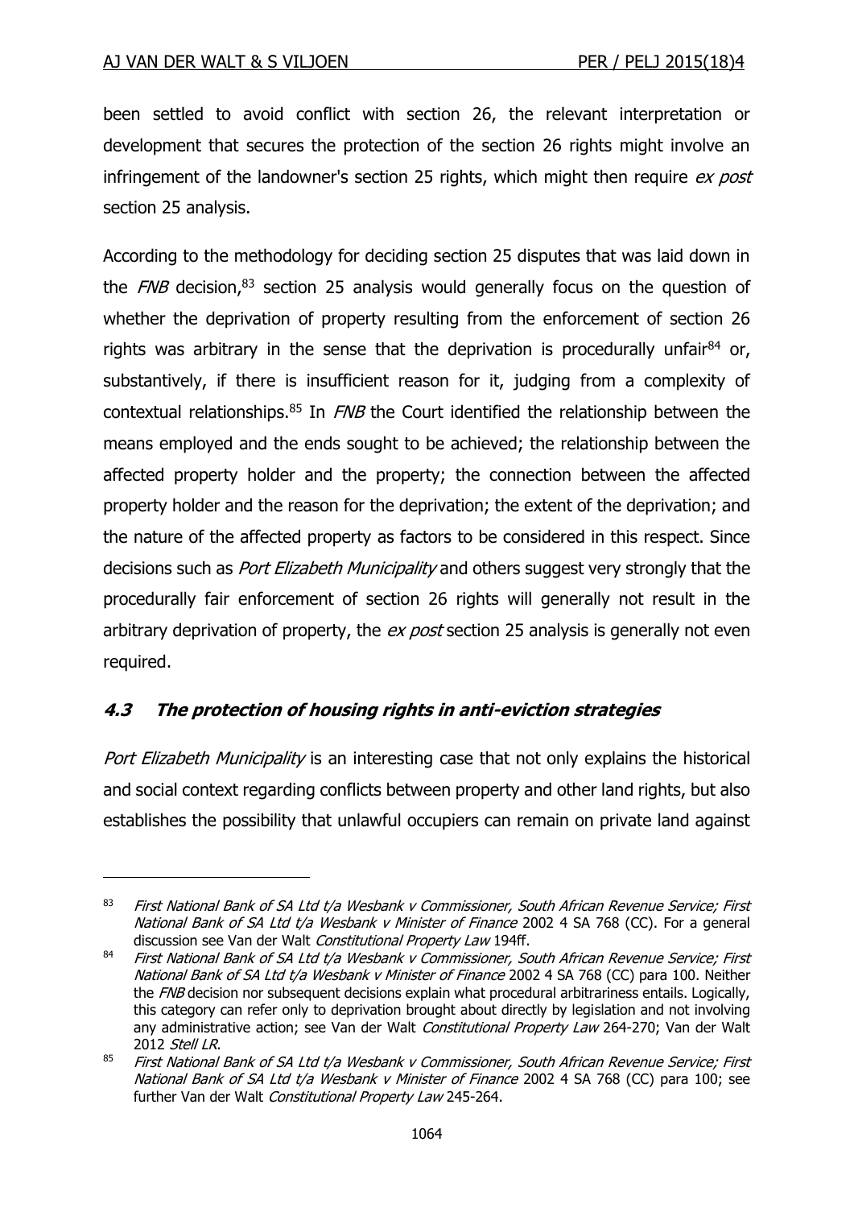been settled to avoid conflict with section 26, the relevant interpretation or development that secures the protection of the section 26 rights might involve an infringement of the landowner's section 25 rights, which might then require *ex post* section 25 analysis.

According to the methodology for deciding section 25 disputes that was laid down in the *FNB* decision,[83] section 25 analysis would generally focus on the question of whether the deprivation of property resulting from the enforcement of section 26 rights was arbitrary in the sense that the deprivation is procedurally unfair[84] or, substantively, if there is insufficient reason for it, judging from a complexity of contextual relationships.[85] In *FNB* the Court identified the relationship between the means employed and the ends sought to be achieved; the relationship between the affected property holder and the property; the connection between the affected property holder and the reason for the deprivation; the extent of the deprivation; and the nature of the affected property as factors to be considered in this respect. Since decisions such as *Port Elizabeth Municipality* and others suggest very strongly that the procedurally fair enforcement of section 26 rights will generally not result in the arbitrary deprivation of property, the *ex post* section 25 analysis is generally not even required.

### *4.3 The protection of housing rights in anti-eviction strategies*

*Port Elizabeth Municipality* is an interesting case that not only explains the historical and social context regarding conflicts between property and other land rights, but also establishes the possibility that unlawful occupiers can remain on private land against

---

[83] *First National Bank of SA Ltd t/a Wesbank v Commissioner, South African Revenue Service; First National Bank of SA Ltd t/a Wesbank v Minister of Finance* 2002 4 SA 768 (CC). For a general discussion see Van der Walt *Constitutional Property Law* 194ff.

[84] *First National Bank of SA Ltd t/a Wesbank v Commissioner, South African Revenue Service; First National Bank of SA Ltd t/a Wesbank v Minister of Finance* 2002 4 SA 768 (CC) para 100. Neither the *FNB* decision nor subsequent decisions explain what procedural arbitrariness entails. Logically, this category can refer only to deprivation brought about directly by legislation and not involving any administrative action; see Van der Walt *Constitutional Property Law* 264-270; Van der Walt 2012 *Stell LR*.

[85] *First National Bank of SA Ltd t/a Wesbank v Commissioner, South African Revenue Service; First National Bank of SA Ltd t/a Wesbank v Minister of Finance* 2002 4 SA 768 (CC) para 100; see further Van der Walt *Constitutional Property Law* 245-264.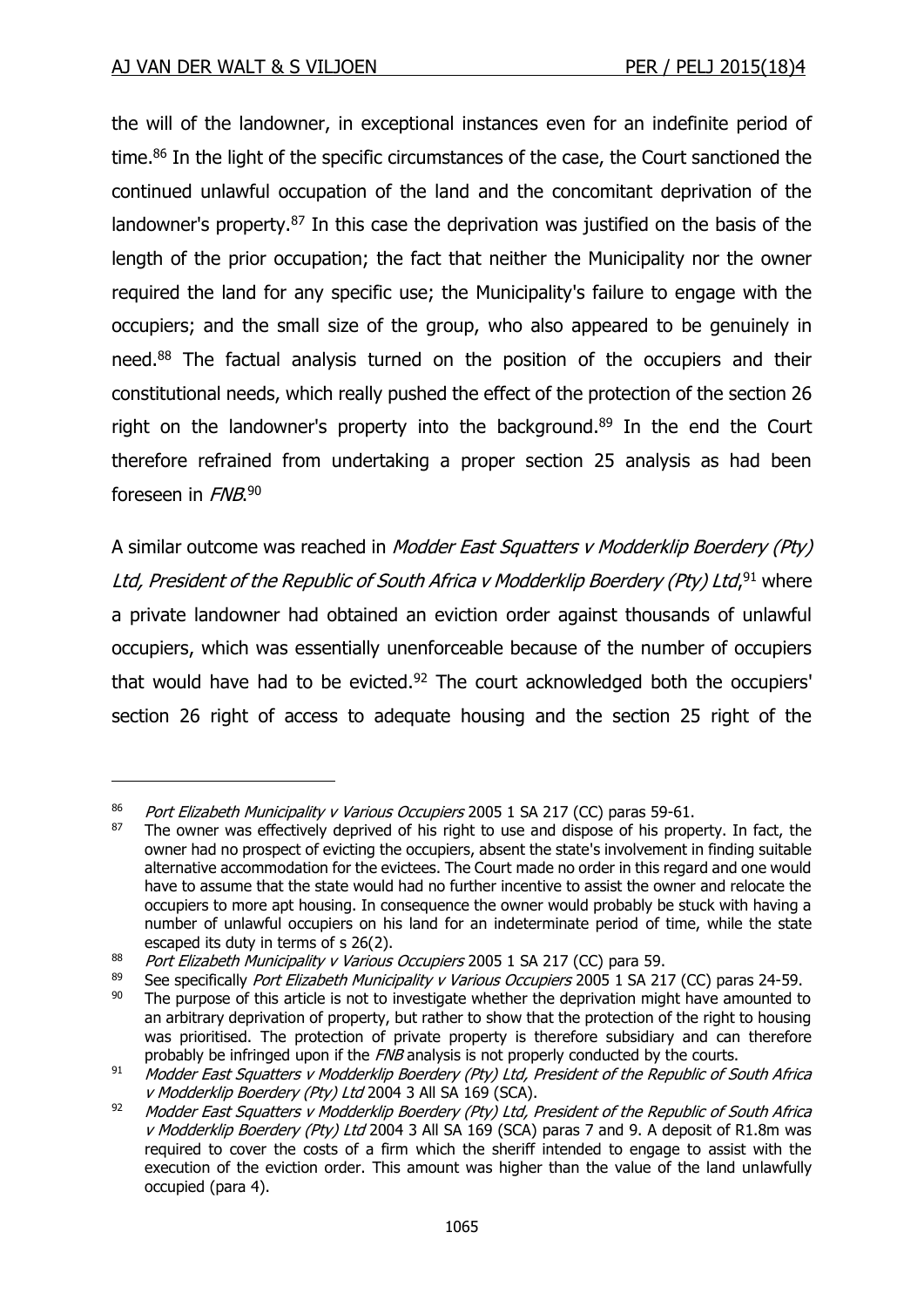the will of the landowner, in exceptional instances even for an indefinite period of time.[86] In the light of the specific circumstances of the case, the Court sanctioned the continued unlawful occupation of the land and the concomitant deprivation of the landowner's property.[87] In this case the deprivation was justified on the basis of the length of the prior occupation; the fact that neither the Municipality nor the owner required the land for any specific use; the Municipality's failure to engage with the occupiers; and the small size of the group, who also appeared to be genuinely in need.[88] The factual analysis turned on the position of the occupiers and their constitutional needs, which really pushed the effect of the protection of the section 26 right on the landowner's property into the background.[89] In the end the Court therefore refrained from undertaking a proper section 25 analysis as had been foreseen in *FNB*.[90]

A similar outcome was reached in *Modder East Squatters v Modderklip Boerdery (Pty) Ltd, President of the Republic of South Africa v Modderklip Boerdery (Pty) Ltd*,[91] where a private landowner had obtained an eviction order against thousands of unlawful occupiers, which was essentially unenforceable because of the number of occupiers that would have had to be evicted.[92] The court acknowledged both the occupiers' section 26 right of access to adequate housing and the section 25 right of the

---

[86] *Port Elizabeth Municipality v Various Occupiers* 2005 1 SA 217 (CC) paras 59-61.

[87] The owner was effectively deprived of his right to use and dispose of his property. In fact, the owner had no prospect of evicting the occupiers, absent the state's involvement in finding suitable alternative accommodation for the evictees. The Court made no order in this regard and one would have to assume that the state would had no further incentive to assist the owner and relocate the occupiers to more apt housing. In consequence the owner would probably be stuck with having a number of unlawful occupiers on his land for an indeterminate period of time, while the state escaped its duty in terms of s 26(2).

[88] *Port Elizabeth Municipality v Various Occupiers* 2005 1 SA 217 (CC) para 59.

[89] See specifically *Port Elizabeth Municipality v Various Occupiers* 2005 1 SA 217 (CC) paras 24-59.

[90] The purpose of this article is not to investigate whether the deprivation might have amounted to an arbitrary deprivation of property, but rather to show that the protection of the right to housing was prioritised. The protection of private property is therefore subsidiary and can therefore probably be infringed upon if the *FNB* analysis is not properly conducted by the courts.

[91] *Modder East Squatters v Modderklip Boerdery (Pty) Ltd, President of the Republic of South Africa v Modderklip Boerdery (Pty) Ltd* 2004 3 All SA 169 (SCA).

[92] *Modder East Squatters v Modderklip Boerdery (Pty) Ltd, President of the Republic of South Africa v Modderklip Boerdery (Pty) Ltd* 2004 3 All SA 169 (SCA) paras 7 and 9. A deposit of R1.8m was required to cover the costs of a firm which the sheriff intended to engage to assist with the execution of the eviction order. This amount was higher than the value of the land unlawfully occupied (para 4).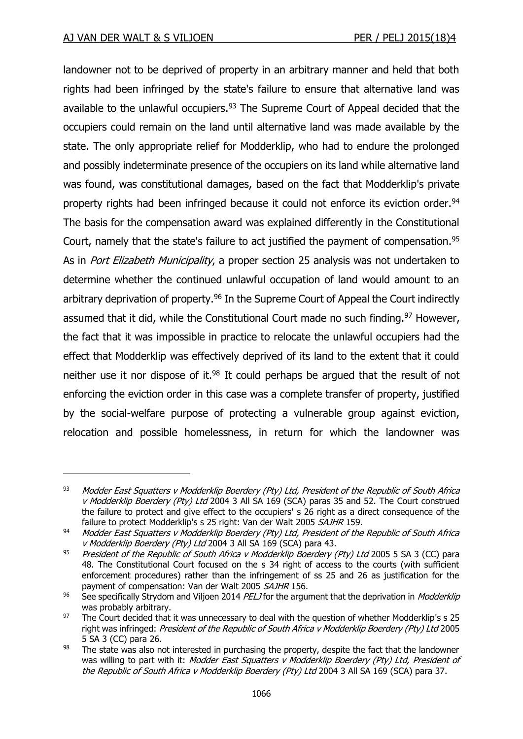landowner not to be deprived of property in an arbitrary manner and held that both rights had been infringed by the state's failure to ensure that alternative land was available to the unlawful occupiers.[93] The Supreme Court of Appeal decided that the occupiers could remain on the land until alternative land was made available by the state. The only appropriate relief for Modderklip, who had to endure the prolonged and possibly indeterminate presence of the occupiers on its land while alternative land was found, was constitutional damages, based on the fact that Modderklip's private property rights had been infringed because it could not enforce its eviction order.[94] The basis for the compensation award was explained differently in the Constitutional Court, namely that the state's failure to act justified the payment of compensation.[95] As in *Port Elizabeth Municipality*, a proper section 25 analysis was not undertaken to determine whether the continued unlawful occupation of land would amount to an arbitrary deprivation of property.[96] In the Supreme Court of Appeal the Court indirectly assumed that it did, while the Constitutional Court made no such finding.[97] However, the fact that it was impossible in practice to relocate the unlawful occupiers had the effect that Modderklip was effectively deprived of its land to the extent that it could neither use it nor dispose of it.[98] It could perhaps be argued that the result of not enforcing the eviction order in this case was a complete transfer of property, justified by the social-welfare purpose of protecting a vulnerable group against eviction, relocation and possible homelessness, in return for which the landowner was

---

[93] *Modder East Squatters v Modderklip Boerdery (Pty) Ltd, President of the Republic of South Africa v Modderklip Boerdery (Pty) Ltd* 2004 3 All SA 169 (SCA) paras 35 and 52. The Court construed the failure to protect and give effect to the occupiers' s 26 right as a direct consequence of the failure to protect Modderklip's s 25 right: Van der Walt 2005 *SAJHR* 159.

[94] *Modder East Squatters v Modderklip Boerdery (Pty) Ltd, President of the Republic of South Africa v Modderklip Boerdery (Pty) Ltd* 2004 3 All SA 169 (SCA) para 43.

[95] *President of the Republic of South Africa v Modderklip Boerdery (Pty) Ltd* 2005 5 SA 3 (CC) para 48. The Constitutional Court focused on the s 34 right of access to the courts (with sufficient enforcement procedures) rather than the infringement of ss 25 and 26 as justification for the payment of compensation: Van der Walt 2005 *SAJHR* 156.

[96] See specifically Strydom and Viljoen 2014 *PELJ* for the argument that the deprivation in *Modderklip* was probably arbitrary.

[97] The Court decided that it was unnecessary to deal with the question of whether Modderklip's s 25 right was infringed: *President of the Republic of South Africa v Modderklip Boerdery (Pty) Ltd* 2005 5 SA 3 (CC) para 26.

[98] The state was also not interested in purchasing the property, despite the fact that the landowner was willing to part with it: *Modder East Squatters v Modderklip Boerdery (Pty) Ltd, President of the Republic of South Africa v Modderklip Boerdery (Pty) Ltd* 2004 3 All SA 169 (SCA) para 37.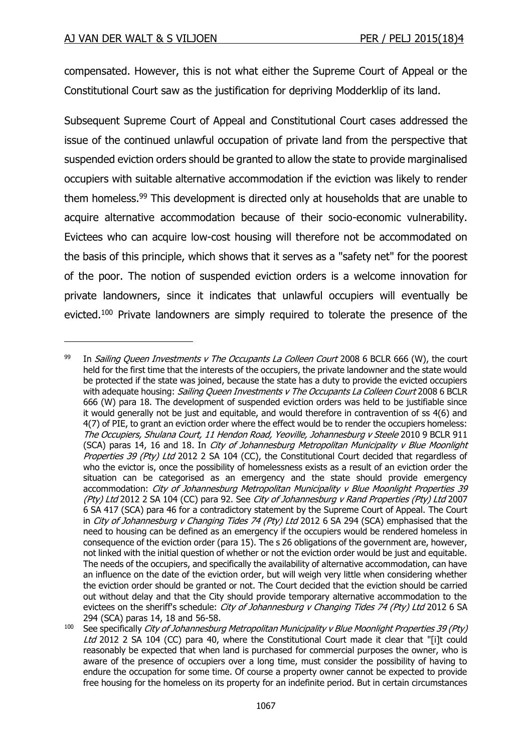compensated. However, this is not what either the Supreme Court of Appeal or the Constitutional Court saw as the justification for depriving Modderklip of its land.

Subsequent Supreme Court of Appeal and Constitutional Court cases addressed the issue of the continued unlawful occupation of private land from the perspective that suspended eviction orders should be granted to allow the state to provide marginalised occupiers with suitable alternative accommodation if the eviction was likely to render them homeless.[99] This development is directed only at households that are unable to acquire alternative accommodation because of their socio-economic vulnerability. Evictees who can acquire low-cost housing will therefore not be accommodated on the basis of this principle, which shows that it serves as a "safety net" for the poorest of the poor. The notion of suspended eviction orders is a welcome innovation for private landowners, since it indicates that unlawful occupiers will eventually be evicted.[100] Private landowners are simply required to tolerate the presence of the

---

[99] In *Sailing Queen Investments v The Occupants La Colleen Court* 2008 6 BCLR 666 (W), the court held for the first time that the interests of the occupiers, the private landowner and the state would be protected if the state was joined, because the state has a duty to provide the evicted occupiers with adequate housing: *Sailing Queen Investments v The Occupants La Colleen Court* 2008 6 BCLR 666 (W) para 18. The development of suspended eviction orders was held to be justifiable since it would generally not be just and equitable, and would therefore in contravention of ss 4(6) and 4(7) of PIE, to grant an eviction order where the effect would be to render the occupiers homeless: *The Occupiers, Shulana Court, 11 Hendon Road, Yeoville, Johannesburg v Steele* 2010 9 BCLR 911 (SCA) paras 14, 16 and 18. In *City of Johannesburg Metropolitan Municipality v Blue Moonlight Properties 39 (Pty) Ltd* 2012 2 SA 104 (CC), the Constitutional Court decided that regardless of who the evictor is, once the possibility of homelessness exists as a result of an eviction order the situation can be categorised as an emergency and the state should provide emergency accommodation: *City of Johannesburg Metropolitan Municipality v Blue Moonlight Properties 39 (Pty) Ltd* 2012 2 SA 104 (CC) para 92. See *City of Johannesburg v Rand Properties (Pty) Ltd* 2007 6 SA 417 (SCA) para 46 for a contradictory statement by the Supreme Court of Appeal. The Court in *City of Johannesburg v Changing Tides 74 (Pty) Ltd* 2012 6 SA 294 (SCA) emphasised that the need to housing can be defined as an emergency if the occupiers would be rendered homeless in consequence of the eviction order (para 15). The s 26 obligations of the government are, however, not linked with the initial question of whether or not the eviction order would be just and equitable. The needs of the occupiers, and specifically the availability of alternative accommodation, can have an influence on the date of the eviction order, but will weigh very little when considering whether the eviction order should be granted or not. The Court decided that the eviction should be carried out without delay and that the City should provide temporary alternative accommodation to the evictees on the sheriff's schedule: *City of Johannesburg v Changing Tides 74 (Pty) Ltd* 2012 6 SA 294 (SCA) paras 14, 18 and 56-58.

[100] See specifically *City of Johannesburg Metropolitan Municipality v Blue Moonlight Properties 39 (Pty) Ltd* 2012 2 SA 104 (CC) para 40, where the Constitutional Court made it clear that "[i]t could reasonably be expected that when land is purchased for commercial purposes the owner, who is aware of the presence of occupiers over a long time, must consider the possibility of having to endure the occupation for some time. Of course a property owner cannot be expected to provide free housing for the homeless on its property for an indefinite period. But in certain circumstances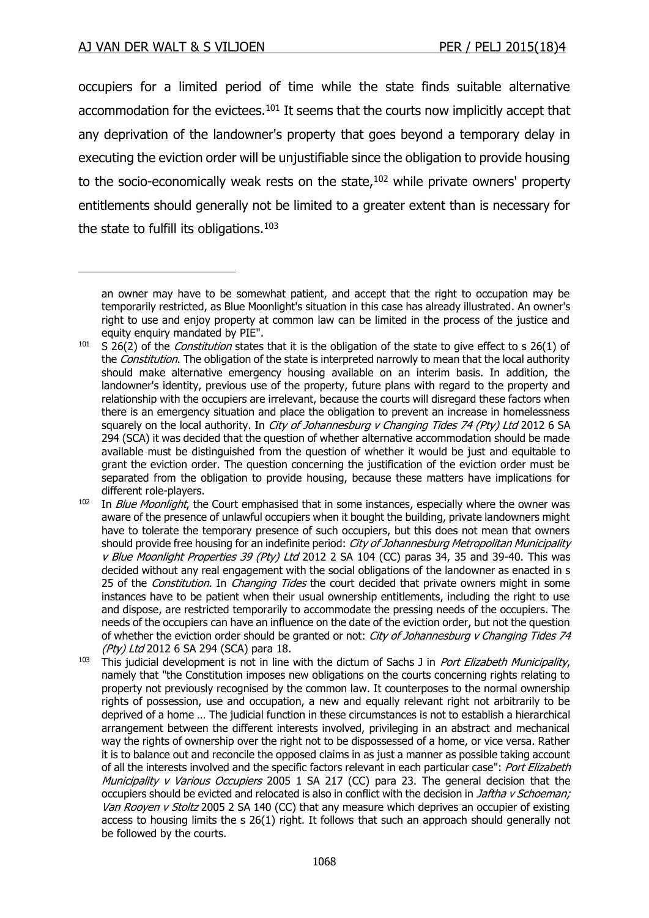occupiers for a limited period of time while the state finds suitable alternative accommodation for the evictees.[101] It seems that the courts now implicitly accept that any deprivation of the landowner's property that goes beyond a temporary delay in executing the eviction order will be unjustifiable since the obligation to provide housing to the socio-economically weak rests on the state,[102] while private owners' property entitlements should generally not be limited to a greater extent than is necessary for the state to fulfill its obligations.[103]

---

an owner may have to be somewhat patient, and accept that the right to occupation may be temporarily restricted, as Blue Moonlight's situation in this case has already illustrated. An owner's right to use and enjoy property at common law can be limited in the process of the justice and equity enquiry mandated by PIE".

101 S 26(2) of the *Constitution* states that it is the obligation of the state to give effect to s 26(1) of the *Constitution*. The obligation of the state is interpreted narrowly to mean that the local authority should make alternative emergency housing available on an interim basis. In addition, the landowner's identity, previous use of the property, future plans with regard to the property and relationship with the occupiers are irrelevant, because the courts will disregard these factors when there is an emergency situation and place the obligation to prevent an increase in homelessness squarely on the local authority. In *City of Johannesburg v Changing Tides 74 (Pty) Ltd* 2012 6 SA 294 (SCA) it was decided that the question of whether alternative accommodation should be made available must be distinguished from the question of whether it would be just and equitable to grant the eviction order. The question concerning the justification of the eviction order must be separated from the obligation to provide housing, because these matters have implications for different role-players.

102 In *Blue Moonlight*, the Court emphasised that in some instances, especially where the owner was aware of the presence of unlawful occupiers when it bought the building, private landowners might have to tolerate the temporary presence of such occupiers, but this does not mean that owners should provide free housing for an indefinite period: *City of Johannesburg Metropolitan Municipality v Blue Moonlight Properties 39 (Pty) Ltd* 2012 2 SA 104 (CC) paras 34, 35 and 39-40. This was decided without any real engagement with the social obligations of the landowner as enacted in s 25 of the *Constitution.* In *Changing Tides* the court decided that private owners might in some instances have to be patient when their usual ownership entitlements, including the right to use and dispose, are restricted temporarily to accommodate the pressing needs of the occupiers. The needs of the occupiers can have an influence on the date of the eviction order, but not the question of whether the eviction order should be granted or not: *City of Johannesburg v Changing Tides 74 (Pty) Ltd* 2012 6 SA 294 (SCA) para 18.

103 This judicial development is not in line with the dictum of Sachs J in *Port Elizabeth Municipality*, namely that "the Constitution imposes new obligations on the courts concerning rights relating to property not previously recognised by the common law. It counterposes to the normal ownership rights of possession, use and occupation, a new and equally relevant right not arbitrarily to be deprived of a home … The judicial function in these circumstances is not to establish a hierarchical arrangement between the different interests involved, privileging in an abstract and mechanical way the rights of ownership over the right not to be dispossessed of a home, or vice versa. Rather it is to balance out and reconcile the opposed claims in as just a manner as possible taking account of all the interests involved and the specific factors relevant in each particular case": *Port Elizabeth Municipality v Various Occupiers* 2005 1 SA 217 (CC) para 23. The general decision that the occupiers should be evicted and relocated is also in conflict with the decision in *Jaftha v Schoeman; Van Rooyen v Stoltz* 2005 2 SA 140 (CC) that any measure which deprives an occupier of existing access to housing limits the s 26(1) right. It follows that such an approach should generally not be followed by the courts.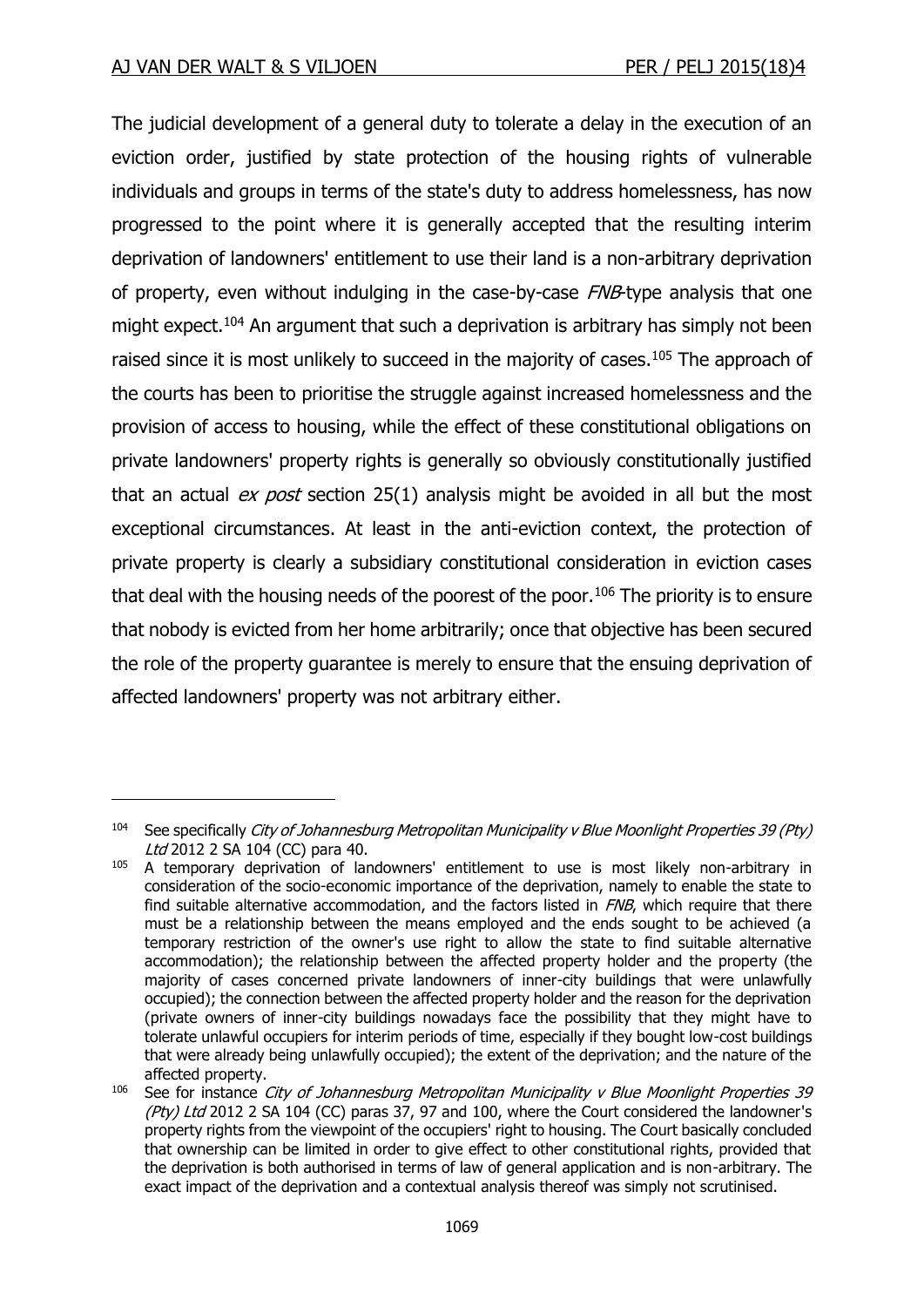The judicial development of a general duty to tolerate a delay in the execution of an eviction order, justified by state protection of the housing rights of vulnerable individuals and groups in terms of the state's duty to address homelessness, has now progressed to the point where it is generally accepted that the resulting interim deprivation of landowners' entitlement to use their land is a non-arbitrary deprivation of property, even without indulging in the case-by-case *FNB*-type analysis that one might expect.[104] An argument that such a deprivation is arbitrary has simply not been raised since it is most unlikely to succeed in the majority of cases.[105] The approach of the courts has been to prioritise the struggle against increased homelessness and the provision of access to housing, while the effect of these constitutional obligations on private landowners' property rights is generally so obviously constitutionally justified that an actual *ex post* section 25(1) analysis might be avoided in all but the most exceptional circumstances. At least in the anti-eviction context, the protection of private property is clearly a subsidiary constitutional consideration in eviction cases that deal with the housing needs of the poorest of the poor.[106] The priority is to ensure that nobody is evicted from her home arbitrarily; once that objective has been secured the role of the property guarantee is merely to ensure that the ensuing deprivation of affected landowners' property was not arbitrary either.

---

[104] See specifically *City of Johannesburg Metropolitan Municipality v Blue Moonlight Properties 39 (Pty) Ltd* 2012 2 SA 104 (CC) para 40.

[105] A temporary deprivation of landowners' entitlement to use is most likely non-arbitrary in consideration of the socio-economic importance of the deprivation, namely to enable the state to find suitable alternative accommodation, and the factors listed in *FNB*, which require that there must be a relationship between the means employed and the ends sought to be achieved (a temporary restriction of the owner's use right to allow the state to find suitable alternative accommodation); the relationship between the affected property holder and the property (the majority of cases concerned private landowners of inner-city buildings that were unlawfully occupied); the connection between the affected property holder and the reason for the deprivation (private owners of inner-city buildings nowadays face the possibility that they might have to tolerate unlawful occupiers for interim periods of time, especially if they bought low-cost buildings that were already being unlawfully occupied); the extent of the deprivation; and the nature of the affected property.

[106] See for instance *City of Johannesburg Metropolitan Municipality v Blue Moonlight Properties 39 (Pty) Ltd* 2012 2 SA 104 (CC) paras 37, 97 and 100, where the Court considered the landowner's property rights from the viewpoint of the occupiers' right to housing. The Court basically concluded that ownership can be limited in order to give effect to other constitutional rights, provided that the deprivation is both authorised in terms of law of general application and is non-arbitrary. The exact impact of the deprivation and a contextual analysis thereof was simply not scrutinised.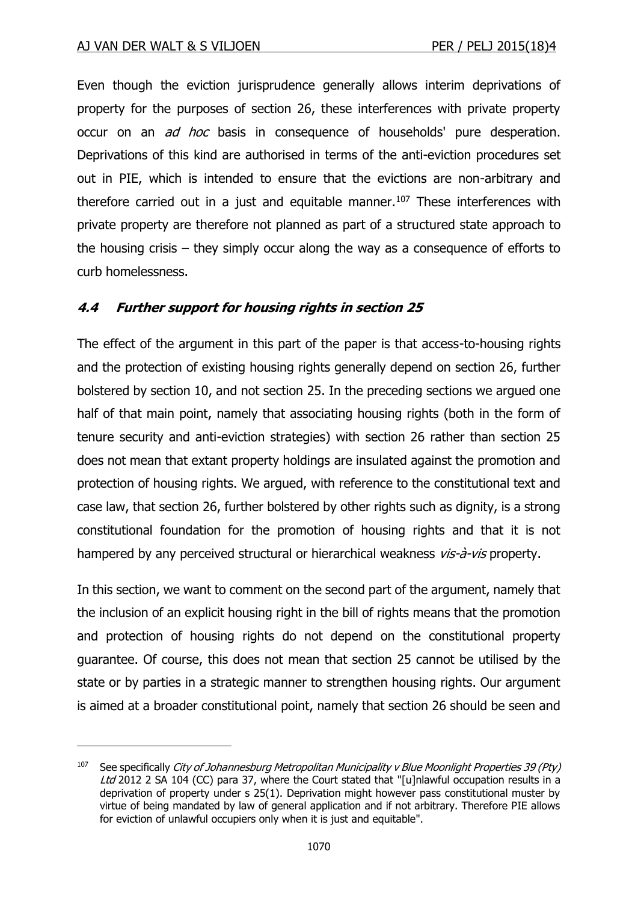Even though the eviction jurisprudence generally allows interim deprivations of property for the purposes of section 26, these interferences with private property occur on an *ad hoc* basis in consequence of households' pure desperation. Deprivations of this kind are authorised in terms of the anti-eviction procedures set out in PIE, which is intended to ensure that the evictions are non-arbitrary and therefore carried out in a just and equitable manner.[107] These interferences with private property are therefore not planned as part of a structured state approach to the housing crisis – they simply occur along the way as a consequence of efforts to curb homelessness.

### *4.4 Further support for housing rights in section 25*

The effect of the argument in this part of the paper is that access-to-housing rights and the protection of existing housing rights generally depend on section 26, further bolstered by section 10, and not section 25. In the preceding sections we argued one half of that main point, namely that associating housing rights (both in the form of tenure security and anti-eviction strategies) with section 26 rather than section 25 does not mean that extant property holdings are insulated against the promotion and protection of housing rights. We argued, with reference to the constitutional text and case law, that section 26, further bolstered by other rights such as dignity, is a strong constitutional foundation for the promotion of housing rights and that it is not hampered by any perceived structural or hierarchical weakness *vis-à-vis* property.

In this section, we want to comment on the second part of the argument, namely that the inclusion of an explicit housing right in the bill of rights means that the promotion and protection of housing rights do not depend on the constitutional property guarantee. Of course, this does not mean that section 25 cannot be utilised by the state or by parties in a strategic manner to strengthen housing rights. Our argument is aimed at a broader constitutional point, namely that section 26 should be seen and

---

[107] See specifically *City of Johannesburg Metropolitan Municipality v Blue Moonlight Properties 39 (Pty) Ltd* 2012 2 SA 104 (CC) para 37, where the Court stated that "[u]nlawful occupation results in a deprivation of property under s 25(1). Deprivation might however pass constitutional muster by virtue of being mandated by law of general application and if not arbitrary. Therefore PIE allows for eviction of unlawful occupiers only when it is just and equitable".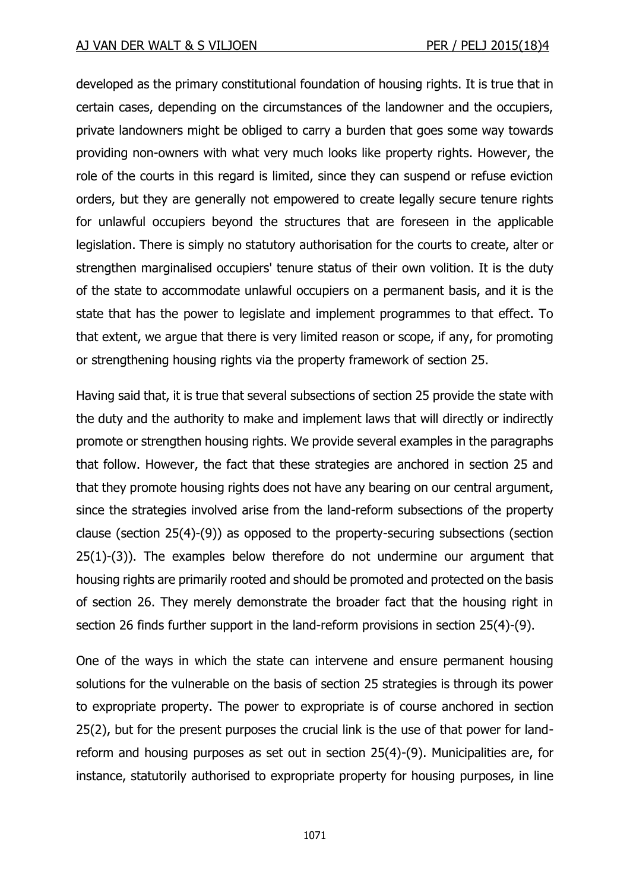developed as the primary constitutional foundation of housing rights. It is true that in certain cases, depending on the circumstances of the landowner and the occupiers, private landowners might be obliged to carry a burden that goes some way towards providing non-owners with what very much looks like property rights. However, the role of the courts in this regard is limited, since they can suspend or refuse eviction orders, but they are generally not empowered to create legally secure tenure rights for unlawful occupiers beyond the structures that are foreseen in the applicable legislation. There is simply no statutory authorisation for the courts to create, alter or strengthen marginalised occupiers' tenure status of their own volition. It is the duty of the state to accommodate unlawful occupiers on a permanent basis, and it is the state that has the power to legislate and implement programmes to that effect. To that extent, we argue that there is very limited reason or scope, if any, for promoting or strengthening housing rights via the property framework of section 25.

Having said that, it is true that several subsections of section 25 provide the state with the duty and the authority to make and implement laws that will directly or indirectly promote or strengthen housing rights. We provide several examples in the paragraphs that follow. However, the fact that these strategies are anchored in section 25 and that they promote housing rights does not have any bearing on our central argument, since the strategies involved arise from the land-reform subsections of the property clause (section 25(4)-(9)) as opposed to the property-securing subsections (section 25(1)-(3)). The examples below therefore do not undermine our argument that housing rights are primarily rooted and should be promoted and protected on the basis of section 26. They merely demonstrate the broader fact that the housing right in section 26 finds further support in the land-reform provisions in section 25(4)-(9).

One of the ways in which the state can intervene and ensure permanent housing solutions for the vulnerable on the basis of section 25 strategies is through its power to expropriate property. The power to expropriate is of course anchored in section 25(2), but for the present purposes the crucial link is the use of that power for land-reform and housing purposes as set out in section 25(4)-(9). Municipalities are, for instance, statutorily authorised to expropriate property for housing purposes, in line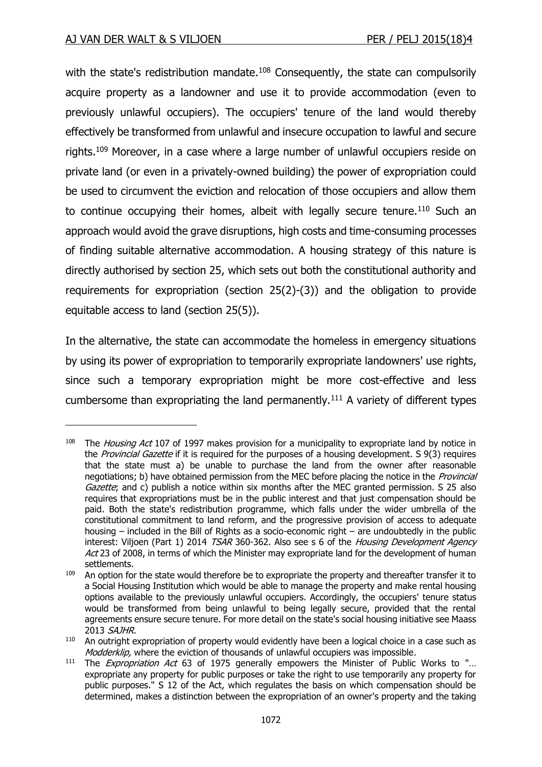with the state's redistribution mandate.[108] Consequently, the state can compulsorily acquire property as a landowner and use it to provide accommodation (even to previously unlawful occupiers). The occupiers' tenure of the land would thereby effectively be transformed from unlawful and insecure occupation to lawful and secure rights.[109] Moreover, in a case where a large number of unlawful occupiers reside on private land (or even in a privately-owned building) the power of expropriation could be used to circumvent the eviction and relocation of those occupiers and allow them to continue occupying their homes, albeit with legally secure tenure.[110] Such an approach would avoid the grave disruptions, high costs and time-consuming processes of finding suitable alternative accommodation. A housing strategy of this nature is directly authorised by section 25, which sets out both the constitutional authority and requirements for expropriation (section 25(2)-(3)) and the obligation to provide equitable access to land (section 25(5)).

In the alternative, the state can accommodate the homeless in emergency situations by using its power of expropriation to temporarily expropriate landowners' use rights, since such a temporary expropriation might be more cost-effective and less cumbersome than expropriating the land permanently.[111] A variety of different types

---

108 The *Housing Act* 107 of 1997 makes provision for a municipality to expropriate land by notice in the *Provincial Gazette* if it is required for the purposes of a housing development. S 9(3) requires that the state must a) be unable to purchase the land from the owner after reasonable negotiations; b) have obtained permission from the MEC before placing the notice in the *Provincial Gazette*; and c) publish a notice within six months after the MEC granted permission. S 25 also requires that expropriations must be in the public interest and that just compensation should be paid. Both the state's redistribution programme, which falls under the wider umbrella of the constitutional commitment to land reform, and the progressive provision of access to adequate housing – included in the Bill of Rights as a socio-economic right – are undoubtedly in the public interest: Viljoen (Part 1) 2014 *TSAR* 360-362. Also see s 6 of the *Housing Development Agency Act* 23 of 2008, in terms of which the Minister may expropriate land for the development of human settlements.

109 An option for the state would therefore be to expropriate the property and thereafter transfer it to a Social Housing Institution which would be able to manage the property and make rental housing options available to the previously unlawful occupiers. Accordingly, the occupiers' tenure status would be transformed from being unlawful to being legally secure, provided that the rental agreements ensure secure tenure. For more detail on the state's social housing initiative see Maass 2013 *SAJHR*.

110 An outright expropriation of property would evidently have been a logical choice in a case such as *Modderklip,* where the eviction of thousands of unlawful occupiers was impossible.

111 The *Expropriation Act* 63 of 1975 generally empowers the Minister of Public Works to "… expropriate any property for public purposes or take the right to use temporarily any property for public purposes." S 12 of the Act, which regulates the basis on which compensation should be determined, makes a distinction between the expropriation of an owner's property and the taking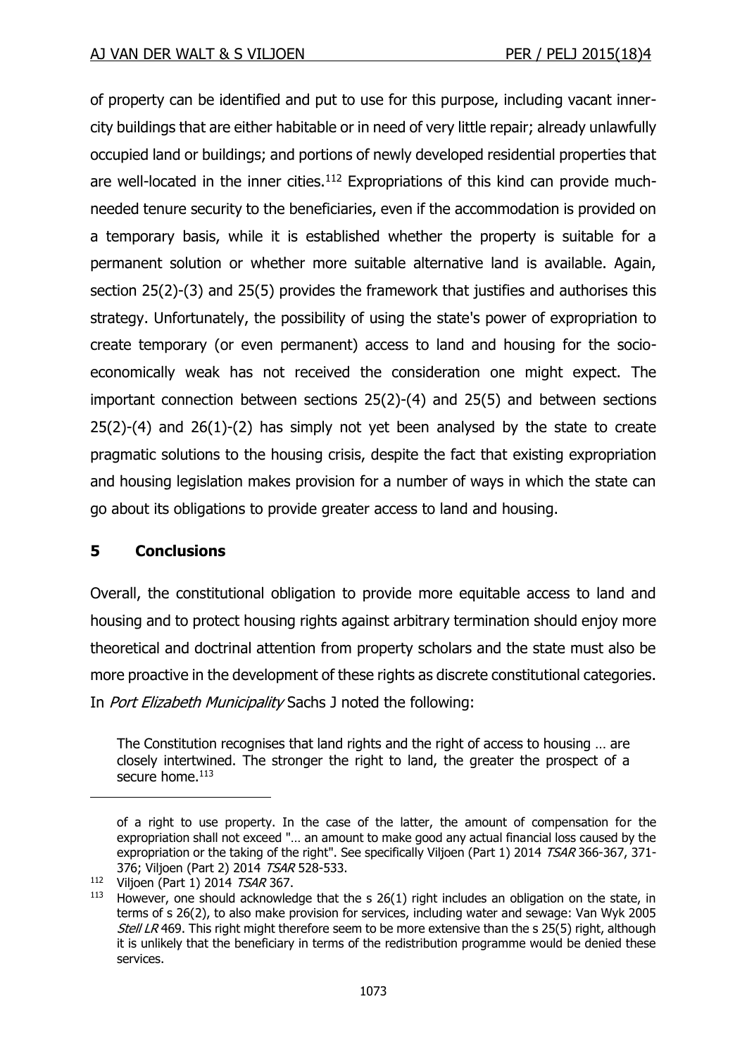of property can be identified and put to use for this purpose, including vacant inner-city buildings that are either habitable or in need of very little repair; already unlawfully occupied land or buildings; and portions of newly developed residential properties that are well-located in the inner cities.[112] Expropriations of this kind can provide much-needed tenure security to the beneficiaries, even if the accommodation is provided on a temporary basis, while it is established whether the property is suitable for a permanent solution or whether more suitable alternative land is available. Again, section 25(2)-(3) and 25(5) provides the framework that justifies and authorises this strategy. Unfortunately, the possibility of using the state's power of expropriation to create temporary (or even permanent) access to land and housing for the socio-economically weak has not received the consideration one might expect. The important connection between sections 25(2)-(4) and 25(5) and between sections 25(2)-(4) and 26(1)-(2) has simply not yet been analysed by the state to create pragmatic solutions to the housing crisis, despite the fact that existing expropriation and housing legislation makes provision for a number of ways in which the state can go about its obligations to provide greater access to land and housing.

## 5 Conclusions

Overall, the constitutional obligation to provide more equitable access to land and housing and to protect housing rights against arbitrary termination should enjoy more theoretical and doctrinal attention from property scholars and the state must also be more proactive in the development of these rights as discrete constitutional categories. In *Port Elizabeth Municipality* Sachs J noted the following:

> The Constitution recognises that land rights and the right of access to housing … are closely intertwined. The stronger the right to land, the greater the prospect of a secure home.[113]

---

of a right to use property. In the case of the latter, the amount of compensation for the expropriation shall not exceed "… an amount to make good any actual financial loss caused by the expropriation or the taking of the right". See specifically Viljoen (Part 1) 2014 *TSAR* 366-367, 371-376; Viljoen (Part 2) 2014 *TSAR* 528-533.

[112] Viljoen (Part 1) 2014 *TSAR* 367.

[113] However, one should acknowledge that the s 26(1) right includes an obligation on the state, in terms of s 26(2), to also make provision for services, including water and sewage: Van Wyk 2005 *Stell LR* 469. This right might therefore seem to be more extensive than the s 25(5) right, although it is unlikely that the beneficiary in terms of the redistribution programme would be denied these services.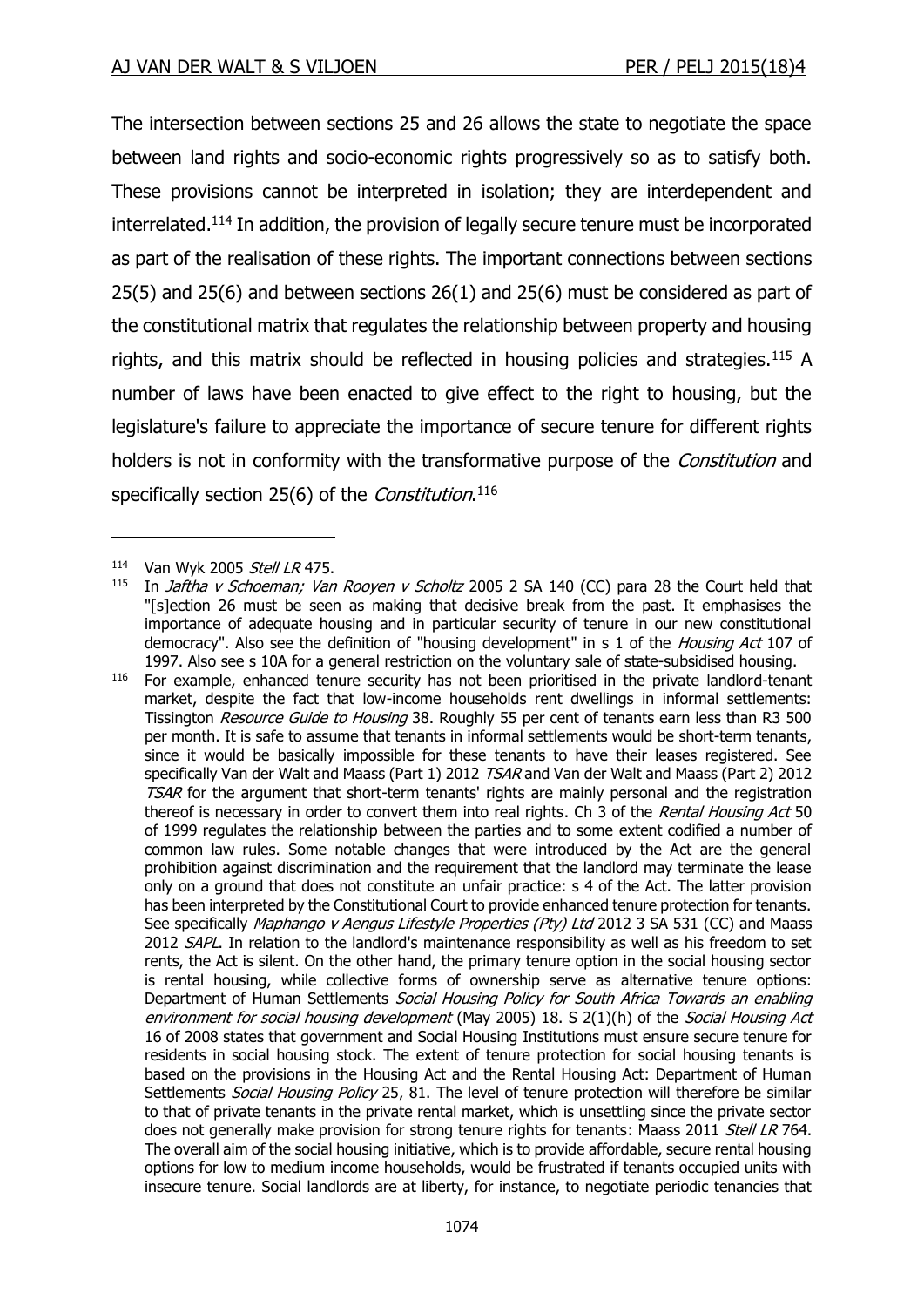The intersection between sections 25 and 26 allows the state to negotiate the space between land rights and socio-economic rights progressively so as to satisfy both. These provisions cannot be interpreted in isolation; they are interdependent and interrelated.[114] In addition, the provision of legally secure tenure must be incorporated as part of the realisation of these rights. The important connections between sections 25(5) and 25(6) and between sections 26(1) and 25(6) must be considered as part of the constitutional matrix that regulates the relationship between property and housing rights, and this matrix should be reflected in housing policies and strategies.[115] A number of laws have been enacted to give effect to the right to housing, but the legislature's failure to appreciate the importance of secure tenure for different rights holders is not in conformity with the transformative purpose of the *Constitution* and specifically section 25(6) of the *Constitution*.[116]

---

[114] Van Wyk 2005 *Stell LR* 475.

[115] In *Jaftha v Schoeman; Van Rooyen v Scholtz* 2005 2 SA 140 (CC) para 28 the Court held that "[s]ection 26 must be seen as making that decisive break from the past. It emphasises the importance of adequate housing and in particular security of tenure in our new constitutional democracy". Also see the definition of "housing development" in s 1 of the *Housing Act* 107 of 1997. Also see s 10A for a general restriction on the voluntary sale of state-subsidised housing.

[116] For example, enhanced tenure security has not been prioritised in the private landlord-tenant market, despite the fact that low-income households rent dwellings in informal settlements: Tissington *Resource Guide to Housing* 38. Roughly 55 per cent of tenants earn less than R3 500 per month. It is safe to assume that tenants in informal settlements would be short-term tenants, since it would be basically impossible for these tenants to have their leases registered. See specifically Van der Walt and Maass (Part 1) 2012 *TSAR* and Van der Walt and Maass (Part 2) 2012 *TSAR* for the argument that short-term tenants' rights are mainly personal and the registration thereof is necessary in order to convert them into real rights. Ch 3 of the *Rental Housing Act* 50 of 1999 regulates the relationship between the parties and to some extent codified a number of common law rules. Some notable changes that were introduced by the Act are the general prohibition against discrimination and the requirement that the landlord may terminate the lease only on a ground that does not constitute an unfair practice: s 4 of the Act. The latter provision has been interpreted by the Constitutional Court to provide enhanced tenure protection for tenants. See specifically *Maphango v Aengus Lifestyle Properties (Pty) Ltd* 2012 3 SA 531 (CC) and Maass 2012 *SAPL*. In relation to the landlord's maintenance responsibility as well as his freedom to set rents, the Act is silent. On the other hand, the primary tenure option in the social housing sector is rental housing, while collective forms of ownership serve as alternative tenure options: Department of Human Settlements *Social Housing Policy for South Africa Towards an enabling environment for social housing development* (May 2005) 18. S 2(1)(h) of the *Social Housing Act* 16 of 2008 states that government and Social Housing Institutions must ensure secure tenure for residents in social housing stock. The extent of tenure protection for social housing tenants is based on the provisions in the Housing Act and the Rental Housing Act: Department of Human Settlements *Social Housing Policy* 25, 81. The level of tenure protection will therefore be similar to that of private tenants in the private rental market, which is unsettling since the private sector does not generally make provision for strong tenure rights for tenants: Maass 2011 *Stell LR* 764. The overall aim of the social housing initiative, which is to provide affordable, secure rental housing options for low to medium income households, would be frustrated if tenants occupied units with insecure tenure. Social landlords are at liberty, for instance, to negotiate periodic tenancies that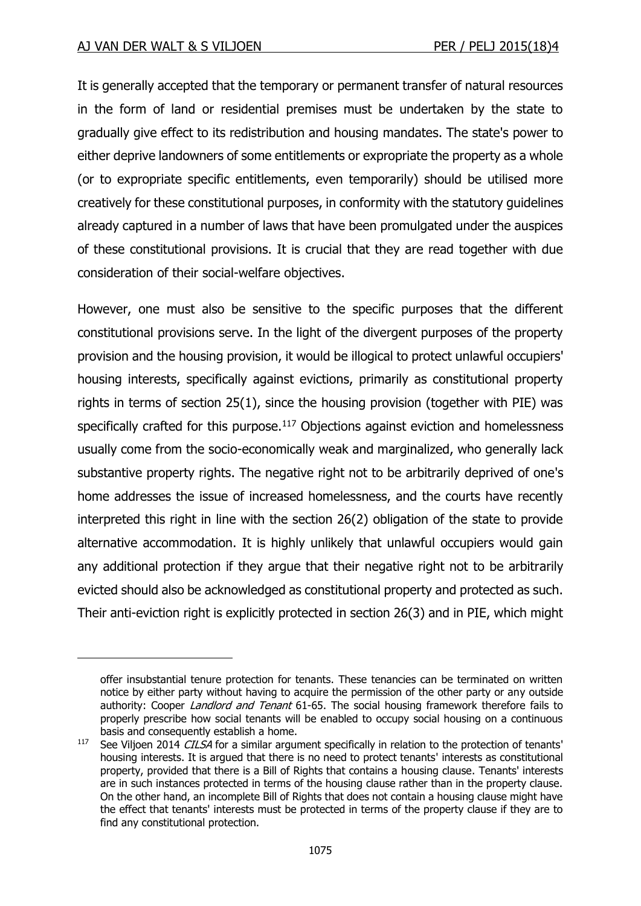It is generally accepted that the temporary or permanent transfer of natural resources in the form of land or residential premises must be undertaken by the state to gradually give effect to its redistribution and housing mandates. The state's power to either deprive landowners of some entitlements or expropriate the property as a whole (or to expropriate specific entitlements, even temporarily) should be utilised more creatively for these constitutional purposes, in conformity with the statutory guidelines already captured in a number of laws that have been promulgated under the auspices of these constitutional provisions. It is crucial that they are read together with due consideration of their social-welfare objectives.

However, one must also be sensitive to the specific purposes that the different constitutional provisions serve. In the light of the divergent purposes of the property provision and the housing provision, it would be illogical to protect unlawful occupiers' housing interests, specifically against evictions, primarily as constitutional property rights in terms of section 25(1), since the housing provision (together with PIE) was specifically crafted for this purpose.[117] Objections against eviction and homelessness usually come from the socio-economically weak and marginalized, who generally lack substantive property rights. The negative right not to be arbitrarily deprived of one's home addresses the issue of increased homelessness, and the courts have recently interpreted this right in line with the section 26(2) obligation of the state to provide alternative accommodation. It is highly unlikely that unlawful occupiers would gain any additional protection if they argue that their negative right not to be arbitrarily evicted should also be acknowledged as constitutional property and protected as such. Their anti-eviction right is explicitly protected in section 26(3) and in PIE, which might

offer insubstantial tenure protection for tenants. These tenancies can be terminated on written notice by either party without having to acquire the permission of the other party or any outside authority: Cooper *Landlord and Tenant* 61-65. The social housing framework therefore fails to properly prescribe how social tenants will be enabled to occupy social housing on a continuous basis and consequently establish a home.

[117] See Viljoen 2014 *CILSA* for a similar argument specifically in relation to the protection of tenants' housing interests. It is argued that there is no need to protect tenants' interests as constitutional property, provided that there is a Bill of Rights that contains a housing clause. Tenants' interests are in such instances protected in terms of the housing clause rather than in the property clause. On the other hand, an incomplete Bill of Rights that does not contain a housing clause might have the effect that tenants' interests must be protected in terms of the property clause if they are to find any constitutional protection.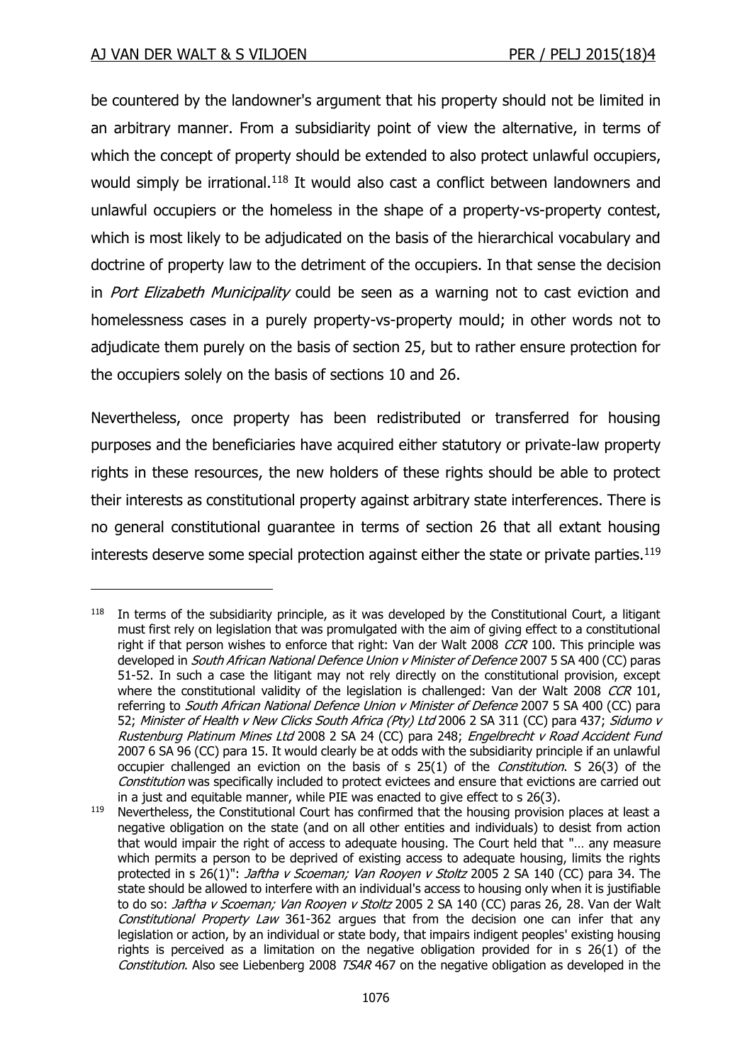be countered by the landowner's argument that his property should not be limited in an arbitrary manner. From a subsidiarity point of view the alternative, in terms of which the concept of property should be extended to also protect unlawful occupiers, would simply be irrational.[118] It would also cast a conflict between landowners and unlawful occupiers or the homeless in the shape of a property-vs-property contest, which is most likely to be adjudicated on the basis of the hierarchical vocabulary and doctrine of property law to the detriment of the occupiers. In that sense the decision in *Port Elizabeth Municipality* could be seen as a warning not to cast eviction and homelessness cases in a purely property-vs-property mould; in other words not to adjudicate them purely on the basis of section 25, but to rather ensure protection for the occupiers solely on the basis of sections 10 and 26.

Nevertheless, once property has been redistributed or transferred for housing purposes and the beneficiaries have acquired either statutory or private-law property rights in these resources, the new holders of these rights should be able to protect their interests as constitutional property against arbitrary state interferences. There is no general constitutional guarantee in terms of section 26 that all extant housing interests deserve some special protection against either the state or private parties.[119]

---

[118] In terms of the subsidiarity principle, as it was developed by the Constitutional Court, a litigant must first rely on legislation that was promulgated with the aim of giving effect to a constitutional right if that person wishes to enforce that right: Van der Walt 2008 *CCR* 100. This principle was developed in *South African National Defence Union v Minister of Defence* 2007 5 SA 400 (CC) paras 51-52. In such a case the litigant may not rely directly on the constitutional provision, except where the constitutional validity of the legislation is challenged: Van der Walt 2008 *CCR* 101, referring to *South African National Defence Union v Minister of Defence* 2007 5 SA 400 (CC) para 52; *Minister of Health v New Clicks South Africa (Pty) Ltd* 2006 2 SA 311 (CC) para 437; *Sidumo v Rustenburg Platinum Mines Ltd* 2008 2 SA 24 (CC) para 248; *Engelbrecht v Road Accident Fund* 2007 6 SA 96 (CC) para 15. It would clearly be at odds with the subsidiarity principle if an unlawful occupier challenged an eviction on the basis of s 25(1) of the *Constitution*. S 26(3) of the *Constitution* was specifically included to protect evictees and ensure that evictions are carried out in a just and equitable manner, while PIE was enacted to give effect to s 26(3).

[119] Nevertheless, the Constitutional Court has confirmed that the housing provision places at least a negative obligation on the state (and on all other entities and individuals) to desist from action that would impair the right of access to adequate housing. The Court held that "… any measure which permits a person to be deprived of existing access to adequate housing, limits the rights protected in s 26(1)": *Jaftha v Scoeman; Van Rooyen v Stoltz* 2005 2 SA 140 (CC) para 34. The state should be allowed to interfere with an individual's access to housing only when it is justifiable to do so: *Jaftha v Scoeman; Van Rooyen v Stoltz* 2005 2 SA 140 (CC) paras 26, 28. Van der Walt *Constitutional Property Law* 361-362 argues that from the decision one can infer that any legislation or action, by an individual or state body, that impairs indigent peoples' existing housing rights is perceived as a limitation on the negative obligation provided for in s 26(1) of the *Constitution*. Also see Liebenberg 2008 *TSAR* 467 on the negative obligation as developed in the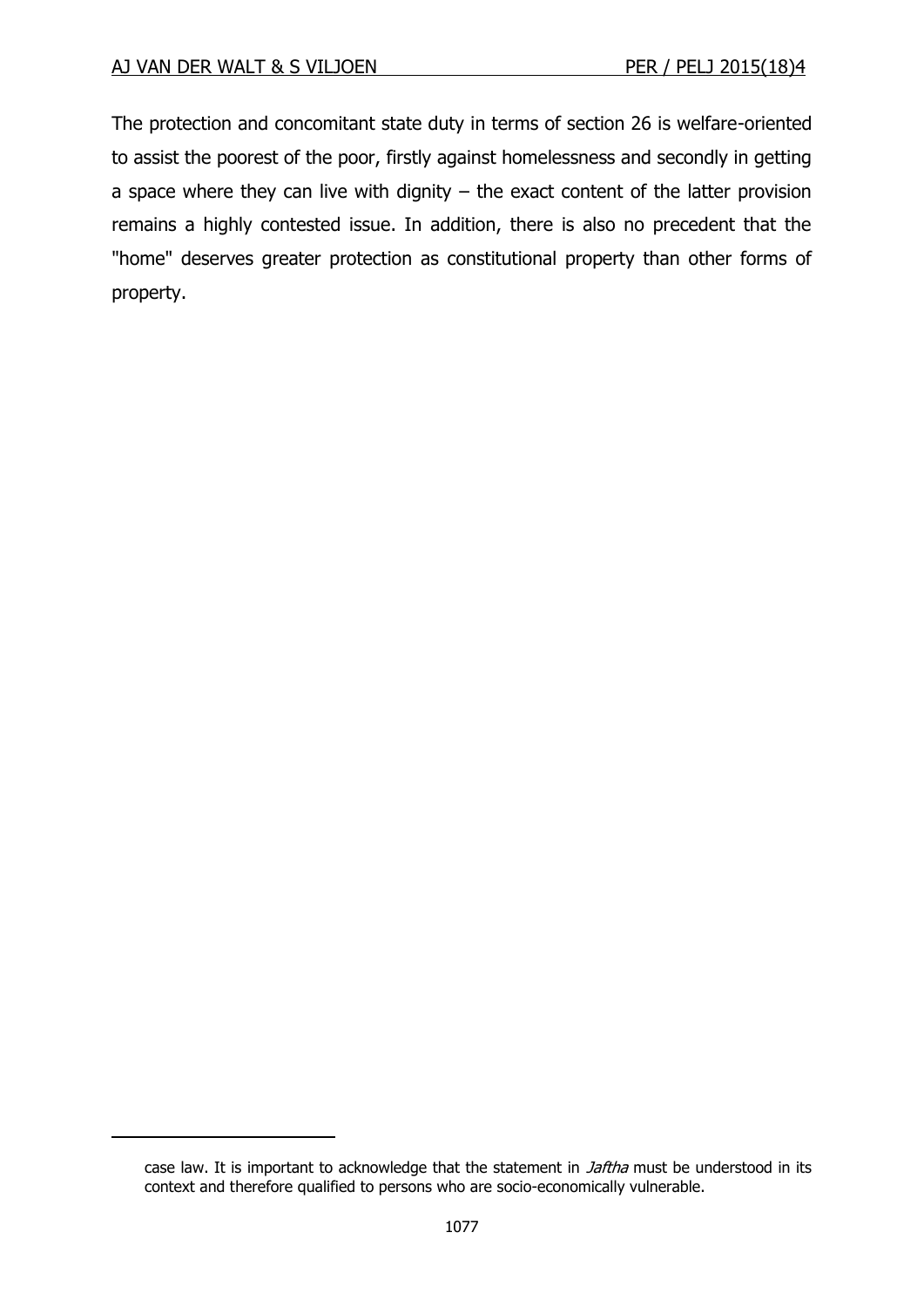The protection and concomitant state duty in terms of section 26 is welfare-oriented to assist the poorest of the poor, firstly against homelessness and secondly in getting a space where they can live with dignity – the exact content of the latter provision remains a highly contested issue. In addition, there is also no precedent that the "home" deserves greater protection as constitutional property than other forms of property.

---

case law. It is important to acknowledge that the statement in *Jaftha* must be understood in its context and therefore qualified to persons who are socio-economically vulnerable.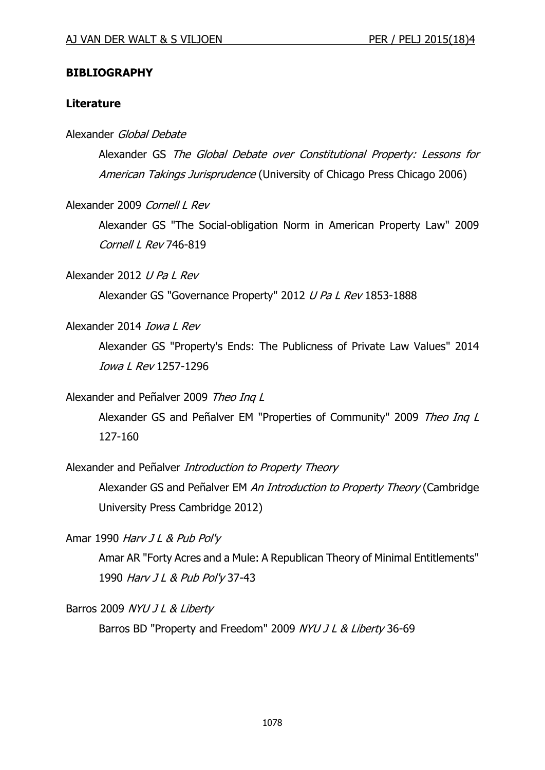## BIBLIOGRAPHY

### Literature

Alexander *Global Debate*

Alexander GS *The Global Debate over Constitutional Property: Lessons for American Takings Jurisprudence* (University of Chicago Press Chicago 2006)

Alexander 2009 *Cornell L Rev*

Alexander GS "The Social-obligation Norm in American Property Law" 2009 *Cornell L Rev* 746-819

Alexander 2012 *U Pa L Rev*

Alexander GS "Governance Property" 2012 *U Pa L Rev* 1853-1888

Alexander 2014 *Iowa L Rev*

Alexander GS "Property's Ends: The Publicness of Private Law Values" 2014 *Iowa L Rev* 1257-1296

Alexander and Peñalver 2009 *Theo Inq L*

Alexander GS and Peñalver EM "Properties of Community" 2009 *Theo Inq L* 127-160

Alexander and Peñalver *Introduction to Property Theory*

Alexander GS and Peñalver EM *An Introduction to Property Theory* (Cambridge University Press Cambridge 2012)

Amar 1990 *Harv J L & Pub Pol'y*

Amar AR "Forty Acres and a Mule: A Republican Theory of Minimal Entitlements" 1990 *Harv J L & Pub Pol'y* 37-43

Barros 2009 *NYU J L & Liberty*

Barros BD "Property and Freedom" 2009 *NYU J L & Liberty* 36-69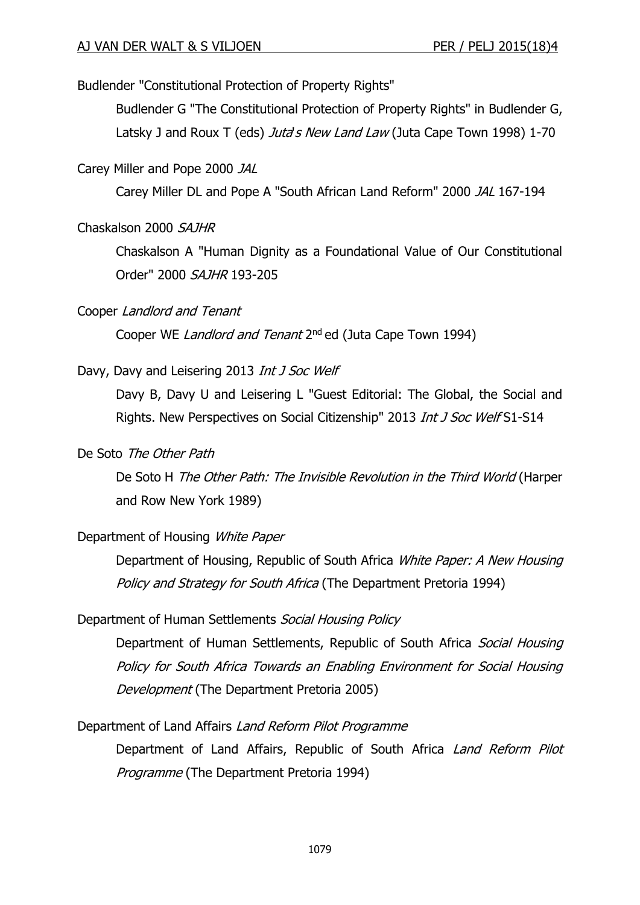Budlender "Constitutional Protection of Property Rights"

Budlender G "The Constitutional Protection of Property Rights" in Budlender G, Latsky J and Roux T (eds) *Juta's New Land Law* (Juta Cape Town 1998) 1-70

Carey Miller and Pope 2000 *JAL*

Carey Miller DL and Pope A "South African Land Reform" 2000 *JAL* 167-194

Chaskalson 2000 *SAJHR*

Chaskalson A "Human Dignity as a Foundational Value of Our Constitutional Order" 2000 *SAJHR* 193-205

Cooper *Landlord and Tenant*

Cooper WE *Landlord and Tenant* 2nd ed (Juta Cape Town 1994)

Davy, Davy and Leisering 2013 *Int J Soc Welf*

Davy B, Davy U and Leisering L "Guest Editorial: The Global, the Social and Rights. New Perspectives on Social Citizenship" 2013 *Int J Soc Welf* S1-S14

De Soto *The Other Path*

De Soto H *The Other Path: The Invisible Revolution in the Third World* (Harper and Row New York 1989)

Department of Housing *White Paper*

Department of Housing, Republic of South Africa *White Paper: A New Housing Policy and Strategy for South Africa* (The Department Pretoria 1994)

Department of Human Settlements *Social Housing Policy*

Department of Human Settlements, Republic of South Africa *Social Housing Policy for South Africa Towards an Enabling Environment for Social Housing Development* (The Department Pretoria 2005)

Department of Land Affairs *Land Reform Pilot Programme*

Department of Land Affairs, Republic of South Africa *Land Reform Pilot Programme* (The Department Pretoria 1994)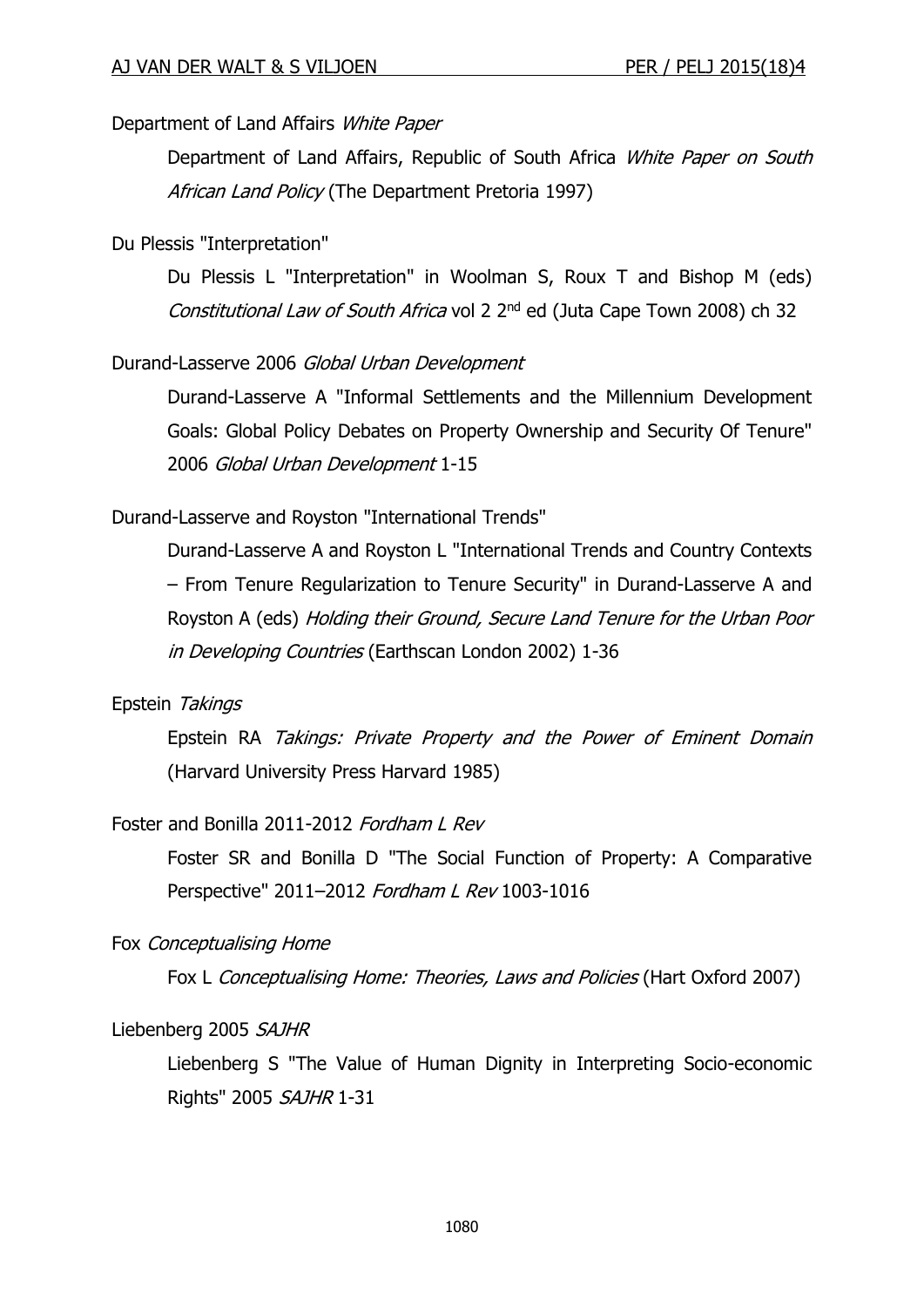Department of Land Affairs *White Paper*

Department of Land Affairs, Republic of South Africa *White Paper on South African Land Policy* (The Department Pretoria 1997)

Du Plessis "Interpretation"

Du Plessis L "Interpretation" in Woolman S, Roux T and Bishop M (eds) *Constitutional Law of South Africa* vol 2 2nd ed (Juta Cape Town 2008) ch 32

Durand-Lasserve 2006 *Global Urban Development*

Durand-Lasserve A "Informal Settlements and the Millennium Development Goals: Global Policy Debates on Property Ownership and Security Of Tenure" 2006 *Global Urban Development* 1-15

Durand-Lasserve and Royston "International Trends"

Durand-Lasserve A and Royston L "International Trends and Country Contexts – From Tenure Regularization to Tenure Security" in Durand-Lasserve A and Royston A (eds) *Holding their Ground, Secure Land Tenure for the Urban Poor in Developing Countries* (Earthscan London 2002) 1-36

Epstein *Takings*

Epstein RA *Takings: Private Property and the Power of Eminent Domain* (Harvard University Press Harvard 1985)

Foster and Bonilla 2011-2012 *Fordham L Rev*

Foster SR and Bonilla D "The Social Function of Property: A Comparative Perspective" 2011–2012 *Fordham L Rev* 1003-1016

Fox *Conceptualising Home*

Fox L *Conceptualising Home: Theories, Laws and Policies* (Hart Oxford 2007)

Liebenberg 2005 *SAJHR*

Liebenberg S "The Value of Human Dignity in Interpreting Socio-economic Rights" 2005 *SAJHR* 1-31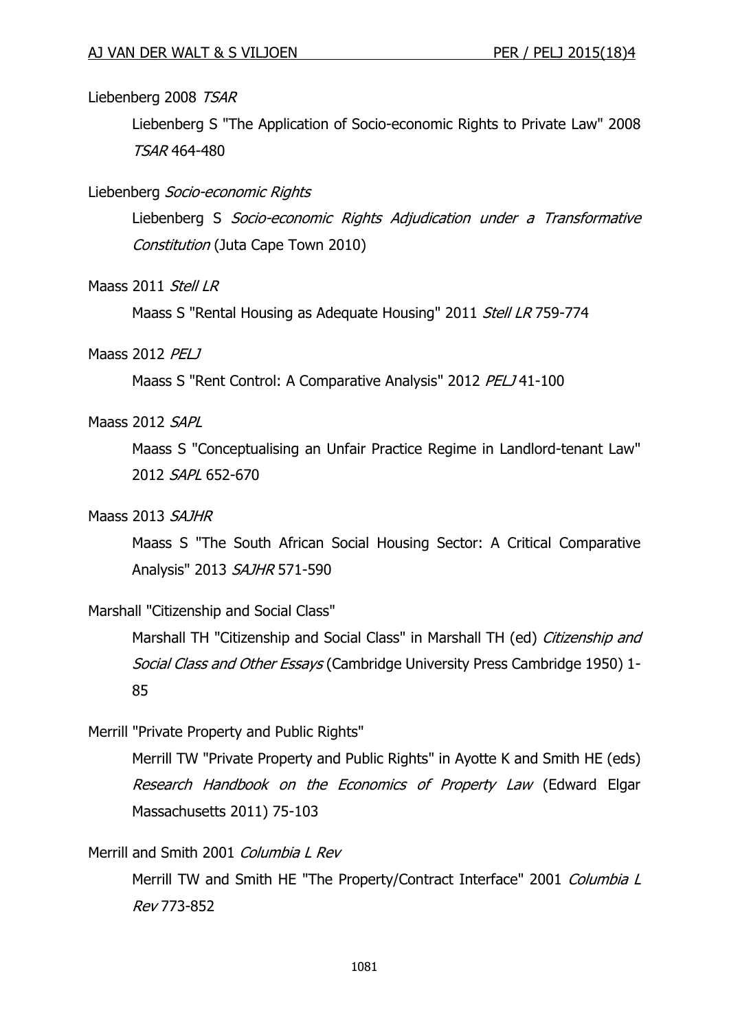Liebenberg 2008 *TSAR*

Liebenberg S "The Application of Socio-economic Rights to Private Law" 2008 *TSAR* 464-480

Liebenberg *Socio-economic Rights*

Liebenberg S *Socio-economic Rights Adjudication under a Transformative Constitution* (Juta Cape Town 2010)

Maass 2011 *Stell LR*

Maass S "Rental Housing as Adequate Housing" 2011 *Stell LR* 759-774

Maass 2012 *PELJ*

Maass S "Rent Control: A Comparative Analysis" 2012 *PELJ* 41-100

Maass 2012 *SAPL*

Maass S "Conceptualising an Unfair Practice Regime in Landlord-tenant Law" 2012 *SAPL* 652-670

Maass 2013 *SAJHR*

Maass S "The South African Social Housing Sector: A Critical Comparative Analysis" 2013 *SAJHR* 571-590

Marshall "Citizenship and Social Class"

Marshall TH "Citizenship and Social Class" in Marshall TH (ed) *Citizenship and Social Class and Other Essays* (Cambridge University Press Cambridge 1950) 1-85

Merrill "Private Property and Public Rights"

Merrill TW "Private Property and Public Rights" in Ayotte K and Smith HE (eds) *Research Handbook on the Economics of Property Law* (Edward Elgar Massachusetts 2011) 75-103

Merrill and Smith 2001 *Columbia L Rev*

Merrill TW and Smith HE "The Property/Contract Interface" 2001 *Columbia L Rev* 773-852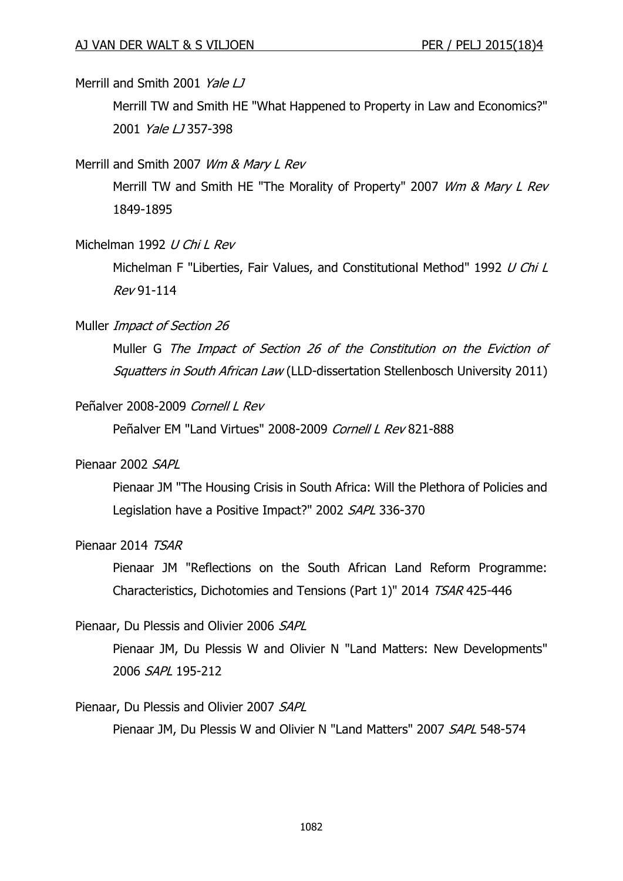Merrill and Smith 2001 *Yale LJ*

Merrill TW and Smith HE "What Happened to Property in Law and Economics?" 2001 *Yale LJ* 357-398

Merrill and Smith 2007 *Wm & Mary L Rev*

Merrill TW and Smith HE "The Morality of Property" 2007 *Wm & Mary L Rev* 1849-1895

Michelman 1992 *U Chi L Rev*

Michelman F "Liberties, Fair Values, and Constitutional Method" 1992 *U Chi L Rev* 91-114

Muller *Impact of Section 26*

Muller G *The Impact of Section 26 of the Constitution on the Eviction of Squatters in South African Law* (LLD-dissertation Stellenbosch University 2011)

Peñalver 2008-2009 *Cornell L Rev*

Peñalver EM "Land Virtues" 2008-2009 *Cornell L Rev* 821-888

Pienaar 2002 *SAPL*

Pienaar JM "The Housing Crisis in South Africa: Will the Plethora of Policies and Legislation have a Positive Impact?" 2002 *SAPL* 336-370

Pienaar 2014 *TSAR*

Pienaar JM "Reflections on the South African Land Reform Programme: Characteristics, Dichotomies and Tensions (Part 1)" 2014 *TSAR* 425-446

Pienaar, Du Plessis and Olivier 2006 *SAPL*

Pienaar JM, Du Plessis W and Olivier N "Land Matters: New Developments" 2006 *SAPL* 195-212

Pienaar, Du Plessis and Olivier 2007 *SAPL*

Pienaar JM, Du Plessis W and Olivier N "Land Matters" 2007 *SAPL* 548-574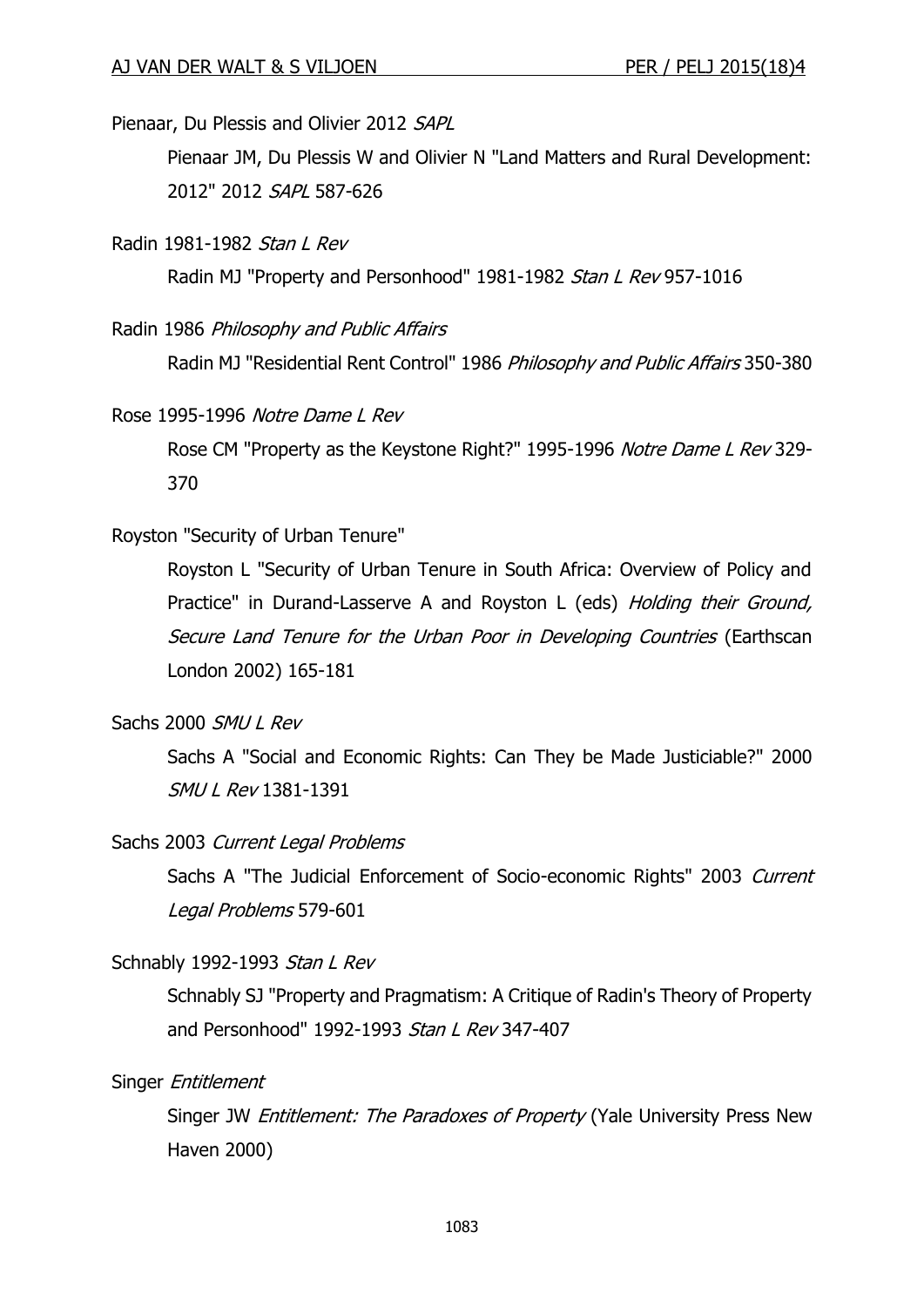Pienaar, Du Plessis and Olivier 2012 *SAPL*

Pienaar JM, Du Plessis W and Olivier N "Land Matters and Rural Development: 2012" 2012 *SAPL* 587-626

Radin 1981-1982 *Stan L Rev*

Radin MJ "Property and Personhood" 1981-1982 *Stan L Rev* 957-1016

Radin 1986 *Philosophy and Public Affairs*

Radin MJ "Residential Rent Control" 1986 *Philosophy and Public Affairs* 350-380

Rose 1995-1996 *Notre Dame L Rev*

Rose CM "Property as the Keystone Right?" 1995-1996 *Notre Dame L Rev* 329-370

Royston "Security of Urban Tenure"

Royston L "Security of Urban Tenure in South Africa: Overview of Policy and Practice" in Durand-Lasserve A and Royston L (eds) *Holding their Ground, Secure Land Tenure for the Urban Poor in Developing Countries* (Earthscan London 2002) 165-181

Sachs 2000 *SMU L Rev*

Sachs A "Social and Economic Rights: Can They be Made Justiciable?" 2000 *SMU L Rev* 1381-1391

Sachs 2003 *Current Legal Problems*

Sachs A "The Judicial Enforcement of Socio-economic Rights" 2003 *Current Legal Problems* 579-601

Schnably 1992-1993 *Stan L Rev*

Schnably SJ "Property and Pragmatism: A Critique of Radin's Theory of Property and Personhood" 1992-1993 *Stan L Rev* 347-407

Singer *Entitlement*

Singer JW *Entitlement: The Paradoxes of Property* (Yale University Press New Haven 2000)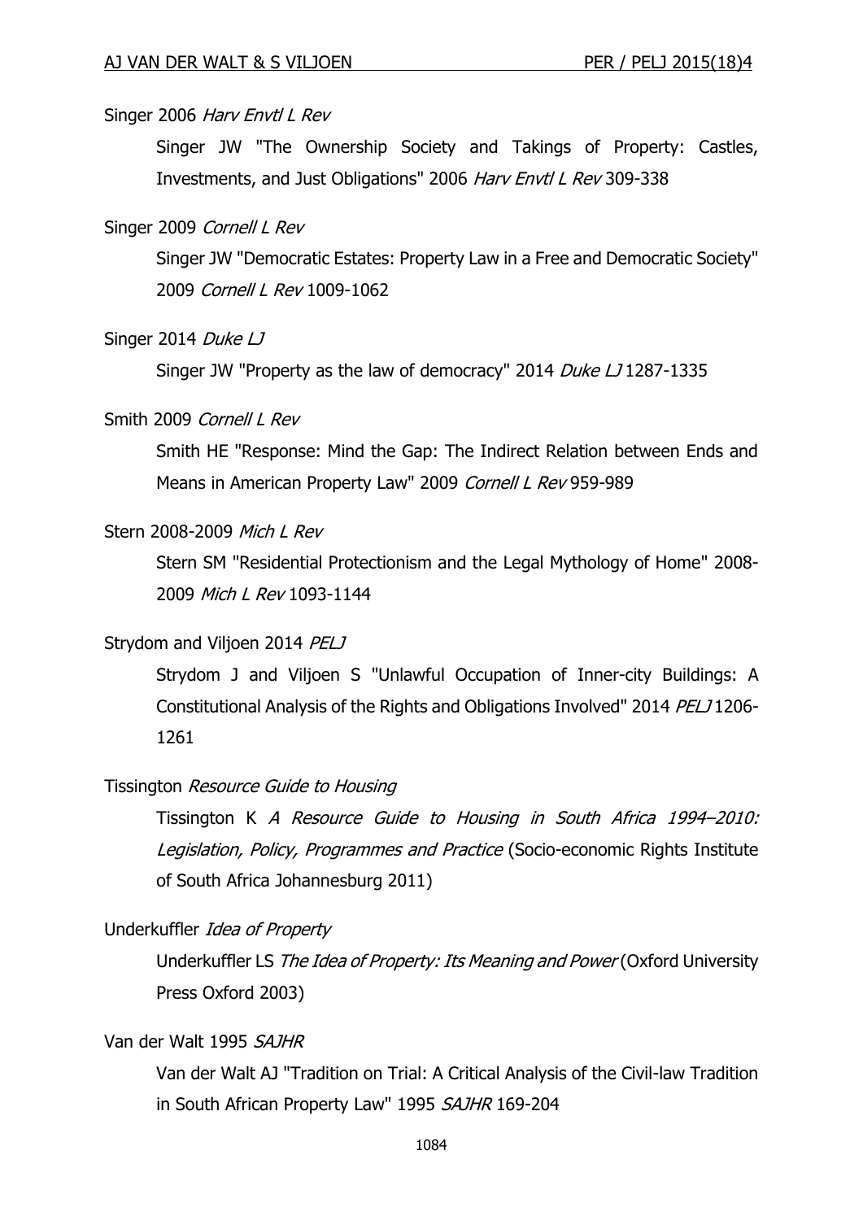Singer 2006 *Harv Envtl L Rev*

Singer JW "The Ownership Society and Takings of Property: Castles, Investments, and Just Obligations" 2006 *Harv Envtl L Rev* 309-338

Singer 2009 *Cornell L Rev*

Singer JW "Democratic Estates: Property Law in a Free and Democratic Society" 2009 *Cornell L Rev* 1009-1062

Singer 2014 *Duke LJ*

Singer JW "Property as the law of democracy" 2014 *Duke LJ* 1287-1335

Smith 2009 *Cornell L Rev*

Smith HE "Response: Mind the Gap: The Indirect Relation between Ends and Means in American Property Law" 2009 *Cornell L Rev* 959-989

Stern 2008-2009 *Mich L Rev*

Stern SM "Residential Protectionism and the Legal Mythology of Home" 2008-2009 *Mich L Rev* 1093-1144

Strydom and Viljoen 2014 *PELJ*

Strydom J and Viljoen S "Unlawful Occupation of Inner-city Buildings: A Constitutional Analysis of the Rights and Obligations Involved" 2014 *PELJ* 1206-1261

Tissington *Resource Guide to Housing*

Tissington K *A Resource Guide to Housing in South Africa 1994–2010: Legislation, Policy, Programmes and Practice* (Socio-economic Rights Institute of South Africa Johannesburg 2011)

Underkuffler *Idea of Property*

Underkuffler LS *The Idea of Property: Its Meaning and Power* (Oxford University Press Oxford 2003)

Van der Walt 1995 *SAJHR*

Van der Walt AJ "Tradition on Trial: A Critical Analysis of the Civil-law Tradition in South African Property Law" 1995 *SAJHR* 169-204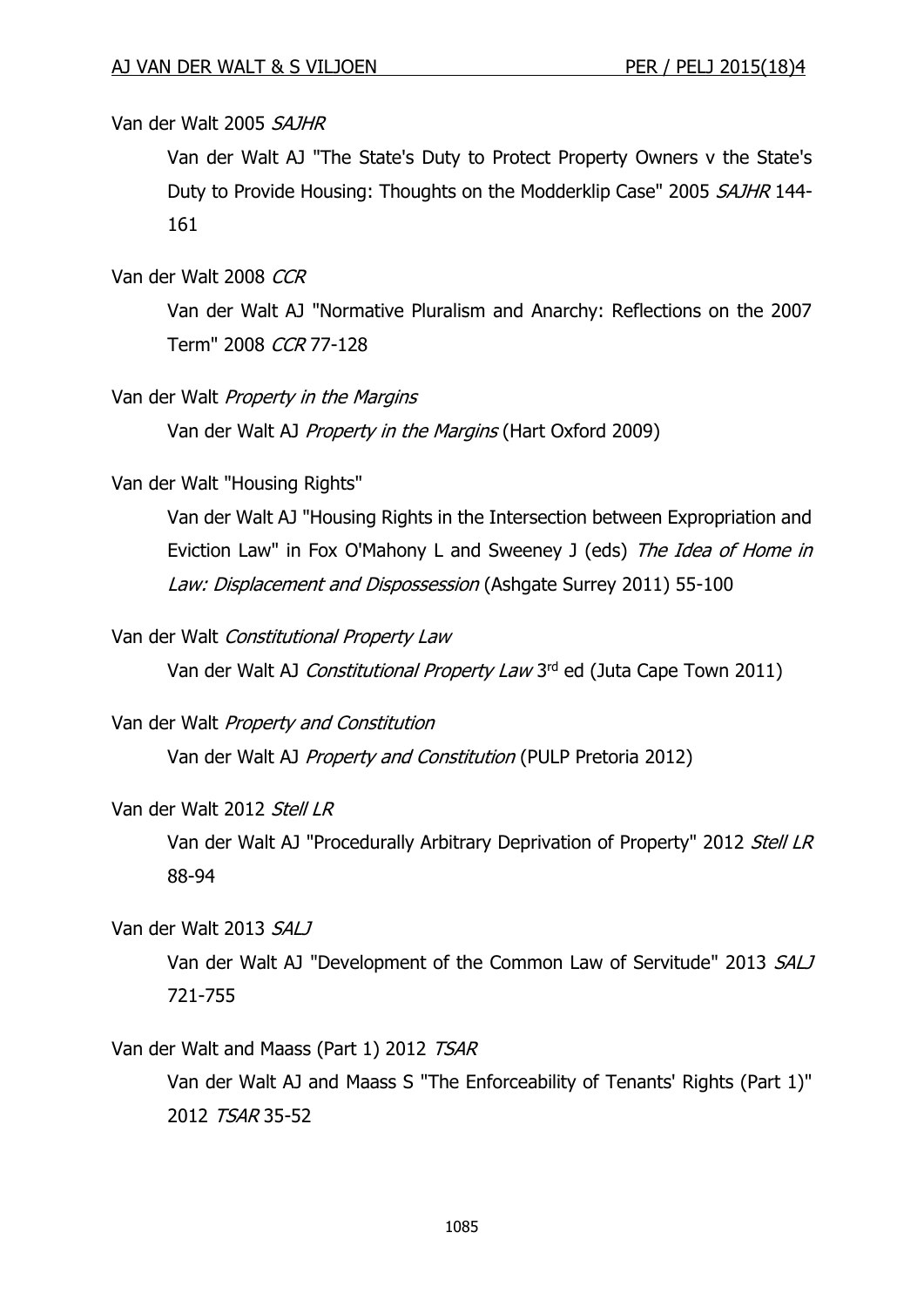Van der Walt 2005 *SAJHR*

Van der Walt AJ "The State's Duty to Protect Property Owners v the State's Duty to Provide Housing: Thoughts on the Modderklip Case" 2005 *SAJHR* 144-161

Van der Walt 2008 *CCR*

Van der Walt AJ "Normative Pluralism and Anarchy: Reflections on the 2007 Term" 2008 *CCR* 77-128

Van der Walt *Property in the Margins*

Van der Walt AJ *Property in the Margins* (Hart Oxford 2009)

Van der Walt "Housing Rights"

Van der Walt AJ "Housing Rights in the Intersection between Expropriation and Eviction Law" in Fox O'Mahony L and Sweeney J (eds) *The Idea of Home in Law: Displacement and Dispossession* (Ashgate Surrey 2011) 55-100

Van der Walt *Constitutional Property Law*

Van der Walt AJ *Constitutional Property Law* 3rd ed (Juta Cape Town 2011)

Van der Walt *Property and Constitution*

Van der Walt AJ *Property and Constitution* (PULP Pretoria 2012)

Van der Walt 2012 *Stell LR*

Van der Walt AJ "Procedurally Arbitrary Deprivation of Property" 2012 *Stell LR* 88-94

Van der Walt 2013 *SALJ*

Van der Walt AJ "Development of the Common Law of Servitude" 2013 *SALJ* 721-755

Van der Walt and Maass (Part 1) 2012 *TSAR*

Van der Walt AJ and Maass S "The Enforceability of Tenants' Rights (Part 1)" 2012 *TSAR* 35-52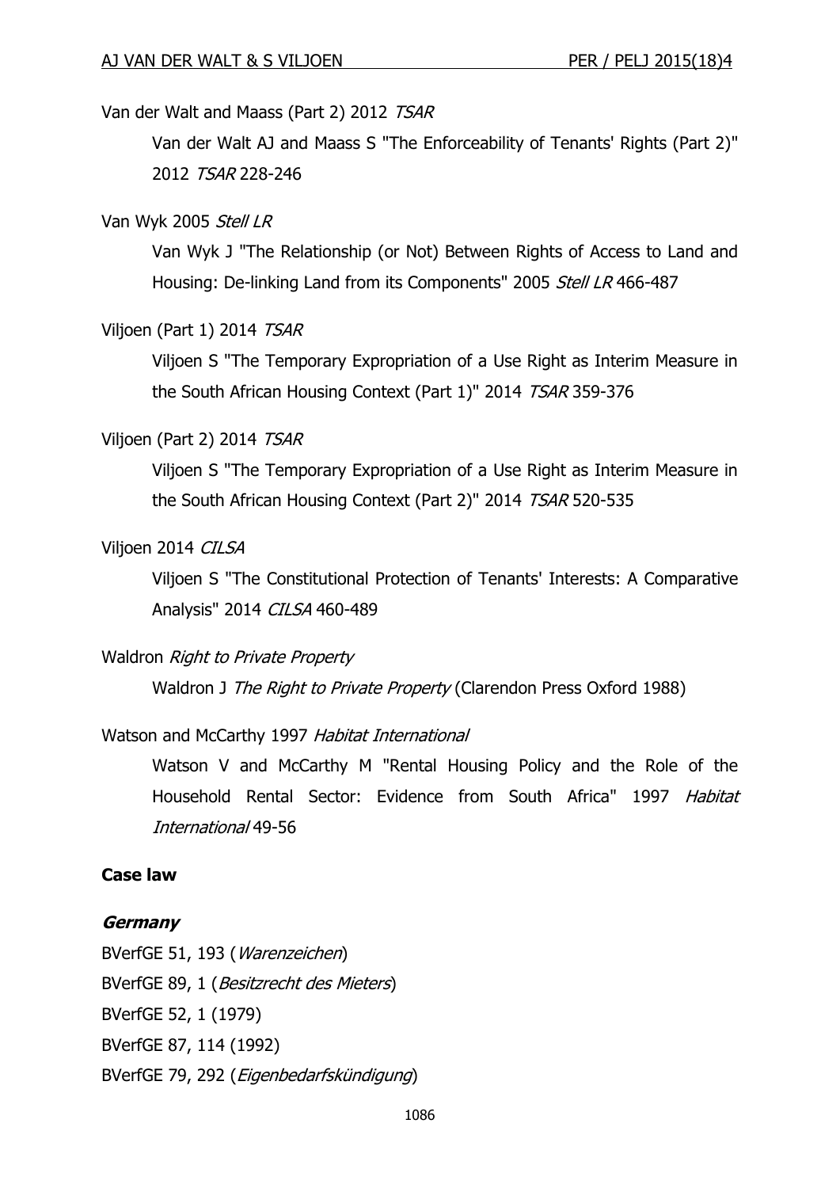Van der Walt and Maass (Part 2) 2012 *TSAR*

Van der Walt AJ and Maass S "The Enforceability of Tenants' Rights (Part 2)" 2012 *TSAR* 228-246

Van Wyk 2005 *Stell LR*

Van Wyk J "The Relationship (or Not) Between Rights of Access to Land and Housing: De-linking Land from its Components" 2005 *Stell LR* 466-487

Viljoen (Part 1) 2014 *TSAR*

Viljoen S "The Temporary Expropriation of a Use Right as Interim Measure in the South African Housing Context (Part 1)" 2014 *TSAR* 359-376

Viljoen (Part 2) 2014 *TSAR*

Viljoen S "The Temporary Expropriation of a Use Right as Interim Measure in the South African Housing Context (Part 2)" 2014 *TSAR* 520-535

Viljoen 2014 *CILSA*

Viljoen S "The Constitutional Protection of Tenants' Interests: A Comparative Analysis" 2014 *CILSA* 460-489

Waldron *Right to Private Property*

Waldron J *The Right to Private Property* (Clarendon Press Oxford 1988)

Watson and McCarthy 1997 *Habitat International*

Watson V and McCarthy M "Rental Housing Policy and the Role of the Household Rental Sector: Evidence from South Africa" 1997 *Habitat International* 49-56

## Case law

### *Germany*

BVerfGE 51, 193 (*Warenzeichen*)

BVerfGE 89, 1 (*Besitzrecht des Mieters*)

BVerfGE 52, 1 (1979)

BVerfGE 87, 114 (1992)

BVerfGE 79, 292 (*Eigenbedarfskündigung*)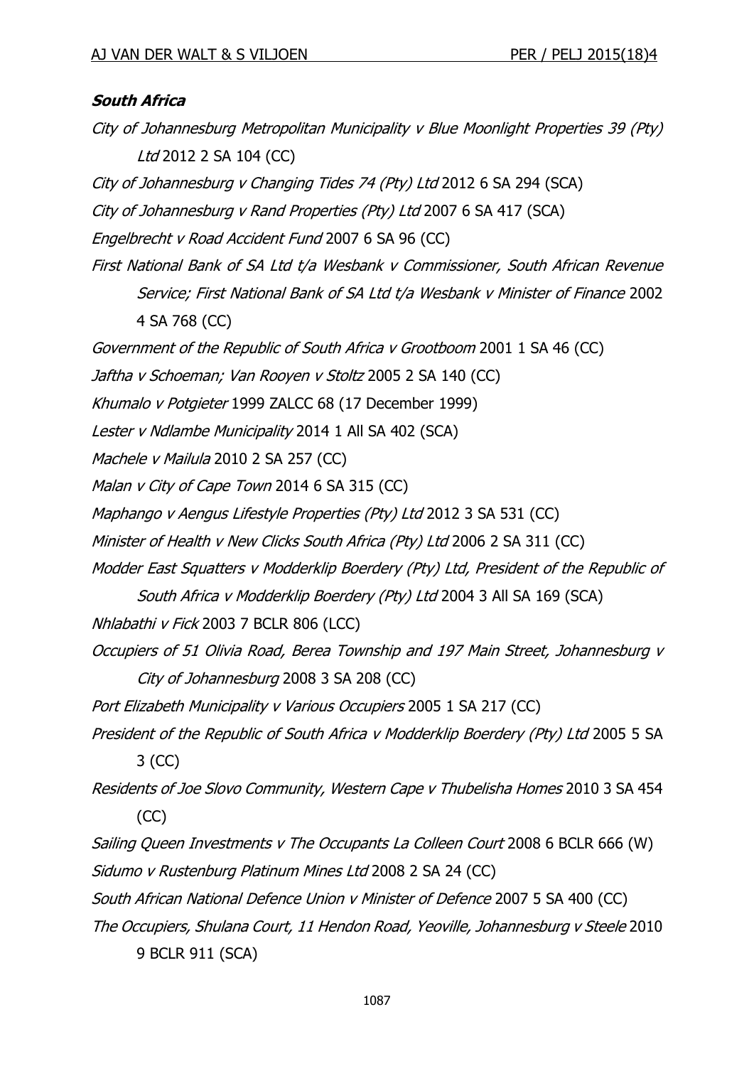***South Africa***

*City of Johannesburg Metropolitan Municipality v Blue Moonlight Properties 39 (Pty) Ltd* 2012 2 SA 104 (CC)

*City of Johannesburg v Changing Tides 74 (Pty) Ltd* 2012 6 SA 294 (SCA)

*City of Johannesburg v Rand Properties (Pty) Ltd* 2007 6 SA 417 (SCA)

*Engelbrecht v Road Accident Fund* 2007 6 SA 96 (CC)

*First National Bank of SA Ltd t/a Wesbank v Commissioner, South African Revenue Service; First National Bank of SA Ltd t/a Wesbank v Minister of Finance* 2002 4 SA 768 (CC)

*Government of the Republic of South Africa v Grootboom* 2001 1 SA 46 (CC)

*Jaftha v Schoeman; Van Rooyen v Stoltz* 2005 2 SA 140 (CC)

*Khumalo v Potgieter* 1999 ZALCC 68 (17 December 1999)

*Lester v Ndlambe Municipality* 2014 1 All SA 402 (SCA)

*Machele v Mailula* 2010 2 SA 257 (CC)

*Malan v City of Cape Town* 2014 6 SA 315 (CC)

*Maphango v Aengus Lifestyle Properties (Pty) Ltd* 2012 3 SA 531 (CC)

*Minister of Health v New Clicks South Africa (Pty) Ltd* 2006 2 SA 311 (CC)

*Modder East Squatters v Modderklip Boerdery (Pty) Ltd, President of the Republic of South Africa v Modderklip Boerdery (Pty) Ltd* 2004 3 All SA 169 (SCA)

*Nhlabathi v Fick* 2003 7 BCLR 806 (LCC)

*Occupiers of 51 Olivia Road, Berea Township and 197 Main Street, Johannesburg v City of Johannesburg* 2008 3 SA 208 (CC)

*Port Elizabeth Municipality v Various Occupiers* 2005 1 SA 217 (CC)

*President of the Republic of South Africa v Modderklip Boerdery (Pty) Ltd* 2005 5 SA 3 (CC)

*Residents of Joe Slovo Community, Western Cape v Thubelisha Homes* 2010 3 SA 454 (CC)

*Sailing Queen Investments v The Occupants La Colleen Court* 2008 6 BCLR 666 (W)

*Sidumo v Rustenburg Platinum Mines Ltd* 2008 2 SA 24 (CC)

*South African National Defence Union v Minister of Defence* 2007 5 SA 400 (CC)

*The Occupiers, Shulana Court, 11 Hendon Road, Yeoville, Johannesburg v Steele* 2010 9 BCLR 911 (SCA)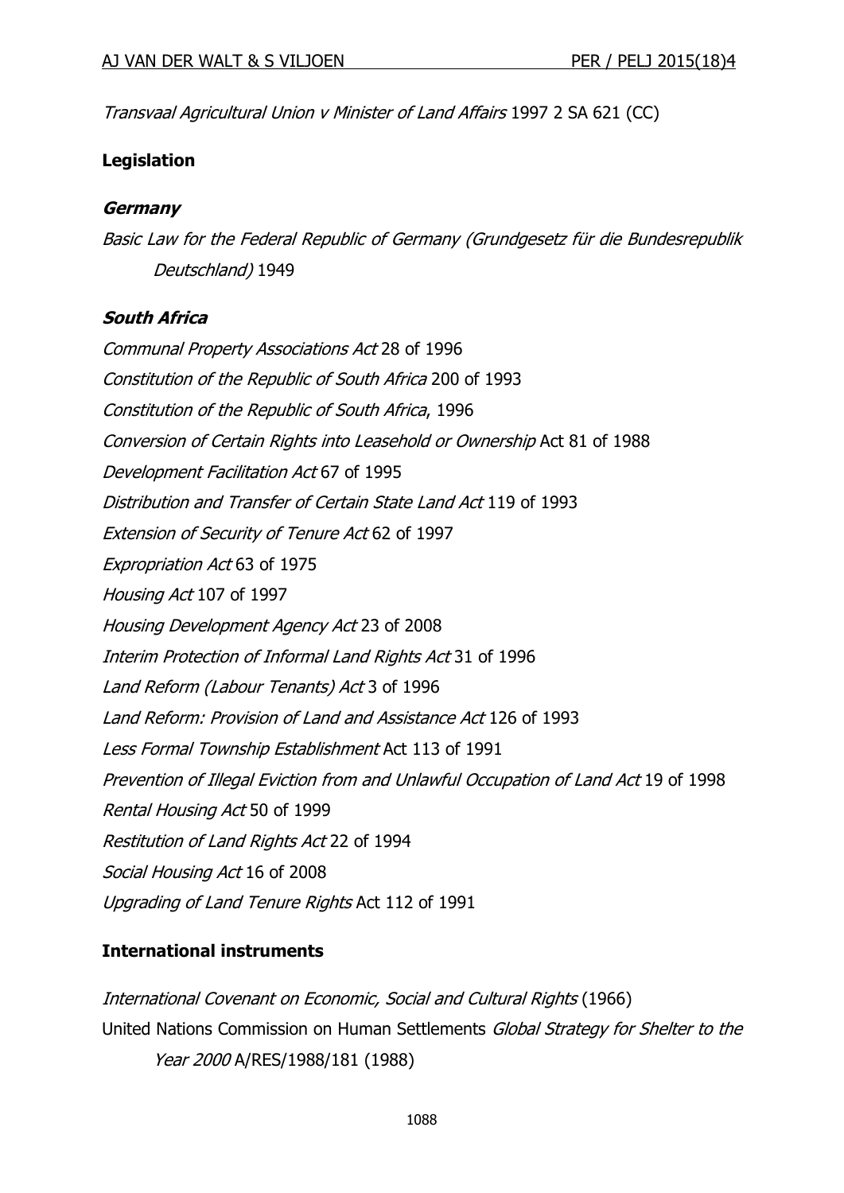*Transvaal Agricultural Union v Minister of Land Affairs* 1997 2 SA 621 (CC)

## Legislation

### *Germany*

*Basic Law for the Federal Republic of Germany (Grundgesetz für die Bundesrepublik Deutschland)* 1949

### *South Africa*

*Communal Property Associations Act* 28 of 1996

*Constitution of the Republic of South Africa* 200 of 1993

*Constitution of the Republic of South Africa*, 1996

*Conversion of Certain Rights into Leasehold or Ownership* Act 81 of 1988

*Development Facilitation Act* 67 of 1995

*Distribution and Transfer of Certain State Land Act* 119 of 1993

*Extension of Security of Tenure Act* 62 of 1997

*Expropriation Act* 63 of 1975

*Housing Act* 107 of 1997

*Housing Development Agency Act* 23 of 2008

*Interim Protection of Informal Land Rights Act* 31 of 1996

*Land Reform (Labour Tenants) Act* 3 of 1996

*Land Reform: Provision of Land and Assistance Act* 126 of 1993

*Less Formal Township Establishment* Act 113 of 1991

*Prevention of Illegal Eviction from and Unlawful Occupation of Land Act* 19 of 1998

*Rental Housing Act* 50 of 1999

*Restitution of Land Rights Act* 22 of 1994

*Social Housing Act* 16 of 2008

*Upgrading of Land Tenure Rights* Act 112 of 1991

## International instruments

*International Covenant on Economic, Social and Cultural Rights* (1966)

United Nations Commission on Human Settlements *Global Strategy for Shelter to the Year 2000* A/RES/1988/181 (1988)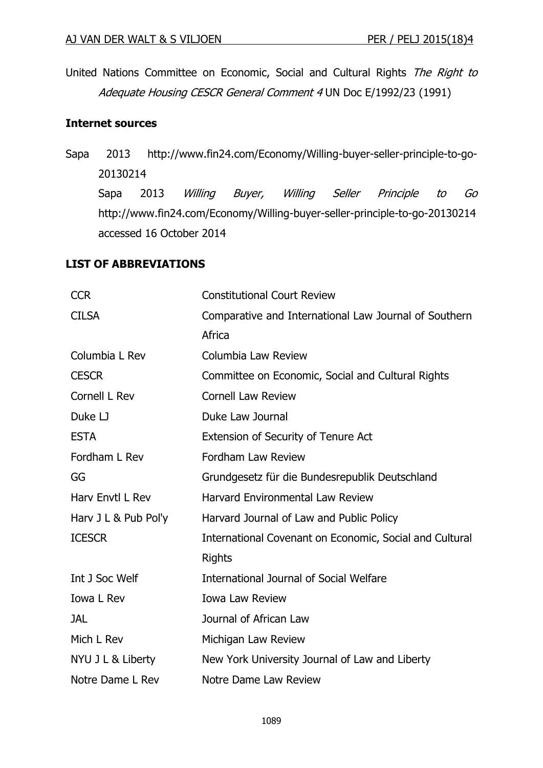United Nations Committee on Economic, Social and Cultural Rights *The Right to Adequate Housing CESCR General Comment 4* UN Doc E/1992/23 (1991)

**Internet sources**

Sapa 2013 http://www.fin24.com/Economy/Willing-buyer-seller-principle-to-go-20130214

Sapa 2013 *Willing Buyer, Willing Seller Principle to Go* http://www.fin24.com/Economy/Willing-buyer-seller-principle-to-go-20130214 accessed 16 October 2014

**LIST OF ABBREVIATIONS**

| | |
|---|---|
| CCR | Constitutional Court Review |
| CILSA | Comparative and International Law Journal of Southern Africa |
| Columbia L Rev | Columbia Law Review |
| CESCR | Committee on Economic, Social and Cultural Rights |
| Cornell L Rev | Cornell Law Review |
| Duke LJ | Duke Law Journal |
| ESTA | Extension of Security of Tenure Act |
| Fordham L Rev | Fordham Law Review |
| GG | Grundgesetz für die Bundesrepublik Deutschland |
| Harv Envtl L Rev | Harvard Environmental Law Review |
| Harv J L & Pub Pol'y | Harvard Journal of Law and Public Policy |
| ICESCR | International Covenant on Economic, Social and Cultural Rights |
| Int J Soc Welf | International Journal of Social Welfare |
| Iowa L Rev | Iowa Law Review |
| JAL | Journal of African Law |
| Mich L Rev | Michigan Law Review |
| NYU J L & Liberty | New York University Journal of Law and Liberty |
| Notre Dame L Rev | Notre Dame Law Review |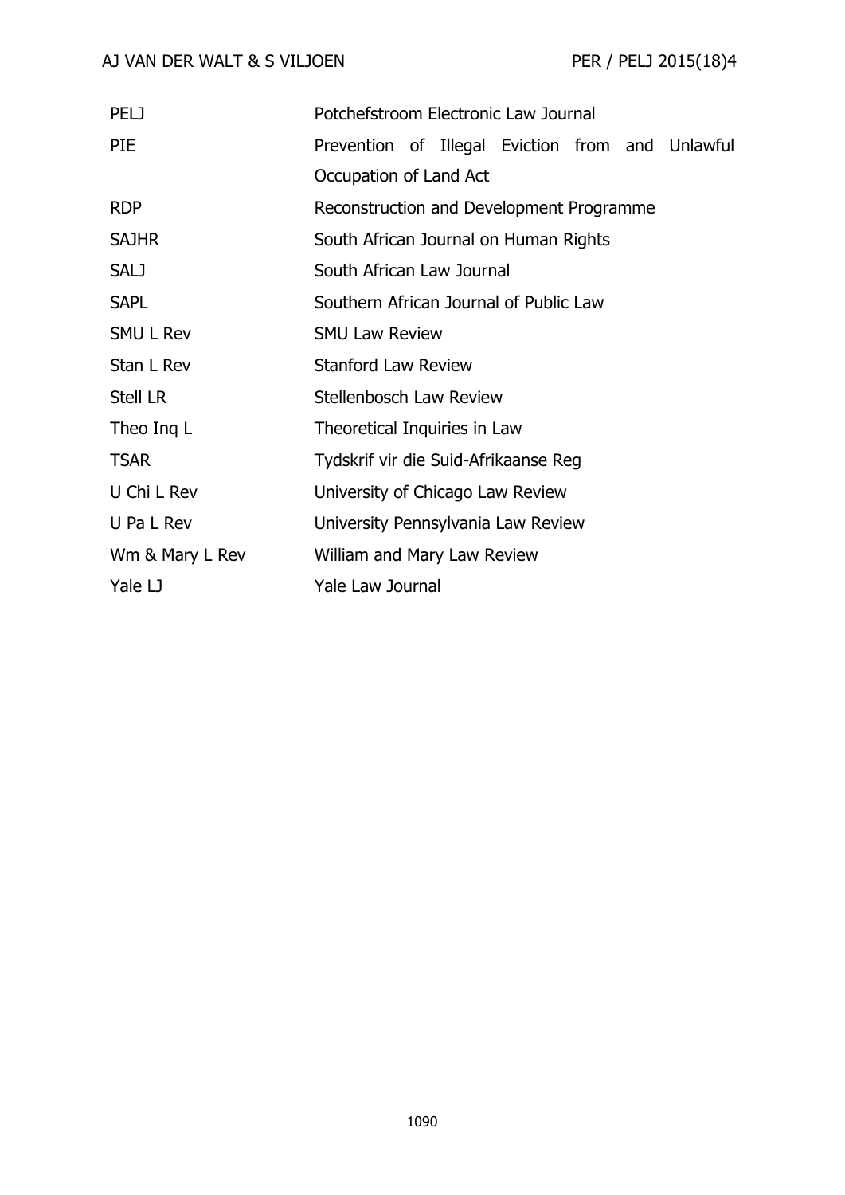| | |
|---|---|
| PELJ | Potchefstroom Electronic Law Journal |
| PIE | Prevention of Illegal Eviction from and Unlawful Occupation of Land Act |
| RDP | Reconstruction and Development Programme |
| SAJHR | South African Journal on Human Rights |
| SALJ | South African Law Journal |
| SAPL | Southern African Journal of Public Law |
| SMU L Rev | SMU Law Review |
| Stan L Rev | Stanford Law Review |
| Stell LR | Stellenbosch Law Review |
| Theo Inq L | Theoretical Inquiries in Law |
| TSAR | Tydskrif vir die Suid-Afrikaanse Reg |
| U Chi L Rev | University of Chicago Law Review |
| U Pa L Rev | University Pennsylvania Law Review |
| Wm & Mary L Rev | William and Mary Law Review |
| Yale LJ | Yale Law Journal |